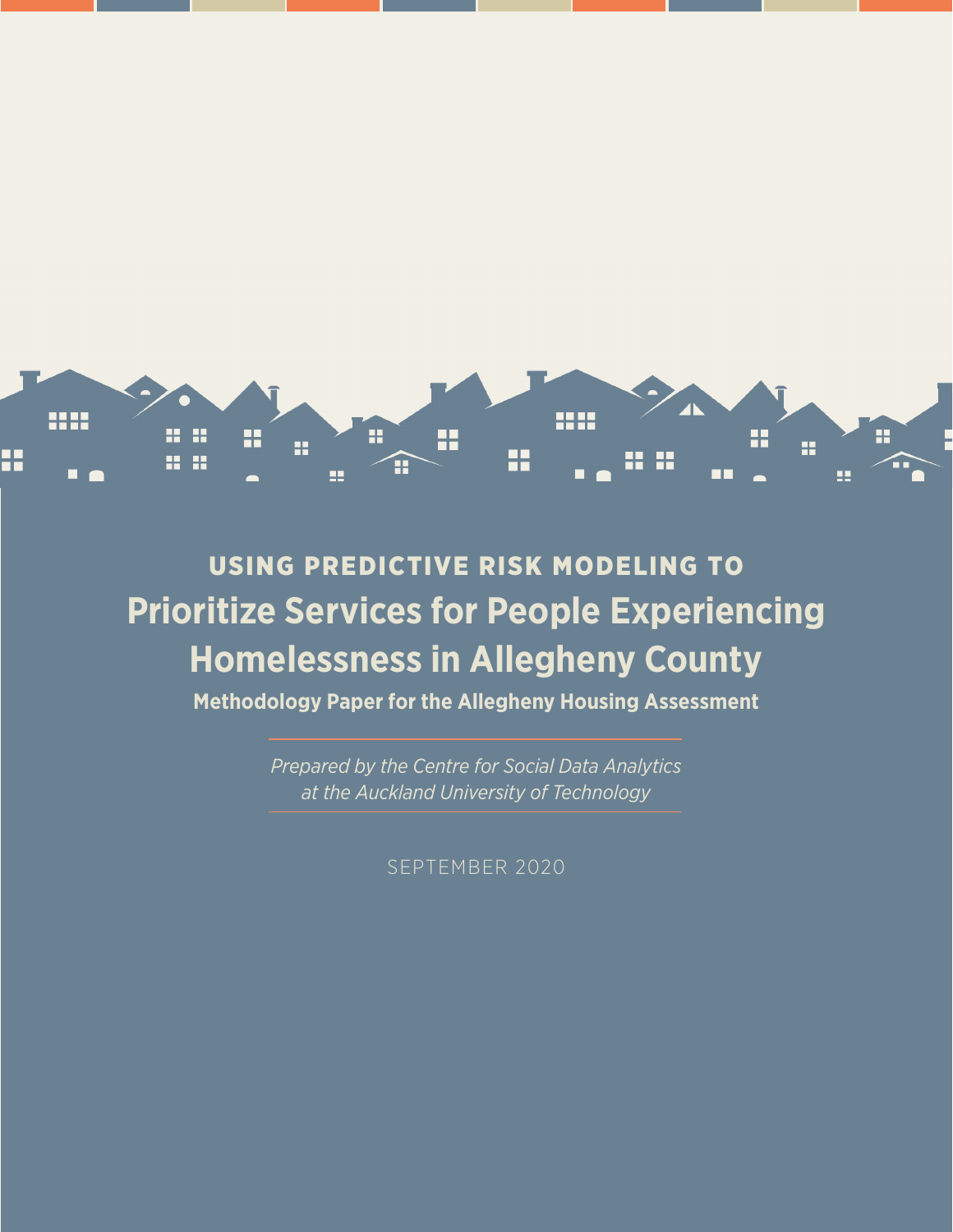# USING PREDICTIVE RISK MODELING TO

# Prioritize Services for People Experiencing Homelessness in Allegheny County

**Methodology Paper for the Allegheny Housing Assessment**

*Prepared by the Centre for Social Data Analytics at the Auckland University of Technology*

SEPTEMBER 2020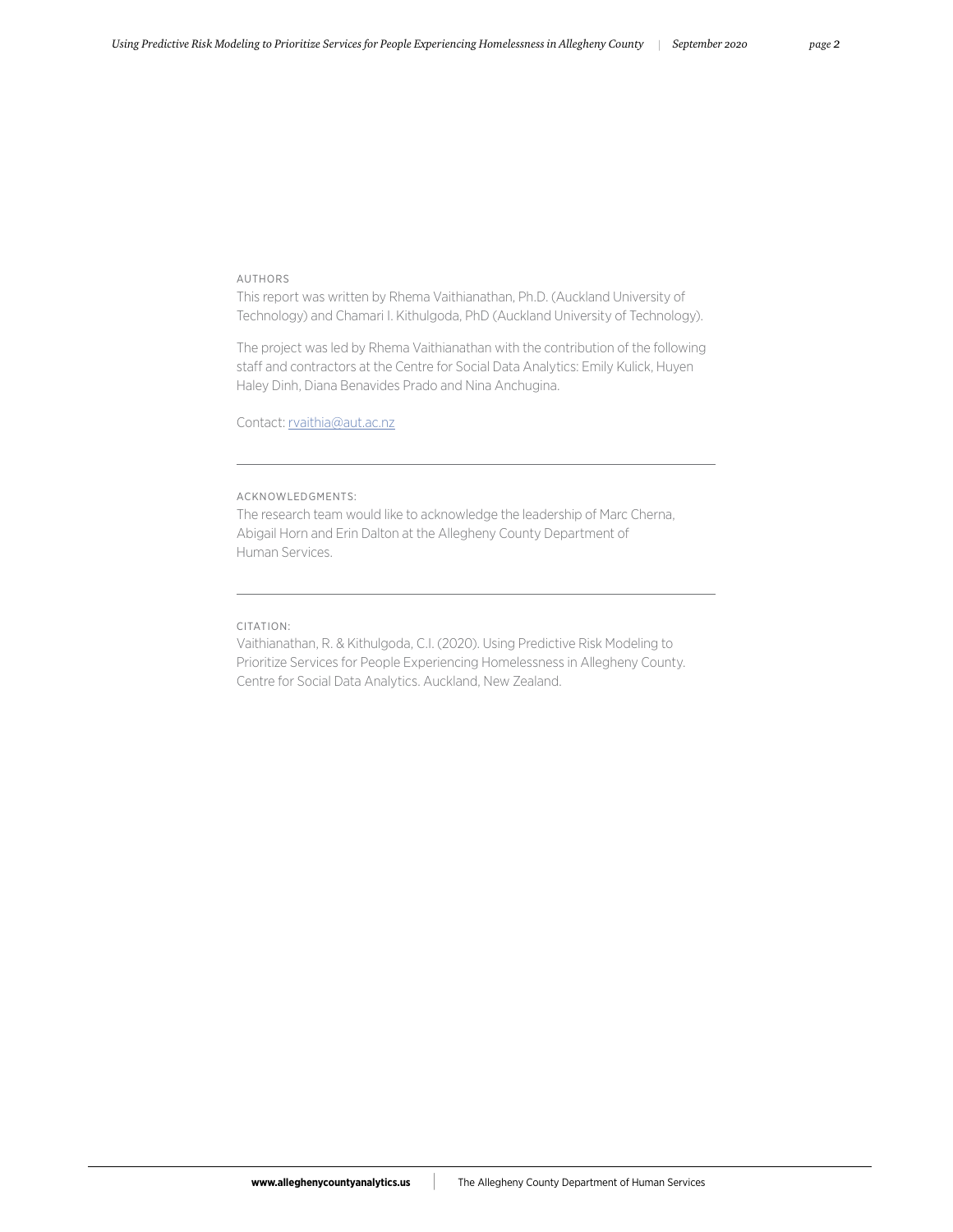AUTHORS

This report was written by Rhema Vaithianathan, Ph.D. (Auckland University of Technology) and Chamari I. Kithulgoda, PhD (Auckland University of Technology).

The project was led by Rhema Vaithianathan with the contribution of the following staff and contractors at the Centre for Social Data Analytics: Emily Kulick, Huyen Haley Dinh, Diana Benavides Prado and Nina Anchugina.

Contact: rvaithia@aut.ac.nz

---

ACKNOWLEDGMENTS:

The research team would like to acknowledge the leadership of Marc Cherna, Abigail Horn and Erin Dalton at the Allegheny County Department of Human Services.

---

CITATION:

Vaithianathan, R. & Kithulgoda, C.I. (2020). Using Predictive Risk Modeling to Prioritize Services for People Experiencing Homelessness in Allegheny County. Centre for Social Data Analytics. Auckland, New Zealand.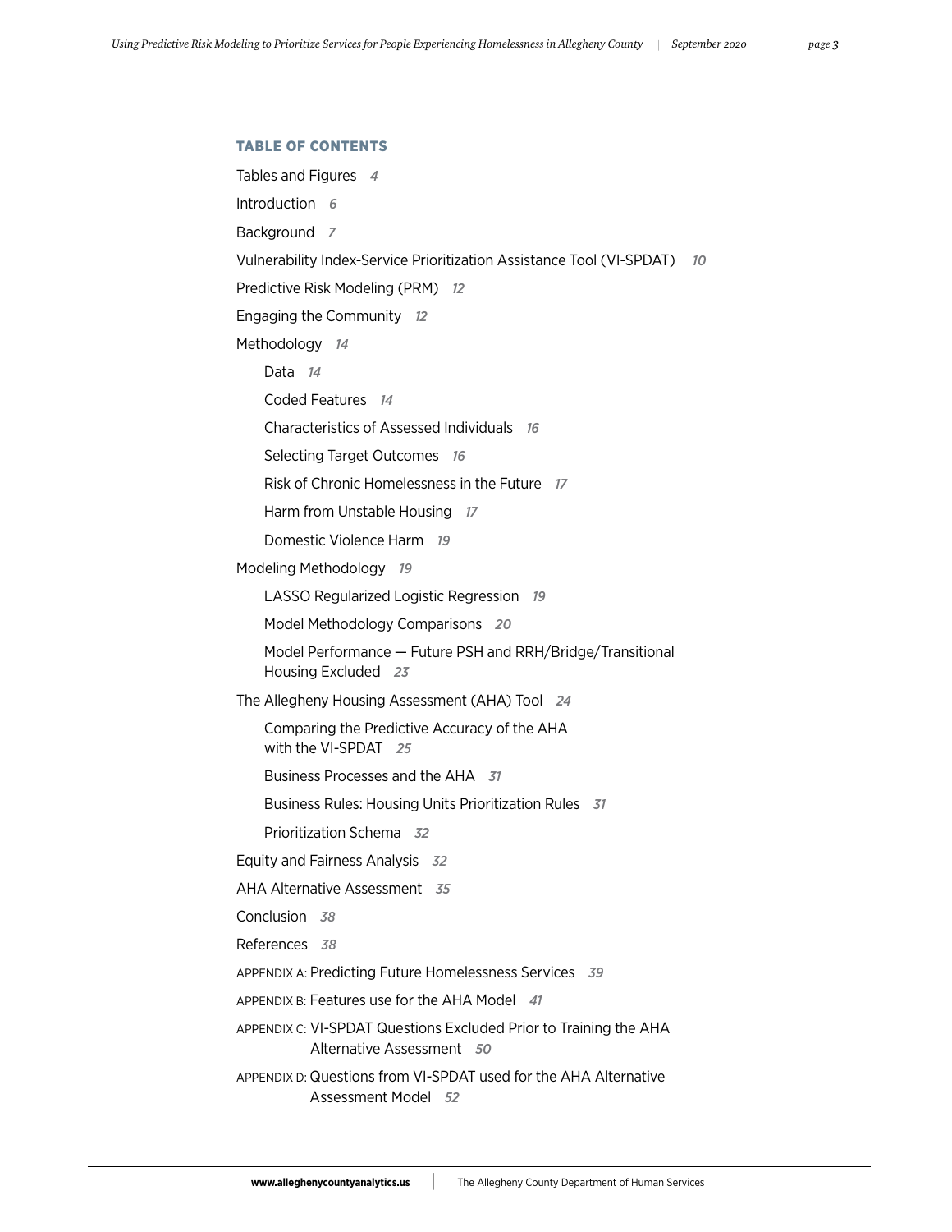## TABLE OF CONTENTS

Tables and Figures 4

Introduction 6

Background 7

Vulnerability Index-Service Prioritization Assistance Tool (VI-SPDAT) 10

Predictive Risk Modeling (PRM) 12

Engaging the Community 12

Methodology 14

- Data 14
- Coded Features 14
- Characteristics of Assessed Individuals 16
- Selecting Target Outcomes 16
- Risk of Chronic Homelessness in the Future 17
- Harm from Unstable Housing 17
- Domestic Violence Harm 19

Modeling Methodology 19

- LASSO Regularized Logistic Regression 19
- Model Methodology Comparisons 20
- Model Performance — Future PSH and RRH/Bridge/Transitional Housing Excluded 23

The Allegheny Housing Assessment (AHA) Tool 24

- Comparing the Predictive Accuracy of the AHA with the VI-SPDAT 25
- Business Processes and the AHA 31
- Business Rules: Housing Units Prioritization Rules 31
- Prioritization Schema 32

Equity and Fairness Analysis 32

AHA Alternative Assessment 35

Conclusion 38

References 38

APPENDIX A: Predicting Future Homelessness Services 39

APPENDIX B: Features use for the AHA Model 41

APPENDIX C: VI-SPDAT Questions Excluded Prior to Training the AHA Alternative Assessment 50

APPENDIX D: Questions from VI-SPDAT used for the AHA Alternative Assessment Model 52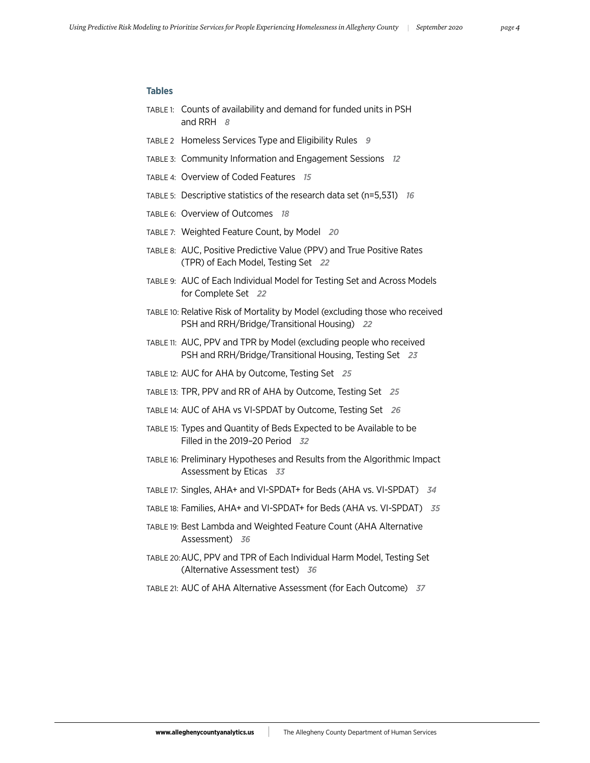### Tables

- TABLE 1: Counts of availability and demand for funded units in PSH and RRH *8*
- TABLE 2 Homeless Services Type and Eligibility Rules *9*
- TABLE 3: Community Information and Engagement Sessions *12*
- TABLE 4: Overview of Coded Features *15*
- TABLE 5: Descriptive statistics of the research data set (n=5,531) *16*
- TABLE 6: Overview of Outcomes *18*
- TABLE 7: Weighted Feature Count, by Model *20*
- TABLE 8: AUC, Positive Predictive Value (PPV) and True Positive Rates (TPR) of Each Model, Testing Set *22*
- TABLE 9: AUC of Each Individual Model for Testing Set and Across Models for Complete Set *22*
- TABLE 10: Relative Risk of Mortality by Model (excluding those who received PSH and RRH/Bridge/Transitional Housing) *22*
- TABLE 11: AUC, PPV and TPR by Model (excluding people who received PSH and RRH/Bridge/Transitional Housing, Testing Set *23*
- TABLE 12: AUC for AHA by Outcome, Testing Set *25*
- TABLE 13: TPR, PPV and RR of AHA by Outcome, Testing Set *25*
- TABLE 14: AUC of AHA vs VI-SPDAT by Outcome, Testing Set *26*
- TABLE 15: Types and Quantity of Beds Expected to be Available to be Filled in the 2019–20 Period *32*
- TABLE 16: Preliminary Hypotheses and Results from the Algorithmic Impact Assessment by Eticas *33*
- TABLE 17: Singles, AHA+ and VI-SPDAT+ for Beds (AHA vs. VI-SPDAT) *34*
- TABLE 18: Families, AHA+ and VI-SPDAT+ for Beds (AHA vs. VI-SPDAT) *35*
- TABLE 19: Best Lambda and Weighted Feature Count (AHA Alternative Assessment) *36*
- TABLE 20: AUC, PPV and TPR of Each Individual Harm Model, Testing Set (Alternative Assessment test) *36*
- TABLE 21: AUC of AHA Alternative Assessment (for Each Outcome) *37*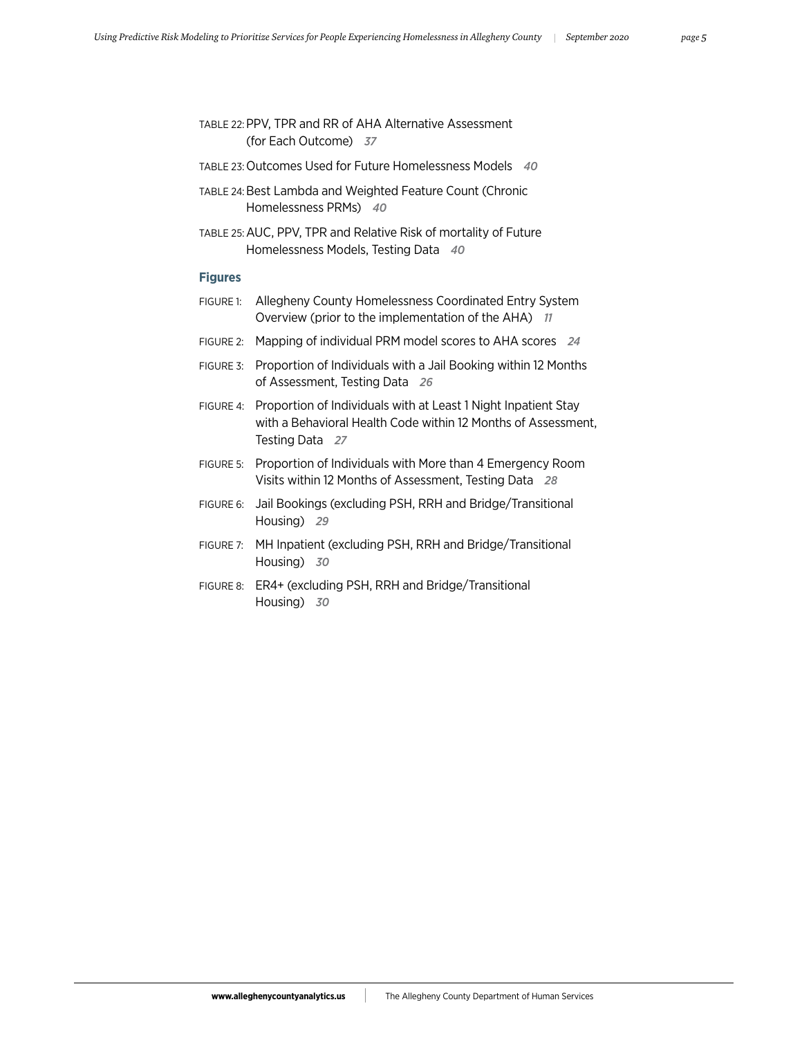TABLE 22: PPV, TPR and RR of AHA Alternative Assessment (for Each Outcome) *37*

TABLE 23: Outcomes Used for Future Homelessness Models *40*

TABLE 24: Best Lambda and Weighted Feature Count (Chronic Homelessness PRMs) *40*

TABLE 25: AUC, PPV, TPR and Relative Risk of mortality of Future Homelessness Models, Testing Data *40*

### Figures

FIGURE 1: Allegheny County Homelessness Coordinated Entry System Overview (prior to the implementation of the AHA) *11*

FIGURE 2: Mapping of individual PRM model scores to AHA scores *24*

FIGURE 3: Proportion of Individuals with a Jail Booking within 12 Months of Assessment, Testing Data *26*

FIGURE 4: Proportion of Individuals with at Least 1 Night Inpatient Stay with a Behavioral Health Code within 12 Months of Assessment, Testing Data *27*

FIGURE 5: Proportion of Individuals with More than 4 Emergency Room Visits within 12 Months of Assessment, Testing Data *28*

FIGURE 6: Jail Bookings (excluding PSH, RRH and Bridge/Transitional Housing) *29*

FIGURE 7: MH Inpatient (excluding PSH, RRH and Bridge/Transitional Housing) *30*

FIGURE 8: ER4+ (excluding PSH, RRH and Bridge/Transitional Housing) *30*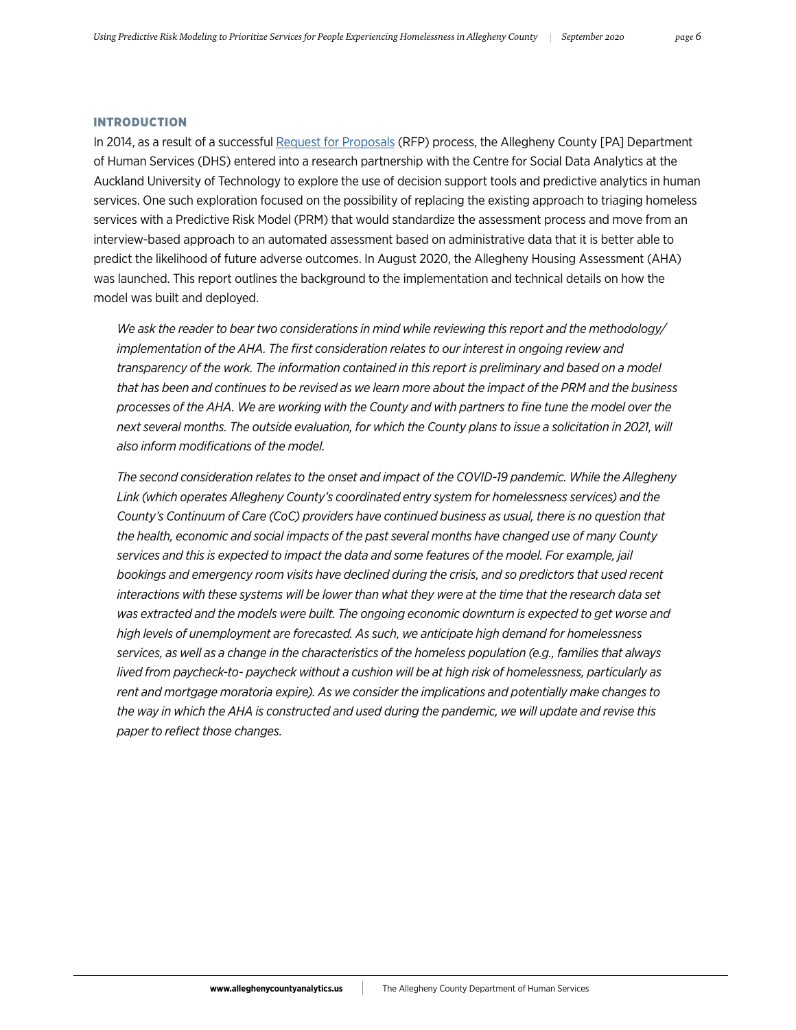## INTRODUCTION

In 2014, as a result of a successful Request for Proposals (RFP) process, the Allegheny County [PA] Department of Human Services (DHS) entered into a research partnership with the Centre for Social Data Analytics at the Auckland University of Technology to explore the use of decision support tools and predictive analytics in human services. One such exploration focused on the possibility of replacing the existing approach to triaging homeless services with a Predictive Risk Model (PRM) that would standardize the assessment process and move from an interview-based approach to an automated assessment based on administrative data that it is better able to predict the likelihood of future adverse outcomes. In August 2020, the Allegheny Housing Assessment (AHA) was launched. This report outlines the background to the implementation and technical details on how the model was built and deployed.

*We ask the reader to bear two considerations in mind while reviewing this report and the methodology/implementation of the AHA. The first consideration relates to our interest in ongoing review and transparency of the work. The information contained in this report is preliminary and based on a model that has been and continues to be revised as we learn more about the impact of the PRM and the business processes of the AHA. We are working with the County and with partners to fine tune the model over the next several months. The outside evaluation, for which the County plans to issue a solicitation in 2021, will also inform modifications of the model.*

*The second consideration relates to the onset and impact of the COVID-19 pandemic. While the Allegheny Link (which operates Allegheny County's coordinated entry system for homelessness services) and the County's Continuum of Care (CoC) providers have continued business as usual, there is no question that the health, economic and social impacts of the past several months have changed use of many County services and this is expected to impact the data and some features of the model. For example, jail bookings and emergency room visits have declined during the crisis, and so predictors that used recent interactions with these systems will be lower than what they were at the time that the research data set was extracted and the models were built. The ongoing economic downturn is expected to get worse and high levels of unemployment are forecasted. As such, we anticipate high demand for homelessness services, as well as a change in the characteristics of the homeless population (e.g., families that always lived from paycheck-to- paycheck without a cushion will be at high risk of homelessness, particularly as rent and mortgage moratoria expire). As we consider the implications and potentially make changes to the way in which the AHA is constructed and used during the pandemic, we will update and revise this paper to reflect those changes.*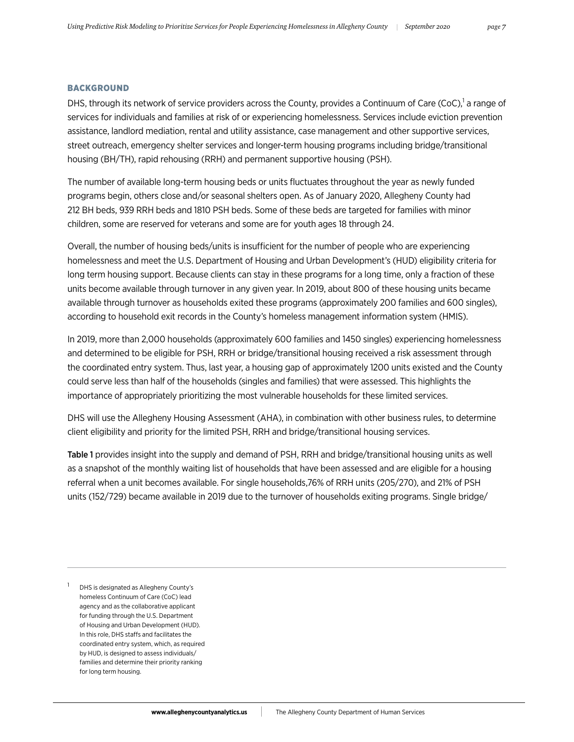## BACKGROUND

DHS, through its network of service providers across the County, provides a Continuum of Care (CoC),[1] a range of services for individuals and families at risk of or experiencing homelessness. Services include eviction prevention assistance, landlord mediation, rental and utility assistance, case management and other supportive services, street outreach, emergency shelter services and longer-term housing programs including bridge/transitional housing (BH/TH), rapid rehousing (RRH) and permanent supportive housing (PSH).

The number of available long-term housing beds or units fluctuates throughout the year as newly funded programs begin, others close and/or seasonal shelters open. As of January 2020, Allegheny County had 212 BH beds, 939 RRH beds and 1810 PSH beds. Some of these beds are targeted for families with minor children, some are reserved for veterans and some are for youth ages 18 through 24.

Overall, the number of housing beds/units is insufficient for the number of people who are experiencing homelessness and meet the U.S. Department of Housing and Urban Development's (HUD) eligibility criteria for long term housing support. Because clients can stay in these programs for a long time, only a fraction of these units become available through turnover in any given year. In 2019, about 800 of these housing units became available through turnover as households exited these programs (approximately 200 families and 600 singles), according to household exit records in the County's homeless management information system (HMIS).

In 2019, more than 2,000 households (approximately 600 families and 1450 singles) experiencing homelessness and determined to be eligible for PSH, RRH or bridge/transitional housing received a risk assessment through the coordinated entry system. Thus, last year, a housing gap of approximately 1200 units existed and the County could serve less than half of the households (singles and families) that were assessed. This highlights the importance of appropriately prioritizing the most vulnerable households for these limited services.

DHS will use the Allegheny Housing Assessment (AHA), in combination with other business rules, to determine client eligibility and priority for the limited PSH, RRH and bridge/transitional housing services.

**Table 1** provides insight into the supply and demand of PSH, RRH and bridge/transitional housing units as well as a snapshot of the monthly waiting list of households that have been assessed and are eligible for a housing referral when a unit becomes available. For single households,76% of RRH units (205/270), and 21% of PSH units (152/729) became available in 2019 due to the turnover of households exiting programs. Single bridge/

[1] DHS is designated as Allegheny County's homeless Continuum of Care (CoC) lead agency and as the collaborative applicant for funding through the U.S. Department of Housing and Urban Development (HUD). In this role, DHS staffs and facilitates the coordinated entry system, which, as required by HUD, is designed to assess individuals/families and determine their priority ranking for long term housing.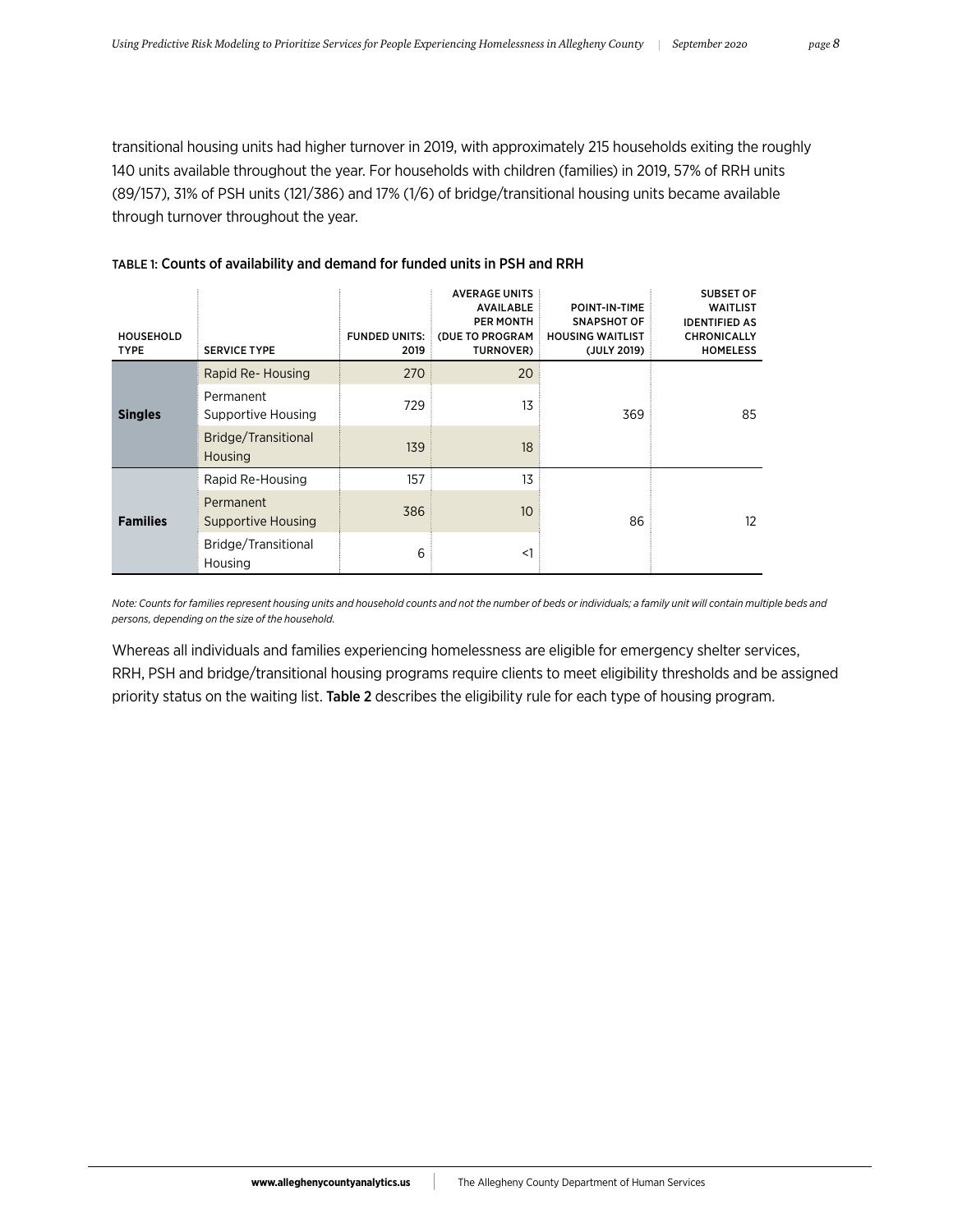transitional housing units had higher turnover in 2019, with approximately 215 households exiting the roughly 140 units available throughout the year. For households with children (families) in 2019, 57% of RRH units (89/157), 31% of PSH units (121/386) and 17% (1/6) of bridge/transitional housing units became available through turnover throughout the year.

TABLE 1: **Counts of availability and demand for funded units in PSH and RRH**

| HOUSEHOLD TYPE | SERVICE TYPE | FUNDED UNITS: 2019 | AVERAGE UNITS AVAILABLE PER MONTH (DUE TO PROGRAM TURNOVER) | POINT-IN-TIME SNAPSHOT OF HOUSING WAITLIST (JULY 2019) | SUBSET OF WAITLIST IDENTIFIED AS CHRONICALLY HOMELESS |
|---|---|---|---|---|---|
| **Singles** | Rapid Re- Housing | 270 | 20 | 369 | 85 |
| | Permanent Supportive Housing | 729 | 13 | | |
| | Bridge/Transitional Housing | 139 | 18 | | |
| **Families** | Rapid Re-Housing | 157 | 13 | 86 | 12 |
| | Permanent Supportive Housing | 386 | 10 | | |
| | Bridge/Transitional Housing | 6 | <1 | | |

*Note: Counts for families represent housing units and household counts and not the number of beds or individuals; a family unit will contain multiple beds and persons, depending on the size of the household.*

Whereas all individuals and families experiencing homelessness are eligible for emergency shelter services, RRH, PSH and bridge/transitional housing programs require clients to meet eligibility thresholds and be assigned priority status on the waiting list. **Table 2** describes the eligibility rule for each type of housing program.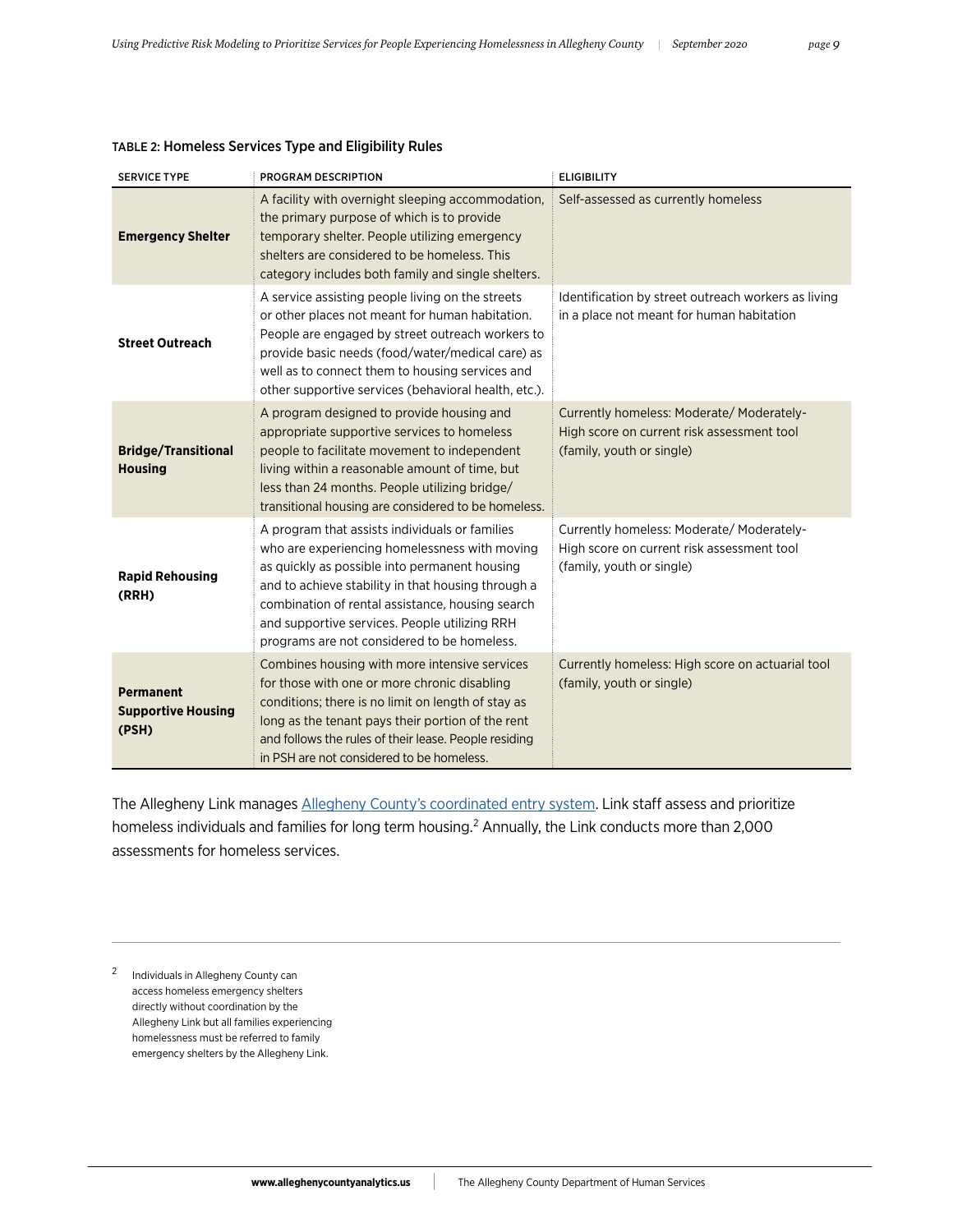TABLE 2: **Homeless Services Type and Eligibility Rules**

| SERVICE TYPE | PROGRAM DESCRIPTION | ELIGIBILITY |
|---|---|---|
| **Emergency Shelter** | A facility with overnight sleeping accommodation, the primary purpose of which is to provide temporary shelter. People utilizing emergency shelters are considered to be homeless. This category includes both family and single shelters. | Self-assessed as currently homeless |
| **Street Outreach** | A service assisting people living on the streets or other places not meant for human habitation. People are engaged by street outreach workers to provide basic needs (food/water/medical care) as well as to connect them to housing services and other supportive services (behavioral health, etc.). | Identification by street outreach workers as living in a place not meant for human habitation |
| **Bridge/Transitional Housing** | A program designed to provide housing and appropriate supportive services to homeless people to facilitate movement to independent living within a reasonable amount of time, but less than 24 months. People utilizing bridge/ transitional housing are considered to be homeless. | Currently homeless: Moderate/ Moderately-High score on current risk assessment tool (family, youth or single) |
| **Rapid Rehousing (RRH)** | A program that assists individuals or families who are experiencing homelessness with moving as quickly as possible into permanent housing and to achieve stability in that housing through a combination of rental assistance, housing search and supportive services. People utilizing RRH programs are not considered to be homeless. | Currently homeless: Moderate/ Moderately-High score on current risk assessment tool (family, youth or single) |
| **Permanent Supportive Housing (PSH)** | Combines housing with more intensive services for those with one or more chronic disabling conditions; there is no limit on length of stay as long as the tenant pays their portion of the rent and follows the rules of their lease. People residing in PSH are not considered to be homeless. | Currently homeless: High score on actuarial tool (family, youth or single) |

The Allegheny Link manages Allegheny County's coordinated entry system. Link staff assess and prioritize homeless individuals and families for long term housing.[2] Annually, the Link conducts more than 2,000 assessments for homeless services.

[2] Individuals in Allegheny County can access homeless emergency shelters directly without coordination by the Allegheny Link but all families experiencing homelessness must be referred to family emergency shelters by the Allegheny Link.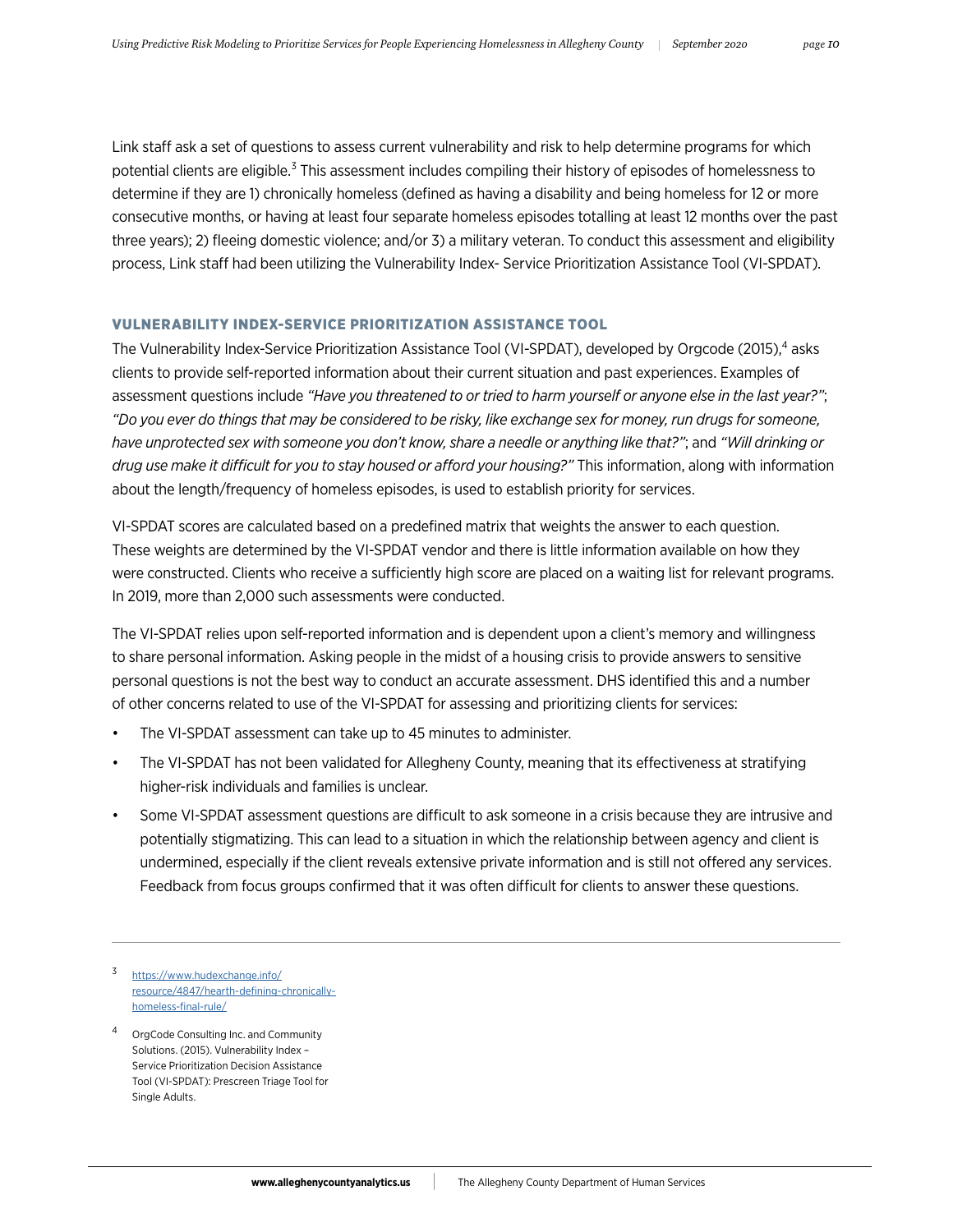Link staff ask a set of questions to assess current vulnerability and risk to help determine programs for which potential clients are eligible.[3] This assessment includes compiling their history of episodes of homelessness to determine if they are 1) chronically homeless (defined as having a disability and being homeless for 12 or more consecutive months, or having at least four separate homeless episodes totalling at least 12 months over the past three years); 2) fleeing domestic violence; and/or 3) a military veteran. To conduct this assessment and eligibility process, Link staff had been utilizing the Vulnerability Index- Service Prioritization Assistance Tool (VI-SPDAT).

### VULNERABILITY INDEX-SERVICE PRIORITIZATION ASSISTANCE TOOL

The Vulnerability Index-Service Prioritization Assistance Tool (VI-SPDAT), developed by Orgcode (2015),[4] asks clients to provide self-reported information about their current situation and past experiences. Examples of assessment questions include *"Have you threatened to or tried to harm yourself or anyone else in the last year?"*; *"Do you ever do things that may be considered to be risky, like exchange sex for money, run drugs for someone, have unprotected sex with someone you don't know, share a needle or anything like that?"*; and *"Will drinking or drug use make it difficult for you to stay housed or afford your housing?"* This information, along with information about the length/frequency of homeless episodes, is used to establish priority for services.

VI-SPDAT scores are calculated based on a predefined matrix that weights the answer to each question. These weights are determined by the VI-SPDAT vendor and there is little information available on how they were constructed. Clients who receive a sufficiently high score are placed on a waiting list for relevant programs. In 2019, more than 2,000 such assessments were conducted.

The VI-SPDAT relies upon self-reported information and is dependent upon a client's memory and willingness to share personal information. Asking people in the midst of a housing crisis to provide answers to sensitive personal questions is not the best way to conduct an accurate assessment. DHS identified this and a number of other concerns related to use of the VI-SPDAT for assessing and prioritizing clients for services:

- The VI-SPDAT assessment can take up to 45 minutes to administer.
- The VI-SPDAT has not been validated for Allegheny County, meaning that its effectiveness at stratifying higher-risk individuals and families is unclear.
- Some VI-SPDAT assessment questions are difficult to ask someone in a crisis because they are intrusive and potentially stigmatizing. This can lead to a situation in which the relationship between agency and client is undermined, especially if the client reveals extensive private information and is still not offered any services. Feedback from focus groups confirmed that it was often difficult for clients to answer these questions.

---

[3] https://www.hudexchange.info/resource/4847/hearth-defining-chronically-homeless-final-rule/

[4] OrgCode Consulting Inc. and Community Solutions. (2015). Vulnerability Index – Service Prioritization Decision Assistance Tool (VI-SPDAT): Prescreen Triage Tool for Single Adults.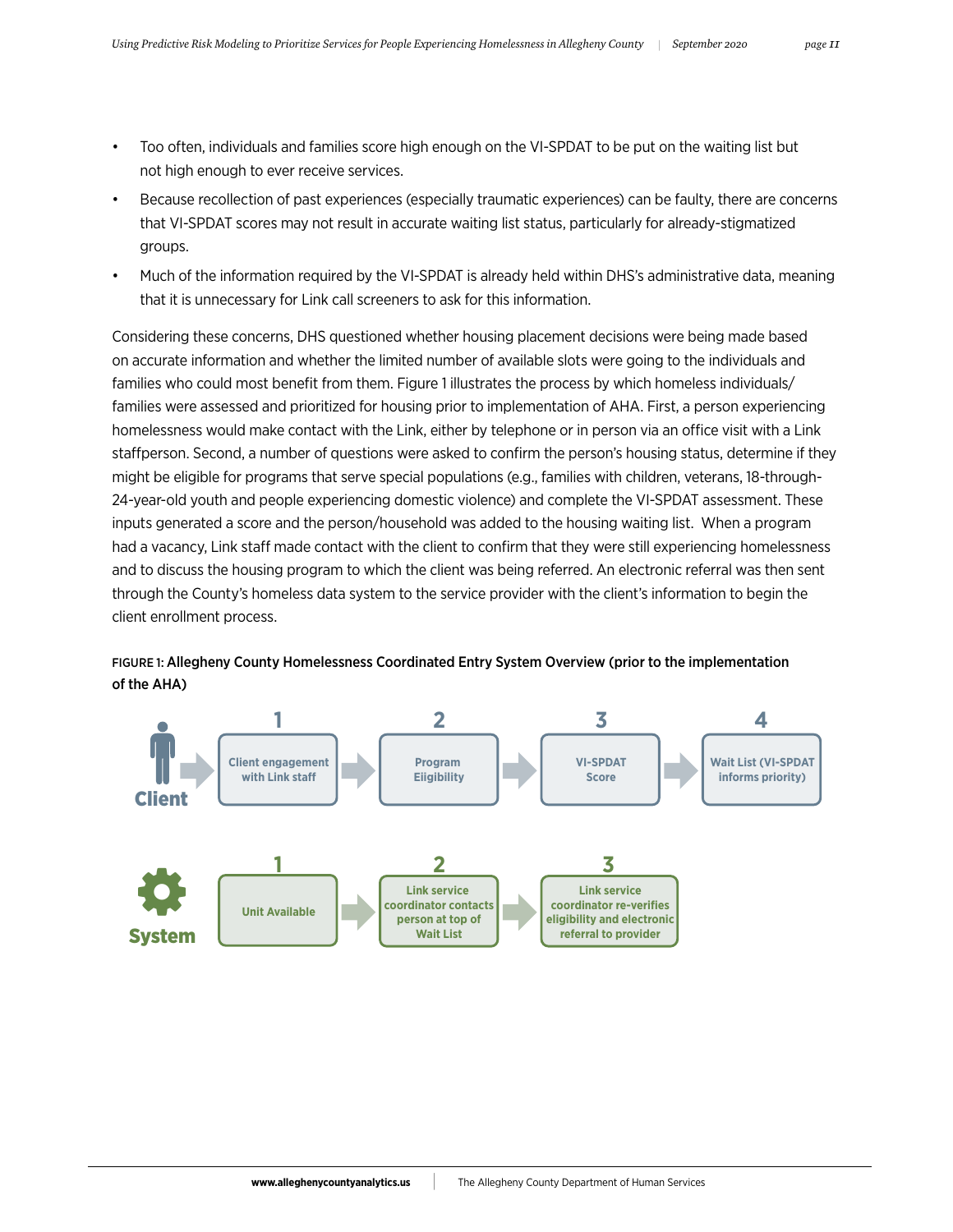- Too often, individuals and families score high enough on the VI-SPDAT to be put on the waiting list but not high enough to ever receive services.
- Because recollection of past experiences (especially traumatic experiences) can be faulty, there are concerns that VI-SPDAT scores may not result in accurate waiting list status, particularly for already-stigmatized groups.
- Much of the information required by the VI-SPDAT is already held within DHS's administrative data, meaning that it is unnecessary for Link call screeners to ask for this information.

Considering these concerns, DHS questioned whether housing placement decisions were being made based on accurate information and whether the limited number of available slots were going to the individuals and families who could most benefit from them. Figure 1 illustrates the process by which homeless individuals/families were assessed and prioritized for housing prior to implementation of AHA. First, a person experiencing homelessness would make contact with the Link, either by telephone or in person via an office visit with a Link staffperson. Second, a number of questions were asked to confirm the person's housing status, determine if they might be eligible for programs that serve special populations (e.g., families with children, veterans, 18-through-24-year-old youth and people experiencing domestic violence) and complete the VI-SPDAT assessment. These inputs generated a score and the person/household was added to the housing waiting list. When a program had a vacancy, Link staff made contact with the client to confirm that they were still experiencing homelessness and to discuss the housing program to which the client was being referred. An electronic referral was then sent through the County's homeless data system to the service provider with the client's information to begin the client enrollment process.

FIGURE 1: **Allegheny County Homelessness Coordinated Entry System Overview (prior to the implementation of the AHA)**

**Client**

1. Client engagement with Link staff
2. Program Eligibility
3. VI-SPDAT Score
4. Wait List (VI-SPDAT informs priority)

**System**

1. Unit Available
2. Link service coordinator contacts person at top of Wait List
3. Link service coordinator re-verifies eligibility and electronic referral to provider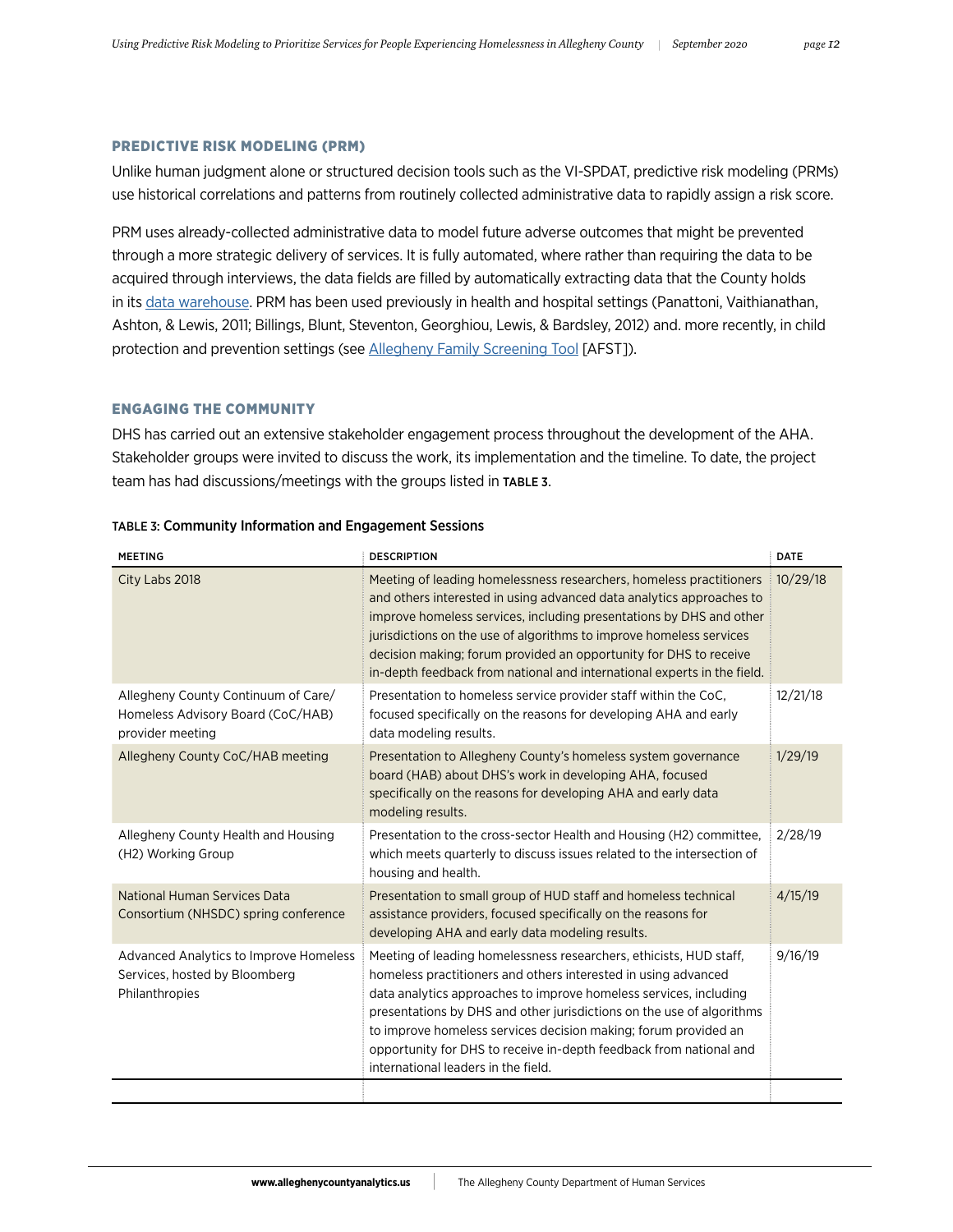## PREDICTIVE RISK MODELING (PRM)

Unlike human judgment alone or structured decision tools such as the VI-SPDAT, predictive risk modeling (PRMs) use historical correlations and patterns from routinely collected administrative data to rapidly assign a risk score.

PRM uses already-collected administrative data to model future adverse outcomes that might be prevented through a more strategic delivery of services. It is fully automated, where rather than requiring the data to be acquired through interviews, the data fields are filled by automatically extracting data that the County holds in its data warehouse. PRM has been used previously in health and hospital settings (Panattoni, Vaithianathan, Ashton, & Lewis, 2011; Billings, Blunt, Steventon, Georghiou, Lewis, & Bardsley, 2012) and. more recently, in child protection and prevention settings (see Allegheny Family Screening Tool [AFST]).

## ENGAGING THE COMMUNITY

DHS has carried out an extensive stakeholder engagement process throughout the development of the AHA. Stakeholder groups were invited to discuss the work, its implementation and the timeline. To date, the project team has had discussions/meetings with the groups listed in TABLE 3.

TABLE 3: Community Information and Engagement Sessions

| MEETING | DESCRIPTION | DATE |
|---|---|---|
| City Labs 2018 | Meeting of leading homelessness researchers, homeless practitioners and others interested in using advanced data analytics approaches to improve homeless services, including presentations by DHS and other jurisdictions on the use of algorithms to improve homeless services decision making; forum provided an opportunity for DHS to receive in-depth feedback from national and international experts in the field. | 10/29/18 |
| Allegheny County Continuum of Care/ Homeless Advisory Board (CoC/HAB) provider meeting | Presentation to homeless service provider staff within the CoC, focused specifically on the reasons for developing AHA and early data modeling results. | 12/21/18 |
| Allegheny County CoC/HAB meeting | Presentation to Allegheny County's homeless system governance board (HAB) about DHS's work in developing AHA, focused specifically on the reasons for developing AHA and early data modeling results. | 1/29/19 |
| Allegheny County Health and Housing (H2) Working Group | Presentation to the cross-sector Health and Housing (H2) committee, which meets quarterly to discuss issues related to the intersection of housing and health. | 2/28/19 |
| National Human Services Data Consortium (NHSDC) spring conference | Presentation to small group of HUD staff and homeless technical assistance providers, focused specifically on the reasons for developing AHA and early data modeling results. | 4/15/19 |
| Advanced Analytics to Improve Homeless Services, hosted by Bloomberg Philanthropies | Meeting of leading homelessness researchers, ethicists, HUD staff, homeless practitioners and others interested in using advanced data analytics approaches to improve homeless services, including presentations by DHS and other jurisdictions on the use of algorithms to improve homeless services decision making; forum provided an opportunity for DHS to receive in-depth feedback from national and international leaders in the field. | 9/16/19 |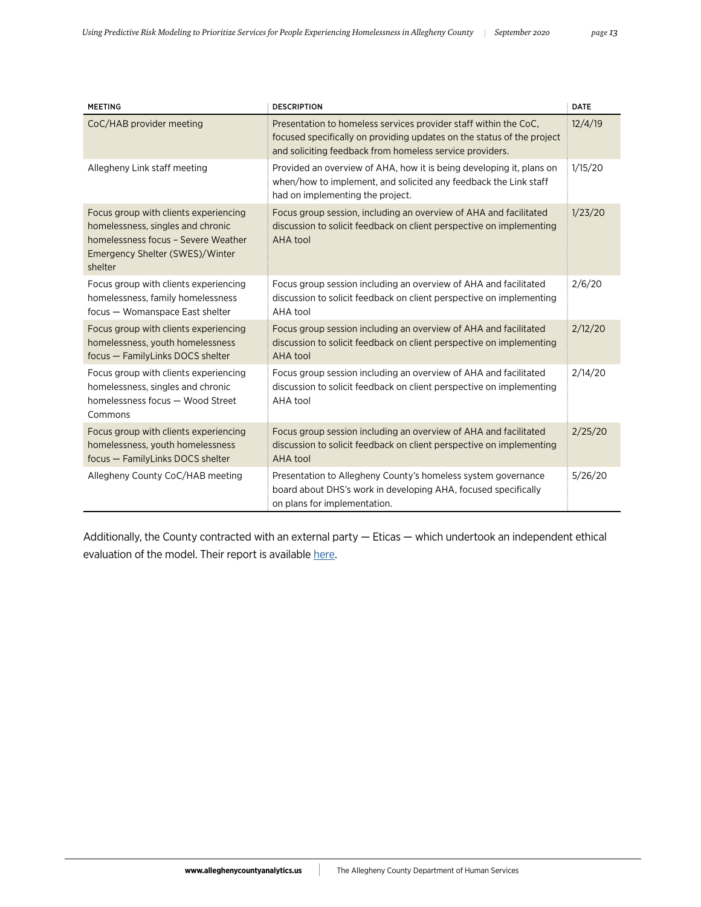| MEETING | DESCRIPTION | DATE |
|---|---|---|
| CoC/HAB provider meeting | Presentation to homeless services provider staff within the CoC, focused specifically on providing updates on the status of the project and soliciting feedback from homeless service providers. | 12/4/19 |
| Allegheny Link staff meeting | Provided an overview of AHA, how it is being developing it, plans on when/how to implement, and solicited any feedback the Link staff had on implementing the project. | 1/15/20 |
| Focus group with clients experiencing homelessness, singles and chronic homelessness focus – Severe Weather Emergency Shelter (SWES)/Winter shelter | Focus group session, including an overview of AHA and facilitated discussion to solicit feedback on client perspective on implementing AHA tool | 1/23/20 |
| Focus group with clients experiencing homelessness, family homelessness focus — Womanspace East shelter | Focus group session including an overview of AHA and facilitated discussion to solicit feedback on client perspective on implementing AHA tool | 2/6/20 |
| Focus group with clients experiencing homelessness, youth homelessness focus — FamilyLinks DOCS shelter | Focus group session including an overview of AHA and facilitated discussion to solicit feedback on client perspective on implementing AHA tool | 2/12/20 |
| Focus group with clients experiencing homelessness, singles and chronic homelessness focus — Wood Street Commons | Focus group session including an overview of AHA and facilitated discussion to solicit feedback on client perspective on implementing AHA tool | 2/14/20 |
| Focus group with clients experiencing homelessness, youth homelessness focus — FamilyLinks DOCS shelter | Focus group session including an overview of AHA and facilitated discussion to solicit feedback on client perspective on implementing AHA tool | 2/25/20 |
| Allegheny County CoC/HAB meeting | Presentation to Allegheny County's homeless system governance board about DHS's work in developing AHA, focused specifically on plans for implementation. | 5/26/20 |

Additionally, the County contracted with an external party — Eticas — which undertook an independent ethical evaluation of the model. Their report is available here.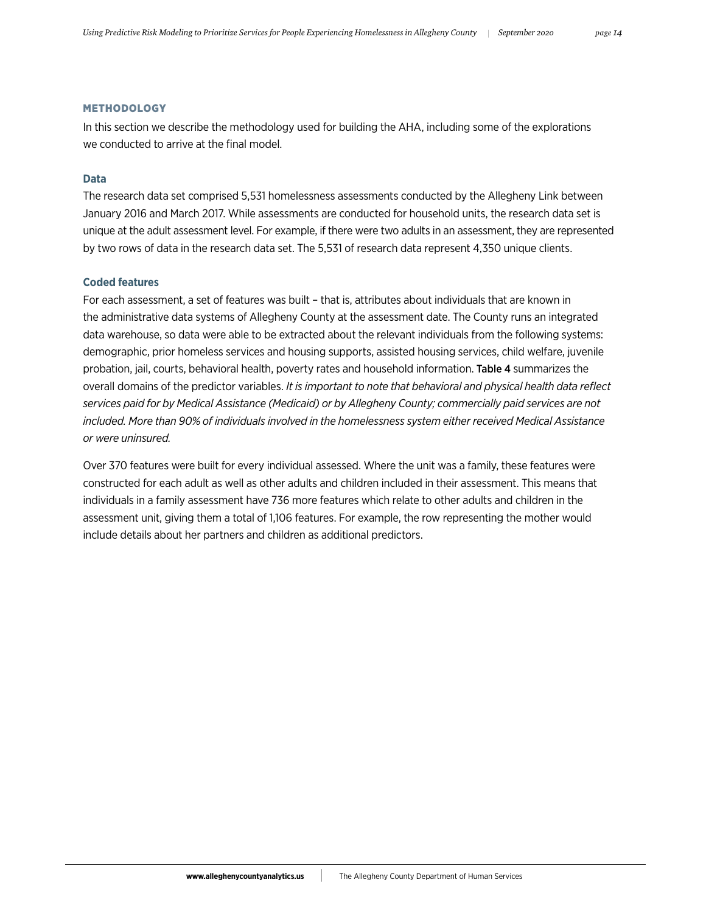## METHODOLOGY

In this section we describe the methodology used for building the AHA, including some of the explorations we conducted to arrive at the final model.

### Data

The research data set comprised 5,531 homelessness assessments conducted by the Allegheny Link between January 2016 and March 2017. While assessments are conducted for household units, the research data set is unique at the adult assessment level. For example, if there were two adults in an assessment, they are represented by two rows of data in the research data set. The 5,531 of research data represent 4,350 unique clients.

### Coded features

For each assessment, a set of features was built – that is, attributes about individuals that are known in the administrative data systems of Allegheny County at the assessment date. The County runs an integrated data warehouse, so data were able to be extracted about the relevant individuals from the following systems: demographic, prior homeless services and housing supports, assisted housing services, child welfare, juvenile probation, jail, courts, behavioral health, poverty rates and household information. **Table 4** summarizes the overall domains of the predictor variables. *It is important to note that behavioral and physical health data reflect services paid for by Medical Assistance (Medicaid) or by Allegheny County; commercially paid services are not included. More than 90% of individuals involved in the homelessness system either received Medical Assistance or were uninsured.*

Over 370 features were built for every individual assessed. Where the unit was a family, these features were constructed for each adult as well as other adults and children included in their assessment. This means that individuals in a family assessment have 736 more features which relate to other adults and children in the assessment unit, giving them a total of 1,106 features. For example, the row representing the mother would include details about her partners and children as additional predictors.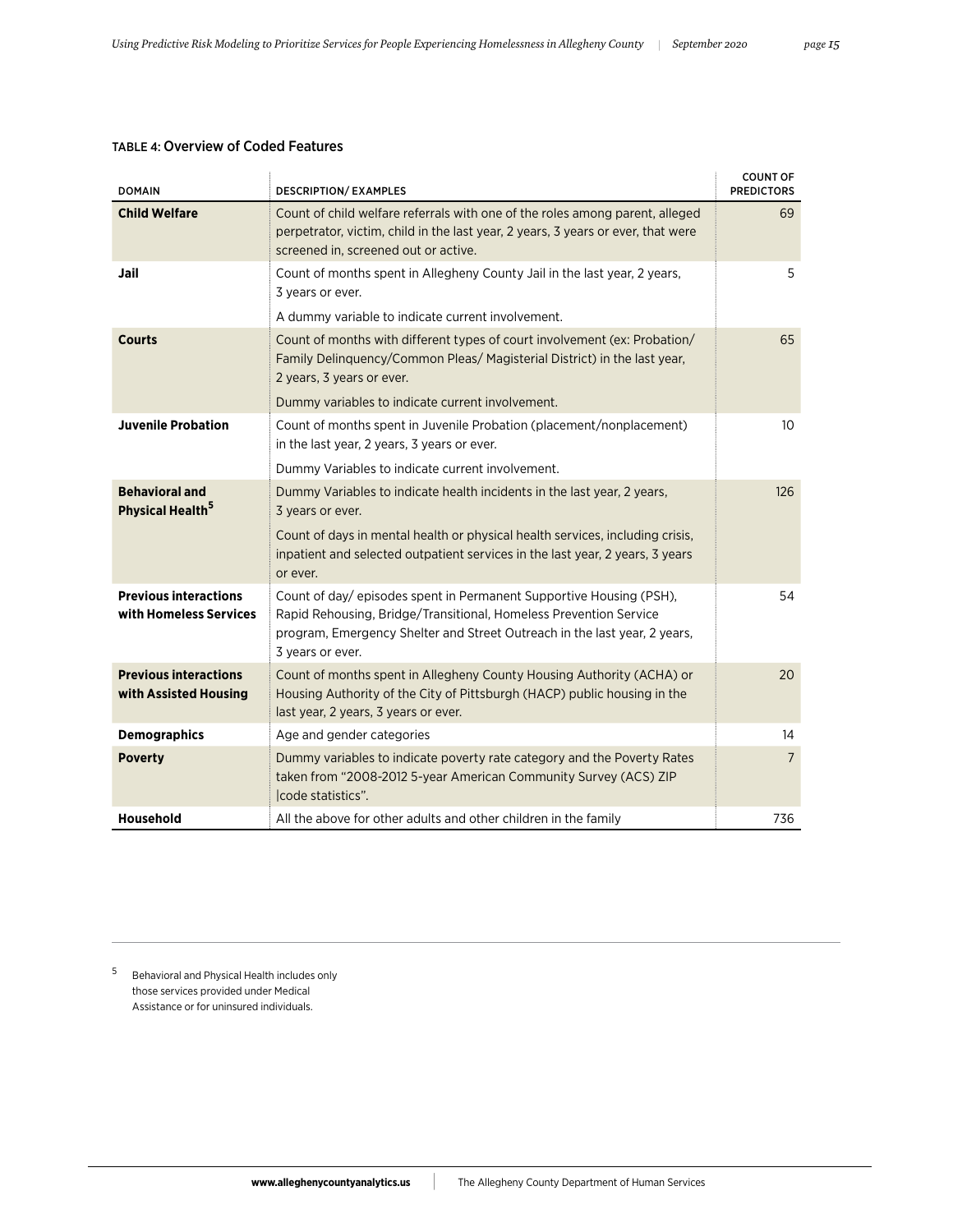TABLE 4: Overview of Coded Features

| DOMAIN | DESCRIPTION/ EXAMPLES | COUNT OF PREDICTORS |
|---|---|---|
| **Child Welfare** | Count of child welfare referrals with one of the roles among parent, alleged perpetrator, victim, child in the last year, 2 years, 3 years or ever, that were screened in, screened out or active. | 69 |
| **Jail** | Count of months spent in Allegheny County Jail in the last year, 2 years, 3 years or ever.<br><br>A dummy variable to indicate current involvement. | 5 |
| **Courts** | Count of months with different types of court involvement (ex: Probation/ Family Delinquency/Common Pleas/ Magisterial District) in the last year, 2 years, 3 years or ever.<br><br>Dummy variables to indicate current involvement. | 65 |
| **Juvenile Probation** | Count of months spent in Juvenile Probation (placement/nonplacement) in the last year, 2 years, 3 years or ever.<br><br>Dummy Variables to indicate current involvement. | 10 |
| **Behavioral and Physical Health**[5] | Dummy Variables to indicate health incidents in the last year, 2 years, 3 years or ever.<br><br>Count of days in mental health or physical health services, including crisis, inpatient and selected outpatient services in the last year, 2 years, 3 years or ever. | 126 |
| **Previous interactions with Homeless Services** | Count of day/ episodes spent in Permanent Supportive Housing (PSH), Rapid Rehousing, Bridge/Transitional, Homeless Prevention Service program, Emergency Shelter and Street Outreach in the last year, 2 years, 3 years or ever. | 54 |
| **Previous interactions with Assisted Housing** | Count of months spent in Allegheny County Housing Authority (ACHA) or Housing Authority of the City of Pittsburgh (HACP) public housing in the last year, 2 years, 3 years or ever. | 20 |
| **Demographics** | Age and gender categories | 14 |
| **Poverty** | Dummy variables to indicate poverty rate category and the Poverty Rates taken from "2008-2012 5-year American Community Survey (ACS) ZIP \|code statistics". | 7 |
| **Household** | All the above for other adults and other children in the family | 736 |

[5] Behavioral and Physical Health includes only those services provided under Medical Assistance or for uninsured individuals.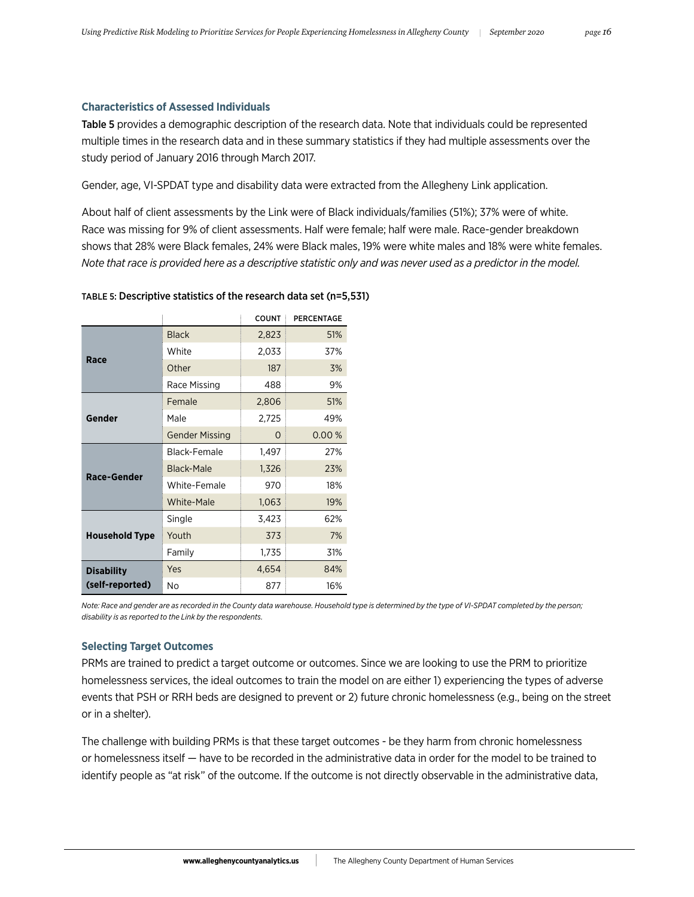### Characteristics of Assessed Individuals

**Table 5** provides a demographic description of the research data. Note that individuals could be represented multiple times in the research data and in these summary statistics if they had multiple assessments over the study period of January 2016 through March 2017.

Gender, age, VI-SPDAT type and disability data were extracted from the Allegheny Link application.

About half of client assessments by the Link were of Black individuals/families (51%); 37% were of white. Race was missing for 9% of client assessments. Half were female; half were male. Race-gender breakdown shows that 28% were Black females, 24% were Black males, 19% were white males and 18% were white females. *Note that race is provided here as a descriptive statistic only and was never used as a predictor in the model.*

TABLE 5: **Descriptive statistics of the research data set (n=5,531)**

| | | COUNT | PERCENTAGE |
|---|---|---|---|
| **Race** | Black | 2,823 | 51% |
| | White | 2,033 | 37% |
| | Other | 187 | 3% |
| | Race Missing | 488 | 9% |
| **Gender** | Female | 2,806 | 51% |
| | Male | 2,725 | 49% |
| | Gender Missing | 0 | 0.00 % |
| **Race-Gender** | Black-Female | 1,497 | 27% |
| | Black-Male | 1,326 | 23% |
| | White-Female | 970 | 18% |
| | White-Male | 1,063 | 19% |
| **Household Type** | Single | 3,423 | 62% |
| | Youth | 373 | 7% |
| | Family | 1,735 | 31% |
| **Disability (self-reported)** | Yes | 4,654 | 84% |
| | No | 877 | 16% |

*Note: Race and gender are as recorded in the County data warehouse. Household type is determined by the type of VI-SPDAT completed by the person; disability is as reported to the Link by the respondents.*

### Selecting Target Outcomes

PRMs are trained to predict a target outcome or outcomes. Since we are looking to use the PRM to prioritize homelessness services, the ideal outcomes to train the model on are either 1) experiencing the types of adverse events that PSH or RRH beds are designed to prevent or 2) future chronic homelessness (e.g., being on the street or in a shelter).

The challenge with building PRMs is that these target outcomes - be they harm from chronic homelessness or homelessness itself — have to be recorded in the administrative data in order for the model to be trained to identify people as "at risk" of the outcome. If the outcome is not directly observable in the administrative data,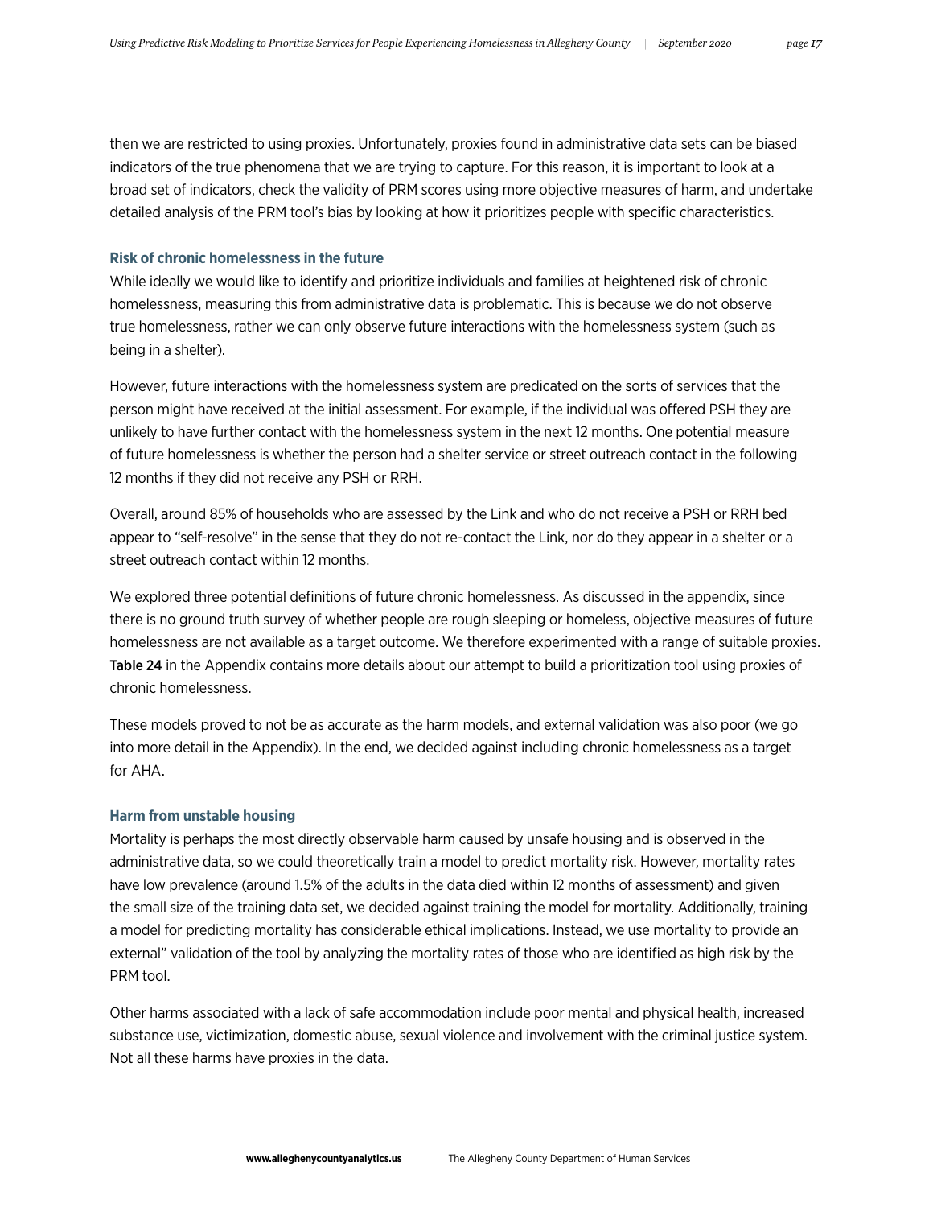then we are restricted to using proxies. Unfortunately, proxies found in administrative data sets can be biased indicators of the true phenomena that we are trying to capture. For this reason, it is important to look at a broad set of indicators, check the validity of PRM scores using more objective measures of harm, and undertake detailed analysis of the PRM tool's bias by looking at how it prioritizes people with specific characteristics.

### Risk of chronic homelessness in the future

While ideally we would like to identify and prioritize individuals and families at heightened risk of chronic homelessness, measuring this from administrative data is problematic. This is because we do not observe true homelessness, rather we can only observe future interactions with the homelessness system (such as being in a shelter).

However, future interactions with the homelessness system are predicated on the sorts of services that the person might have received at the initial assessment. For example, if the individual was offered PSH they are unlikely to have further contact with the homelessness system in the next 12 months. One potential measure of future homelessness is whether the person had a shelter service or street outreach contact in the following 12 months if they did not receive any PSH or RRH.

Overall, around 85% of households who are assessed by the Link and who do not receive a PSH or RRH bed appear to "self-resolve" in the sense that they do not re-contact the Link, nor do they appear in a shelter or a street outreach contact within 12 months.

We explored three potential definitions of future chronic homelessness. As discussed in the appendix, since there is no ground truth survey of whether people are rough sleeping or homeless, objective measures of future homelessness are not available as a target outcome. We therefore experimented with a range of suitable proxies. **Table 24** in the Appendix contains more details about our attempt to build a prioritization tool using proxies of chronic homelessness.

These models proved to not be as accurate as the harm models, and external validation was also poor (we go into more detail in the Appendix). In the end, we decided against including chronic homelessness as a target for AHA.

### Harm from unstable housing

Mortality is perhaps the most directly observable harm caused by unsafe housing and is observed in the administrative data, so we could theoretically train a model to predict mortality risk. However, mortality rates have low prevalence (around 1.5% of the adults in the data died within 12 months of assessment) and given the small size of the training data set, we decided against training the model for mortality. Additionally, training a model for predicting mortality has considerable ethical implications. Instead, we use mortality to provide an external" validation of the tool by analyzing the mortality rates of those who are identified as high risk by the PRM tool.

Other harms associated with a lack of safe accommodation include poor mental and physical health, increased substance use, victimization, domestic abuse, sexual violence and involvement with the criminal justice system. Not all these harms have proxies in the data.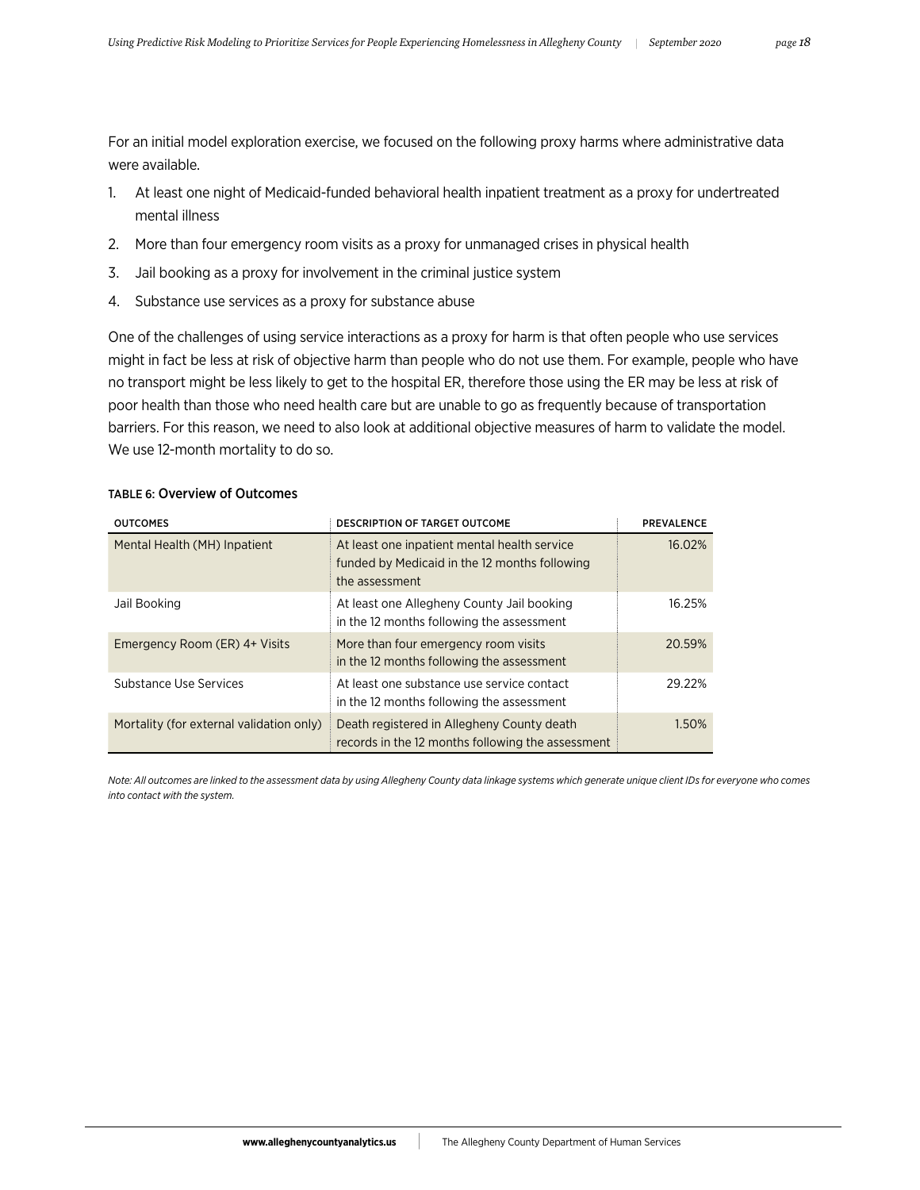For an initial model exploration exercise, we focused on the following proxy harms where administrative data were available.

1. At least one night of Medicaid-funded behavioral health inpatient treatment as a proxy for undertreated mental illness
2. More than four emergency room visits as a proxy for unmanaged crises in physical health
3. Jail booking as a proxy for involvement in the criminal justice system
4. Substance use services as a proxy for substance abuse

One of the challenges of using service interactions as a proxy for harm is that often people who use services might in fact be less at risk of objective harm than people who do not use them. For example, people who have no transport might be less likely to get to the hospital ER, therefore those using the ER may be less at risk of poor health than those who need health care but are unable to go as frequently because of transportation barriers. For this reason, we need to also look at additional objective measures of harm to validate the model. We use 12-month mortality to do so.

TABLE 6: **Overview of Outcomes**

| OUTCOMES | DESCRIPTION OF TARGET OUTCOME | PREVALENCE |
|---|---|---|
| Mental Health (MH) Inpatient | At least one inpatient mental health service funded by Medicaid in the 12 months following the assessment | 16.02% |
| Jail Booking | At least one Allegheny County Jail booking in the 12 months following the assessment | 16.25% |
| Emergency Room (ER) 4+ Visits | More than four emergency room visits in the 12 months following the assessment | 20.59% |
| Substance Use Services | At least one substance use service contact in the 12 months following the assessment | 29.22% |
| Mortality (for external validation only) | Death registered in Allegheny County death records in the 12 months following the assessment | 1.50% |

*Note: All outcomes are linked to the assessment data by using Allegheny County data linkage systems which generate unique client IDs for everyone who comes into contact with the system.*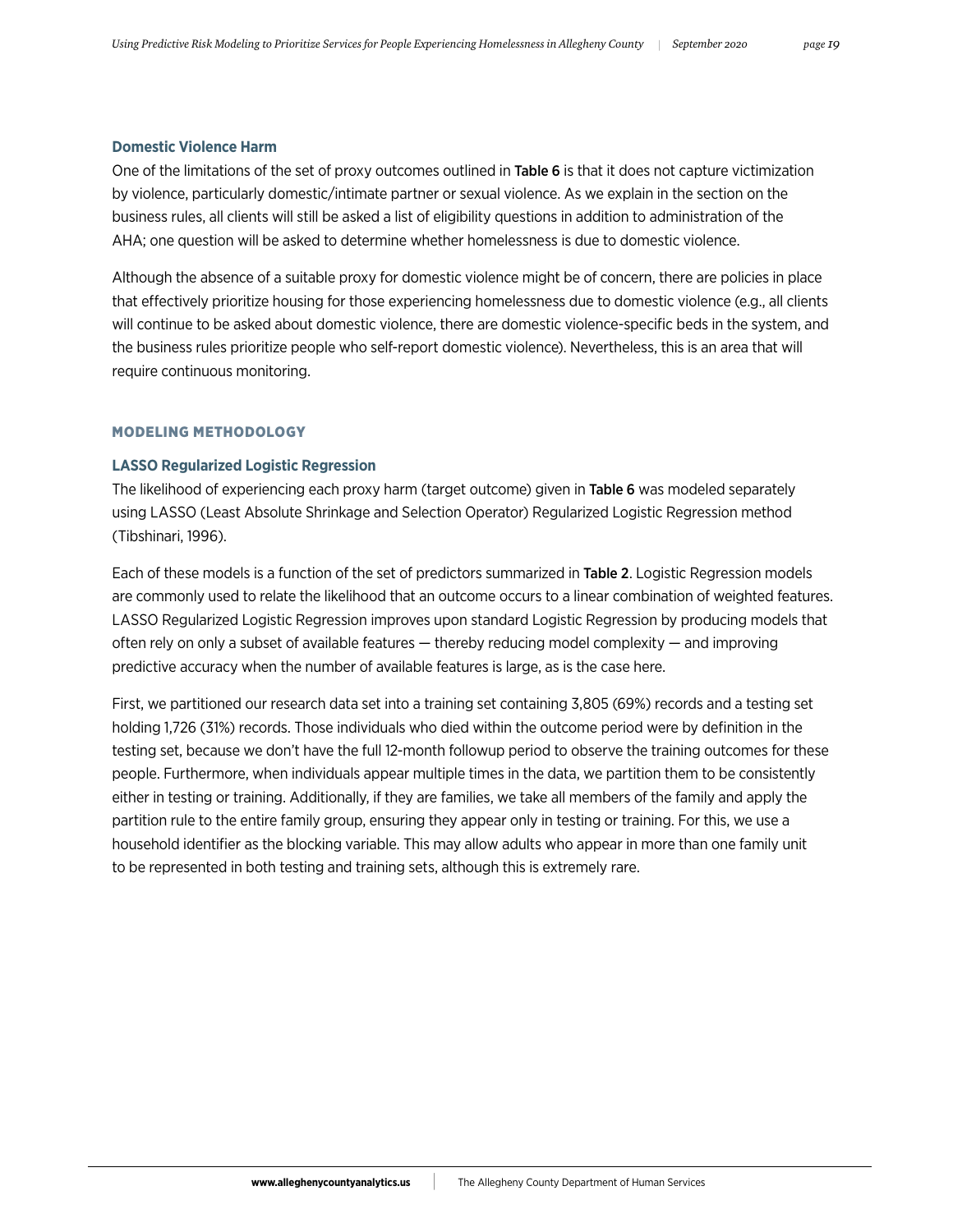### Domestic Violence Harm

One of the limitations of the set of proxy outcomes outlined in **Table 6** is that it does not capture victimization by violence, particularly domestic/intimate partner or sexual violence. As we explain in the section on the business rules, all clients will still be asked a list of eligibility questions in addition to administration of the AHA; one question will be asked to determine whether homelessness is due to domestic violence.

Although the absence of a suitable proxy for domestic violence might be of concern, there are policies in place that effectively prioritize housing for those experiencing homelessness due to domestic violence (e.g., all clients will continue to be asked about domestic violence, there are domestic violence-specific beds in the system, and the business rules prioritize people who self-report domestic violence). Nevertheless, this is an area that will require continuous monitoring.

## MODELING METHODOLOGY

### LASSO Regularized Logistic Regression

The likelihood of experiencing each proxy harm (target outcome) given in **Table 6** was modeled separately using LASSO (Least Absolute Shrinkage and Selection Operator) Regularized Logistic Regression method (Tibshinari, 1996).

Each of these models is a function of the set of predictors summarized in **Table 2**. Logistic Regression models are commonly used to relate the likelihood that an outcome occurs to a linear combination of weighted features. LASSO Regularized Logistic Regression improves upon standard Logistic Regression by producing models that often rely on only a subset of available features — thereby reducing model complexity — and improving predictive accuracy when the number of available features is large, as is the case here.

First, we partitioned our research data set into a training set containing 3,805 (69%) records and a testing set holding 1,726 (31%) records. Those individuals who died within the outcome period were by definition in the testing set, because we don't have the full 12-month followup period to observe the training outcomes for these people. Furthermore, when individuals appear multiple times in the data, we partition them to be consistently either in testing or training. Additionally, if they are families, we take all members of the family and apply the partition rule to the entire family group, ensuring they appear only in testing or training. For this, we use a household identifier as the blocking variable. This may allow adults who appear in more than one family unit to be represented in both testing and training sets, although this is extremely rare.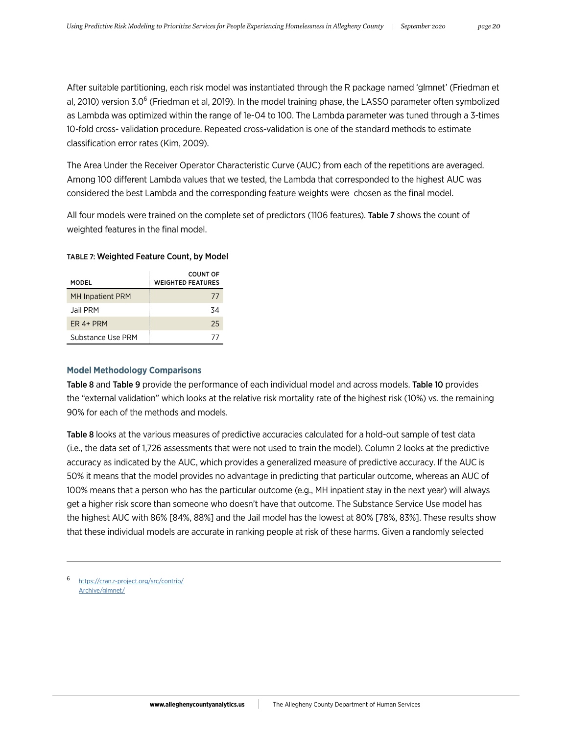After suitable partitioning, each risk model was instantiated through the R package named 'glmnet' (Friedman et al, 2010) version 3.0[6] (Friedman et al, 2019). In the model training phase, the LASSO parameter often symbolized as Lambda was optimized within the range of 1e-04 to 100. The Lambda parameter was tuned through a 3-times 10-fold cross- validation procedure. Repeated cross-validation is one of the standard methods to estimate classification error rates (Kim, 2009).

The Area Under the Receiver Operator Characteristic Curve (AUC) from each of the repetitions are averaged. Among 100 different Lambda values that we tested, the Lambda that corresponded to the highest AUC was considered the best Lambda and the corresponding feature weights were chosen as the final model.

All four models were trained on the complete set of predictors (1106 features). **Table 7** shows the count of weighted features in the final model.

**TABLE 7: Weighted Feature Count, by Model**

| MODEL | COUNT OF WEIGHTED FEATURES |
|---|---|
| MH Inpatient PRM | 77 |
| Jail PRM | 34 |
| ER 4+ PRM | 25 |
| Substance Use PRM | 77 |

### Model Methodology Comparisons

**Table 8** and **Table 9** provide the performance of each individual model and across models. **Table 10** provides the "external validation" which looks at the relative risk mortality rate of the highest risk (10%) vs. the remaining 90% for each of the methods and models.

**Table 8** looks at the various measures of predictive accuracies calculated for a hold-out sample of test data (i.e., the data set of 1,726 assessments that were not used to train the model). Column 2 looks at the predictive accuracy as indicated by the AUC, which provides a generalized measure of predictive accuracy. If the AUC is 50% it means that the model provides no advantage in predicting that particular outcome, whereas an AUC of 100% means that a person who has the particular outcome (e.g., MH inpatient stay in the next year) will always get a higher risk score than someone who doesn't have that outcome. The Substance Service Use model has the highest AUC with 86% [84%, 88%] and the Jail model has the lowest at 80% [78%, 83%]. These results show that these individual models are accurate in ranking people at risk of these harms. Given a randomly selected

---

6 https://cran.r-project.org/src/contrib/Archive/glmnet/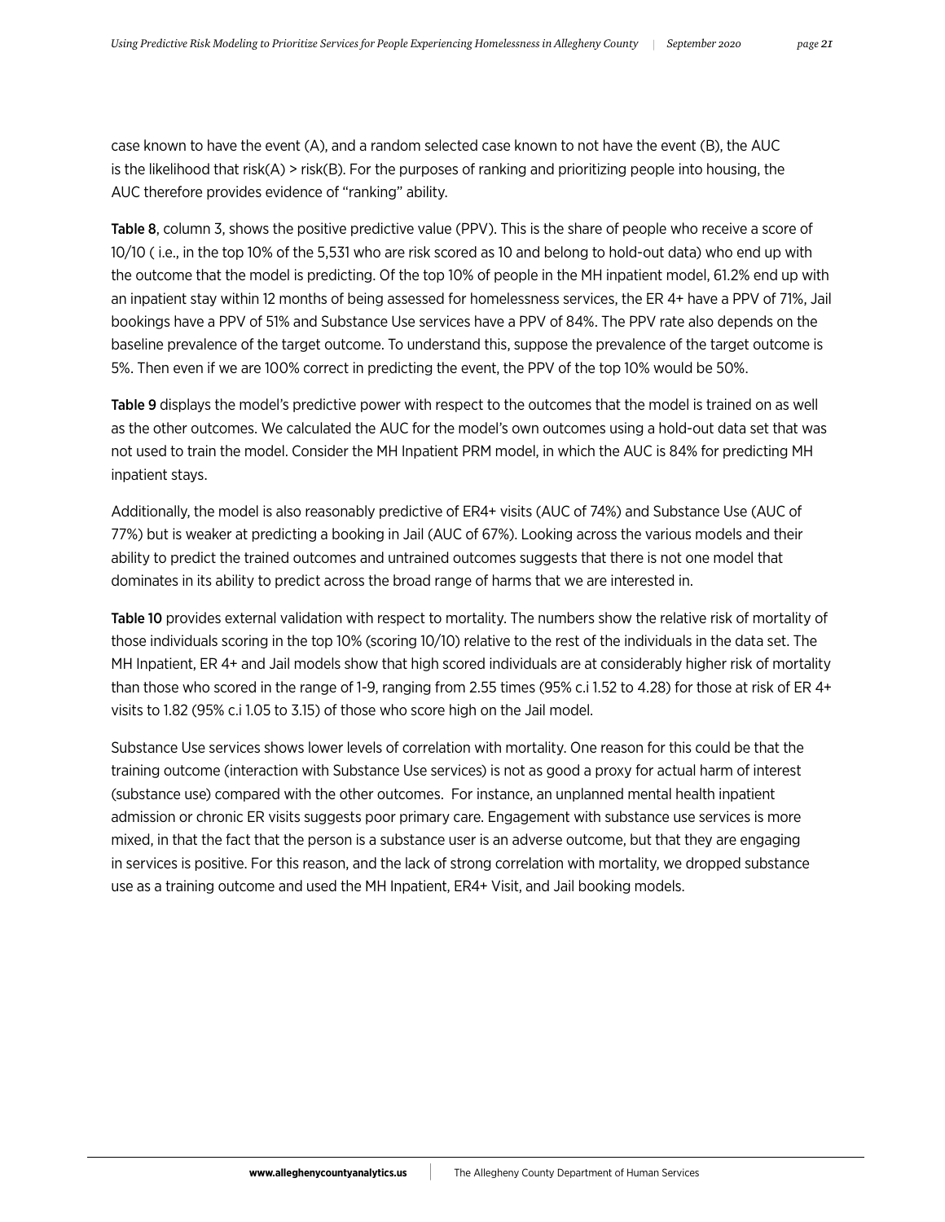case known to have the event (A), and a random selected case known to not have the event (B), the AUC is the likelihood that risk(A) > risk(B). For the purposes of ranking and prioritizing people into housing, the AUC therefore provides evidence of "ranking" ability.

**Table 8**, column 3, shows the positive predictive value (PPV). This is the share of people who receive a score of 10/10 ( i.e., in the top 10% of the 5,531 who are risk scored as 10 and belong to hold-out data) who end up with the outcome that the model is predicting. Of the top 10% of people in the MH inpatient model, 61.2% end up with an inpatient stay within 12 months of being assessed for homelessness services, the ER 4+ have a PPV of 71%, Jail bookings have a PPV of 51% and Substance Use services have a PPV of 84%. The PPV rate also depends on the baseline prevalence of the target outcome. To understand this, suppose the prevalence of the target outcome is 5%. Then even if we are 100% correct in predicting the event, the PPV of the top 10% would be 50%.

**Table 9** displays the model's predictive power with respect to the outcomes that the model is trained on as well as the other outcomes. We calculated the AUC for the model's own outcomes using a hold-out data set that was not used to train the model. Consider the MH Inpatient PRM model, in which the AUC is 84% for predicting MH inpatient stays.

Additionally, the model is also reasonably predictive of ER4+ visits (AUC of 74%) and Substance Use (AUC of 77%) but is weaker at predicting a booking in Jail (AUC of 67%). Looking across the various models and their ability to predict the trained outcomes and untrained outcomes suggests that there is not one model that dominates in its ability to predict across the broad range of harms that we are interested in.

**Table 10** provides external validation with respect to mortality. The numbers show the relative risk of mortality of those individuals scoring in the top 10% (scoring 10/10) relative to the rest of the individuals in the data set. The MH Inpatient, ER 4+ and Jail models show that high scored individuals are at considerably higher risk of mortality than those who scored in the range of 1-9, ranging from 2.55 times (95% c.i 1.52 to 4.28) for those at risk of ER 4+ visits to 1.82 (95% c.i 1.05 to 3.15) of those who score high on the Jail model.

Substance Use services shows lower levels of correlation with mortality. One reason for this could be that the training outcome (interaction with Substance Use services) is not as good a proxy for actual harm of interest (substance use) compared with the other outcomes. For instance, an unplanned mental health inpatient admission or chronic ER visits suggests poor primary care. Engagement with substance use services is more mixed, in that the fact that the person is a substance user is an adverse outcome, but that they are engaging in services is positive. For this reason, and the lack of strong correlation with mortality, we dropped substance use as a training outcome and used the MH Inpatient, ER4+ Visit, and Jail booking models.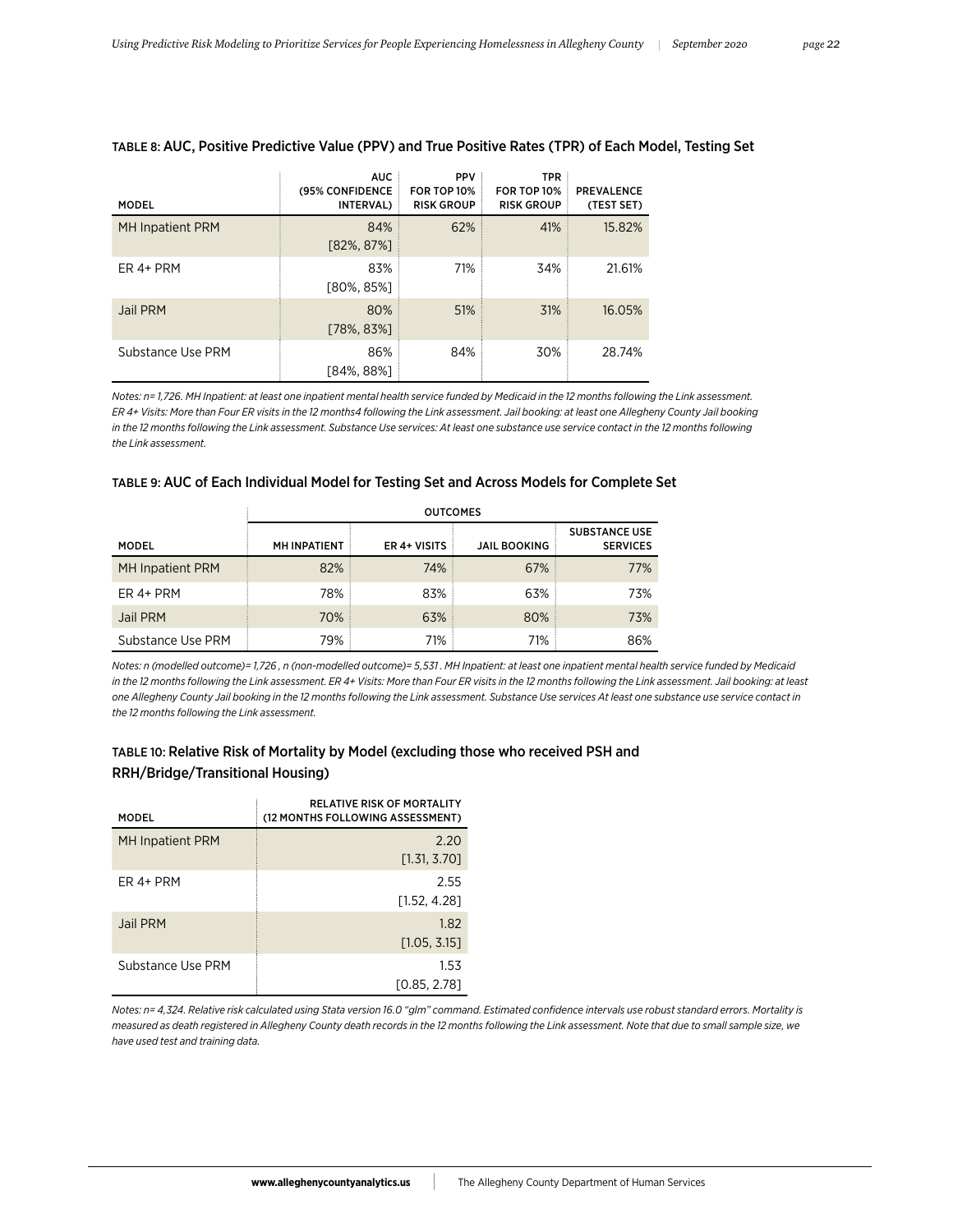### TABLE 8: AUC, Positive Predictive Value (PPV) and True Positive Rates (TPR) of Each Model, Testing Set

| MODEL | AUC (95% CONFIDENCE INTERVAL) | PPV FOR TOP 10% RISK GROUP | TPR FOR TOP 10% RISK GROUP | PREVALENCE (TEST SET) |
|---|---|---|---|---|
| MH Inpatient PRM | 84% [82%, 87%] | 62% | 41% | 15.82% |
| ER 4+ PRM | 83% [80%, 85%] | 71% | 34% | 21.61% |
| Jail PRM | 80% [78%, 83%] | 51% | 31% | 16.05% |
| Substance Use PRM | 86% [84%, 88%] | 84% | 30% | 28.74% |

*Notes: n= 1,726. MH Inpatient: at least one inpatient mental health service funded by Medicaid in the 12 months following the Link assessment. ER 4+ Visits: More than Four ER visits in the 12 months4 following the Link assessment. Jail booking: at least one Allegheny County Jail booking in the 12 months following the Link assessment. Substance Use services: At least one substance use service contact in the 12 months following the Link assessment.*

### TABLE 9: AUC of Each Individual Model for Testing Set and Across Models for Complete Set

| | OUTCOMES | | | |
|---|---|---|---|---|
| MODEL | MH INPATIENT | ER 4+ VISITS | JAIL BOOKING | SUBSTANCE USE SERVICES |
| MH Inpatient PRM | 82% | 74% | 67% | 77% |
| ER 4+ PRM | 78% | 83% | 63% | 73% |
| Jail PRM | 70% | 63% | 80% | 73% |
| Substance Use PRM | 79% | 71% | 71% | 86% |

*Notes: n (modelled outcome)= 1,726 , n (non-modelled outcome)= 5,531 . MH Inpatient: at least one inpatient mental health service funded by Medicaid in the 12 months following the Link assessment. ER 4+ Visits: More than Four ER visits in the 12 months following the Link assessment. Jail booking: at least one Allegheny County Jail booking in the 12 months following the Link assessment. Substance Use services At least one substance use service contact in the 12 months following the Link assessment.*

### TABLE 10: Relative Risk of Mortality by Model (excluding those who received PSH and RRH/Bridge/Transitional Housing)

| MODEL | RELATIVE RISK OF MORTALITY (12 MONTHS FOLLOWING ASSESSMENT) |
|---|---|
| MH Inpatient PRM | 2.20 [1.31, 3.70] |
| ER 4+ PRM | 2.55 [1.52, 4.28] |
| Jail PRM | 1.82 [1.05, 3.15] |
| Substance Use PRM | 1.53 [0.85, 2.78] |

*Notes: n= 4,324. Relative risk calculated using Stata version 16.0 "glm" command. Estimated confidence intervals use robust standard errors. Mortality is measured as death registered in Allegheny County death records in the 12 months following the Link assessment. Note that due to small sample size, we have used test and training data.*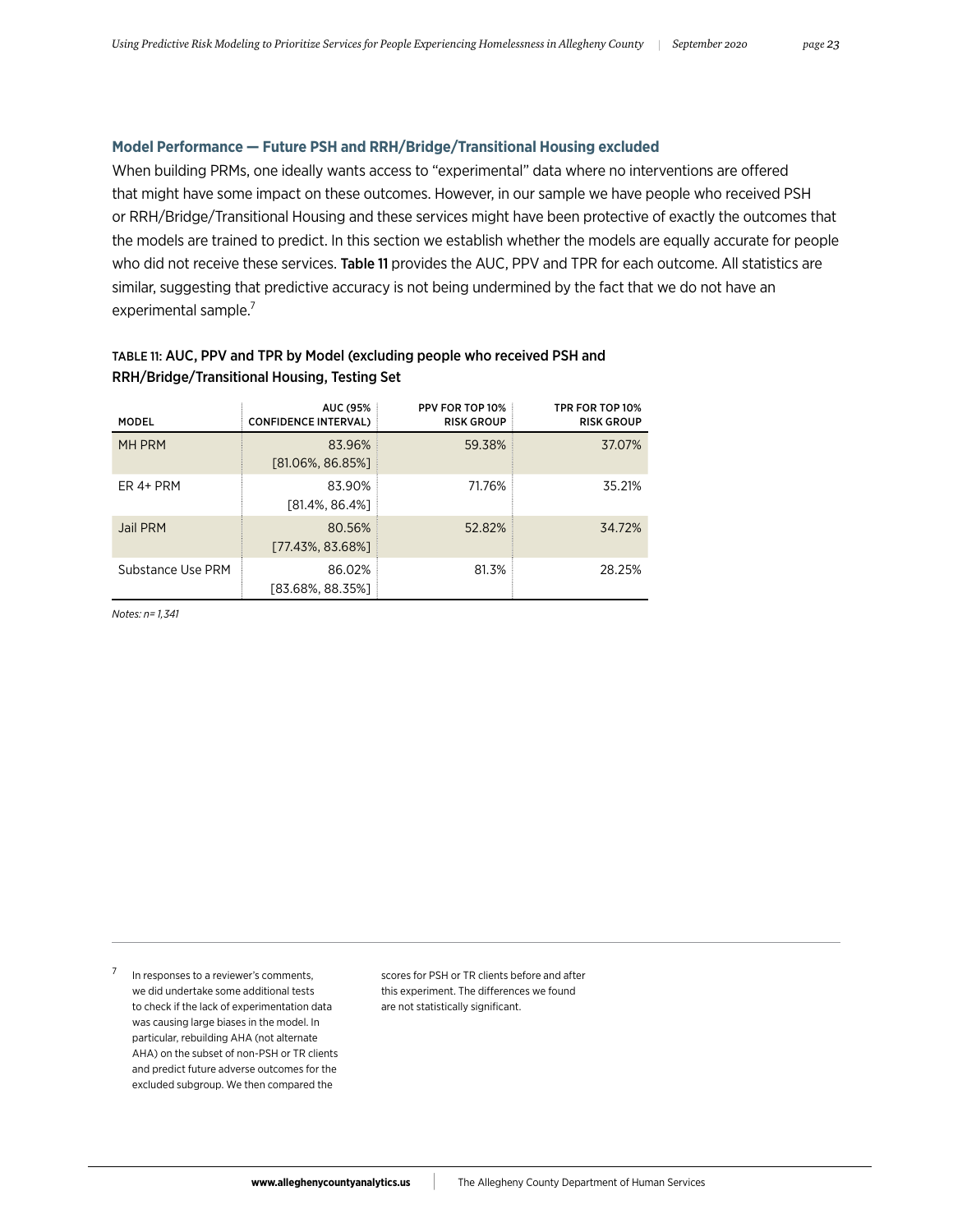### Model Performance — Future PSH and RRH/Bridge/Transitional Housing excluded

When building PRMs, one ideally wants access to "experimental" data where no interventions are offered that might have some impact on these outcomes. However, in our sample we have people who received PSH or RRH/Bridge/Transitional Housing and these services might have been protective of exactly the outcomes that the models are trained to predict. In this section we establish whether the models are equally accurate for people who did not receive these services. **Table 11** provides the AUC, PPV and TPR for each outcome. All statistics are similar, suggesting that predictive accuracy is not being undermined by the fact that we do not have an experimental sample.[7]

TABLE 11: AUC, PPV and TPR by Model (excluding people who received PSH and RRH/Bridge/Transitional Housing, Testing Set

| MODEL | AUC (95% CONFIDENCE INTERVAL) | PPV FOR TOP 10% RISK GROUP | TPR FOR TOP 10% RISK GROUP |
|---|---|---|---|
| MH PRM | 83.96% [81.06%, 86.85%] | 59.38% | 37.07% |
| ER 4+ PRM | 83.90% [81.4%, 86.4%] | 71.76% | 35.21% |
| Jail PRM | 80.56% [77.43%, 83.68%] | 52.82% | 34.72% |
| Substance Use PRM | 86.02% [83.68%, 88.35%] | 81.3% | 28.25% |

*Notes: n= 1,341*

[7] In responses to a reviewer's comments, we did undertake some additional tests to check if the lack of experimentation data was causing large biases in the model. In particular, rebuilding AHA (not alternate AHA) on the subset of non-PSH or TR clients and predict future adverse outcomes for the excluded subgroup. We then compared the scores for PSH or TR clients before and after this experiment. The differences we found are not statistically significant.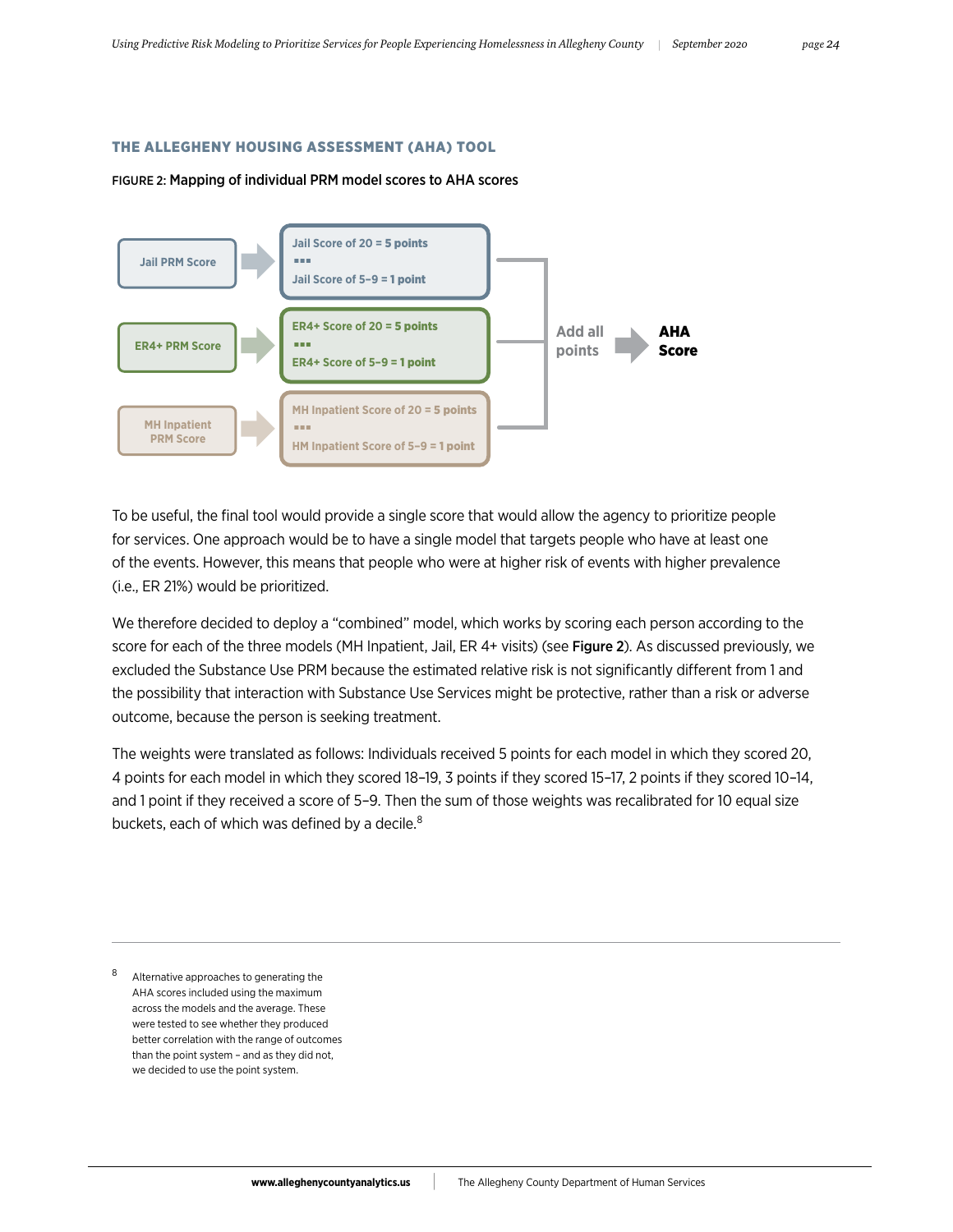### THE ALLEGHENY HOUSING ASSESSMENT (AHA) TOOL

FIGURE 2: Mapping of individual PRM model scores to AHA scores

Jail PRM Score → Jail Score of 20 = 5 points ... Jail Score of 5–9 = 1 point

ER4+ PRM Score → ER4+ Score of 20 = 5 points ... ER4+ Score of 5–9 = 1 point

MH Inpatient PRM Score → MH Inpatient Score of 20 = 5 points ... HM Inpatient Score of 5–9 = 1 point

Add all points → **AHA Score**

To be useful, the final tool would provide a single score that would allow the agency to prioritize people for services. One approach would be to have a single model that targets people who have at least one of the events. However, this means that people who were at higher risk of events with higher prevalence (i.e., ER 21%) would be prioritized.

We therefore decided to deploy a "combined" model, which works by scoring each person according to the score for each of the three models (MH Inpatient, Jail, ER 4+ visits) (see **Figure 2**). As discussed previously, we excluded the Substance Use PRM because the estimated relative risk is not significantly different from 1 and the possibility that interaction with Substance Use Services might be protective, rather than a risk or adverse outcome, because the person is seeking treatment.

The weights were translated as follows: Individuals received 5 points for each model in which they scored 20, 4 points for each model in which they scored 18–19, 3 points if they scored 15–17, 2 points if they scored 10–14, and 1 point if they received a score of 5–9. Then the sum of those weights was recalibrated for 10 equal size buckets, each of which was defined by a decile.[8]

---

[8] Alternative approaches to generating the AHA scores included using the maximum across the models and the average. These were tested to see whether they produced better correlation with the range of outcomes than the point system – and as they did not, we decided to use the point system.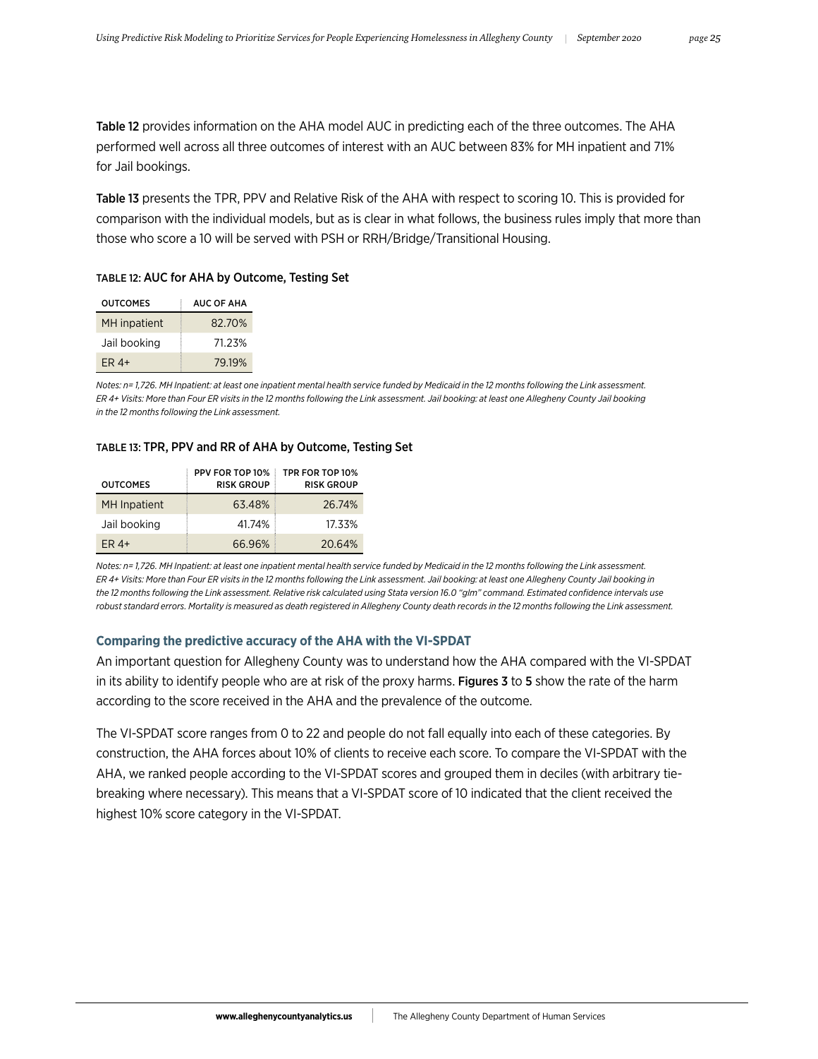**Table 12** provides information on the AHA model AUC in predicting each of the three outcomes. The AHA performed well across all three outcomes of interest with an AUC between 83% for MH inpatient and 71% for Jail bookings.

**Table 13** presents the TPR, PPV and Relative Risk of the AHA with respect to scoring 10. This is provided for comparison with the individual models, but as is clear in what follows, the business rules imply that more than those who score a 10 will be served with PSH or RRH/Bridge/Transitional Housing.

TABLE 12: **AUC for AHA by Outcome, Testing Set**

| OUTCOMES | AUC OF AHA |
|---|---|
| MH inpatient | 82.70% |
| Jail booking | 71.23% |
| ER 4+ | 79.19% |

*Notes: n= 1,726. MH Inpatient: at least one inpatient mental health service funded by Medicaid in the 12 months following the Link assessment. ER 4+ Visits: More than Four ER visits in the 12 months following the Link assessment. Jail booking: at least one Allegheny County Jail booking in the 12 months following the Link assessment.*

TABLE 13: **TPR, PPV and RR of AHA by Outcome, Testing Set**

| OUTCOMES | PPV FOR TOP 10% RISK GROUP | TPR FOR TOP 10% RISK GROUP |
|---|---|---|
| MH Inpatient | 63.48% | 26.74% |
| Jail booking | 41.74% | 17.33% |
| ER 4+ | 66.96% | 20.64% |

*Notes: n= 1,726. MH Inpatient: at least one inpatient mental health service funded by Medicaid in the 12 months following the Link assessment. ER 4+ Visits: More than Four ER visits in the 12 months following the Link assessment. Jail booking: at least one Allegheny County Jail booking in the 12 months following the Link assessment. Relative risk calculated using Stata version 16.0 "glm" command. Estimated confidence intervals use robust standard errors. Mortality is measured as death registered in Allegheny County death records in the 12 months following the Link assessment.*

### Comparing the predictive accuracy of the AHA with the VI-SPDAT

An important question for Allegheny County was to understand how the AHA compared with the VI-SPDAT in its ability to identify people who are at risk of the proxy harms. **Figures 3** to **5** show the rate of the harm according to the score received in the AHA and the prevalence of the outcome.

The VI-SPDAT score ranges from 0 to 22 and people do not fall equally into each of these categories. By construction, the AHA forces about 10% of clients to receive each score. To compare the VI-SPDAT with the AHA, we ranked people according to the VI-SPDAT scores and grouped them in deciles (with arbitrary tie-breaking where necessary). This means that a VI-SPDAT score of 10 indicated that the client received the highest 10% score category in the VI-SPDAT.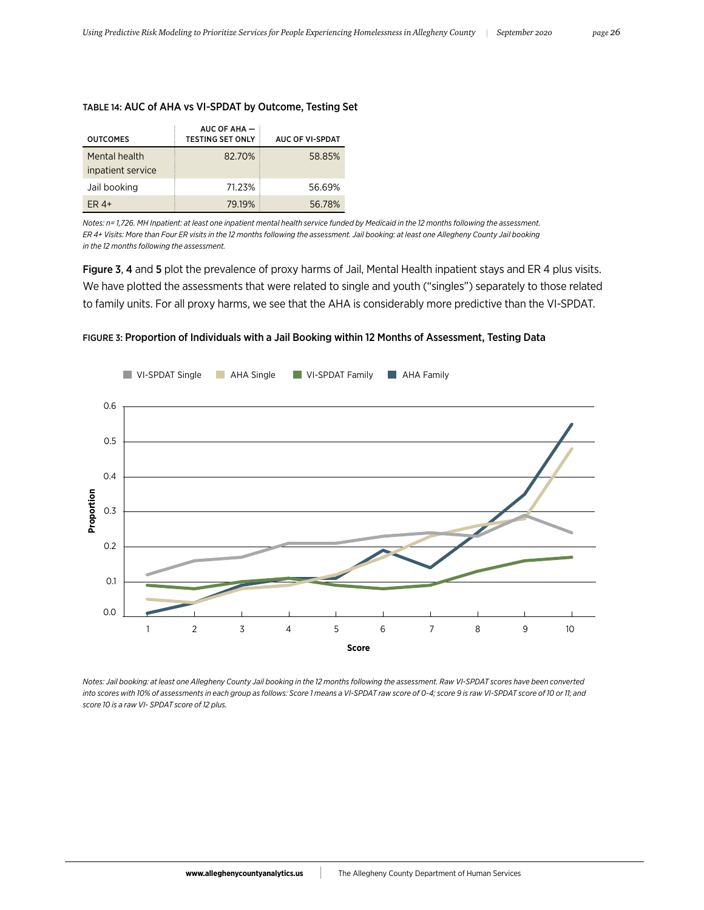TABLE 14: **AUC of AHA vs VI-SPDAT by Outcome, Testing Set**

| OUTCOMES | AUC OF AHA — TESTING SET ONLY | AUC OF VI-SPDAT |
|---|---|---|
| Mental health inpatient service | 82.70% | 58.85% |
| Jail booking | 71.23% | 56.69% |
| ER 4+ | 79.19% | 56.78% |

*Notes: n= 1,726. MH Inpatient: at least one inpatient mental health service funded by Medicaid in the 12 months following the assessment. ER 4+ Visits: More than Four ER visits in the 12 months following the assessment. Jail booking: at least one Allegheny County Jail booking in the 12 months following the assessment.*

**Figure 3**, **4** and **5** plot the prevalence of proxy harms of Jail, Mental Health inpatient stays and ER 4 plus visits. We have plotted the assessments that were related to single and youth ("singles") separately to those related to family units. For all proxy harms, we see that the AHA is considerably more predictive than the VI-SPDAT.

FIGURE 3: **Proportion of Individuals with a Jail Booking within 12 Months of Assessment, Testing Data**

*Notes: Jail booking: at least one Allegheny County Jail booking in the 12 months following the assessment. Raw VI-SPDAT scores have been converted into scores with 10% of assessments in each group as follows: Score 1 means a VI-SPDAT raw score of 0-4; score 9 is raw VI-SPDAT score of 10 or 11; and score 10 is a raw VI- SPDAT score of 12 plus.*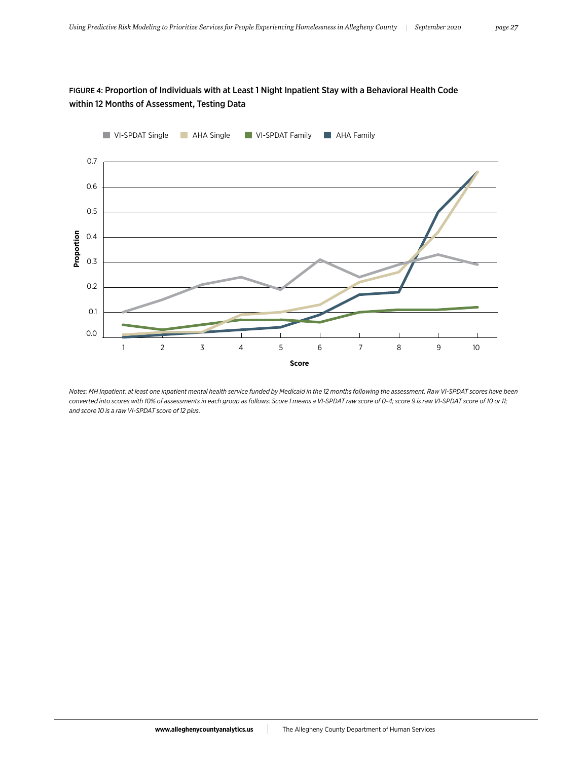FIGURE 4: Proportion of Individuals with at Least 1 Night Inpatient Stay with a Behavioral Health Code within 12 Months of Assessment, Testing Data

*Notes: MH Inpatient: at least one inpatient mental health service funded by Medicaid in the 12 months following the assessment. Raw VI-SPDAT scores have been converted into scores with 10% of assessments in each group as follows: Score 1 means a VI-SPDAT raw score of 0-4; score 9 is raw VI-SPDAT score of 10 or 11; and score 10 is a raw VI-SPDAT score of 12 plus.*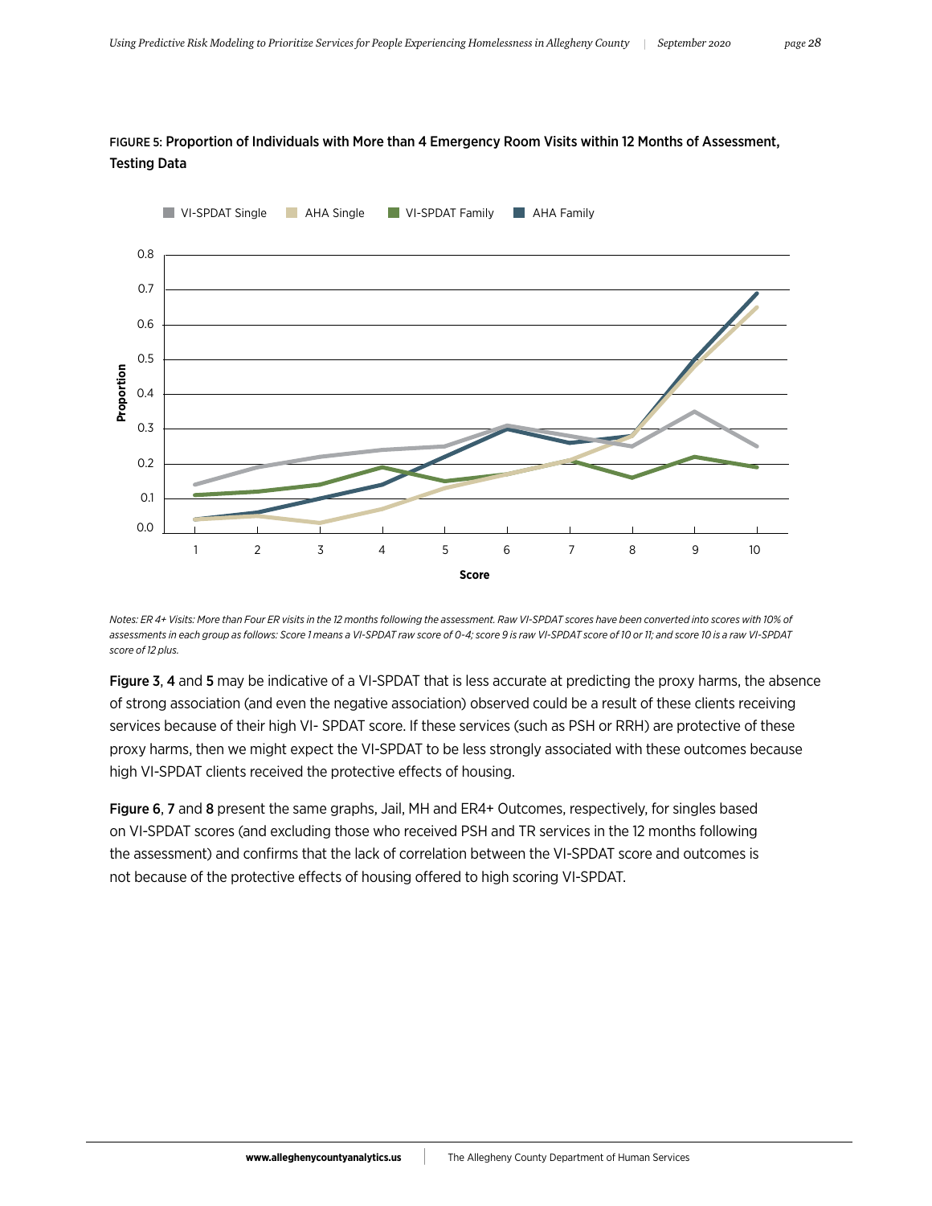**FIGURE 5: Proportion of Individuals with More than 4 Emergency Room Visits within 12 Months of Assessment, Testing Data**

*Notes: ER 4+ Visits: More than Four ER visits in the 12 months following the assessment. Raw VI-SPDAT scores have been converted into scores with 10% of assessments in each group as follows: Score 1 means a VI-SPDAT raw score of 0-4; score 9 is raw VI-SPDAT score of 10 or 11; and score 10 is a raw VI-SPDAT score of 12 plus.*

**Figure 3**, **4** and **5** may be indicative of a VI-SPDAT that is less accurate at predicting the proxy harms, the absence of strong association (and even the negative association) observed could be a result of these clients receiving services because of their high VI- SPDAT score. If these services (such as PSH or RRH) are protective of these proxy harms, then we might expect the VI-SPDAT to be less strongly associated with these outcomes because high VI-SPDAT clients received the protective effects of housing.

**Figure 6**, **7** and **8** present the same graphs, Jail, MH and ER4+ Outcomes, respectively, for singles based on VI-SPDAT scores (and excluding those who received PSH and TR services in the 12 months following the assessment) and confirms that the lack of correlation between the VI-SPDAT score and outcomes is not because of the protective effects of housing offered to high scoring VI-SPDAT.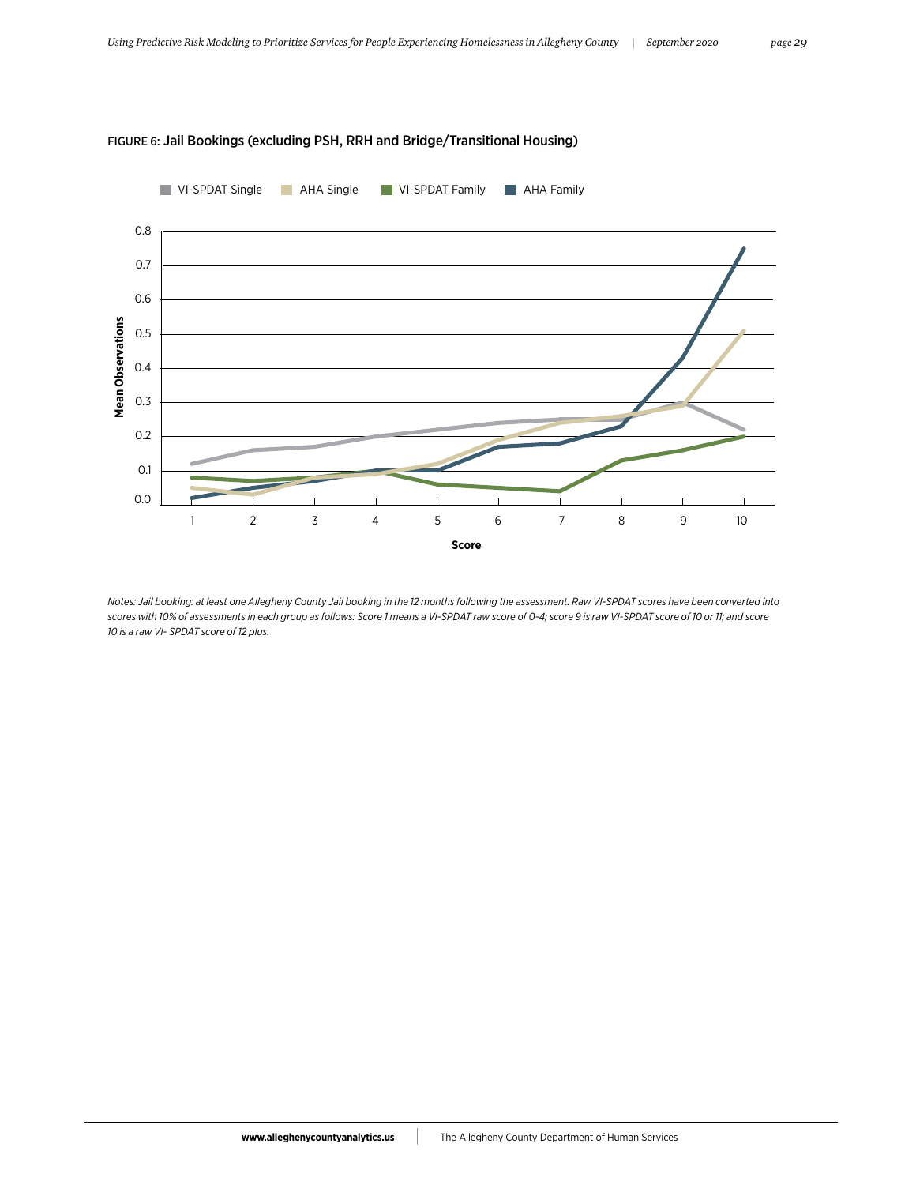FIGURE 6: Jail Bookings (excluding PSH, RRH and Bridge/Transitional Housing)

*Notes: Jail booking: at least one Allegheny County Jail booking in the 12 months following the assessment. Raw VI-SPDAT scores have been converted into scores with 10% of assessments in each group as follows: Score 1 means a VI-SPDAT raw score of 0-4; score 9 is raw VI-SPDAT score of 10 or 11; and score 10 is a raw VI- SPDAT score of 12 plus.*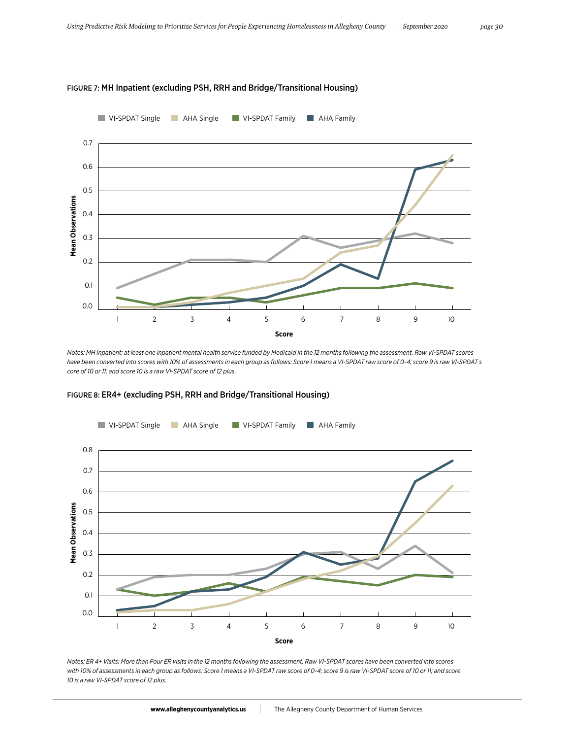FIGURE 7: MH Inpatient (excluding PSH, RRH and Bridge/Transitional Housing)

*Notes: MH Inpatient: at least one inpatient mental health service funded by Medicaid in the 12 months following the assessment. Raw VI-SPDAT scores have been converted into scores with 10% of assessments in each group as follows: Score 1 means a VI-SPDAT raw score of 0-4; score 9 is raw VI-SPDAT s core of 10 or 11; and score 10 is a raw VI-SPDAT score of 12 plus.*

FIGURE 8: ER4+ (excluding PSH, RRH and Bridge/Transitional Housing)

*Notes: ER 4+ Visits: More than Four ER visits in the 12 months following the assessment. Raw VI-SPDAT scores have been converted into scores with 10% of assessments in each group as follows: Score 1 means a VI-SPDAT raw score of 0-4; score 9 is raw VI-SPDAT score of 10 or 11; and score 10 is a raw VI-SPDAT score of 12 plus.*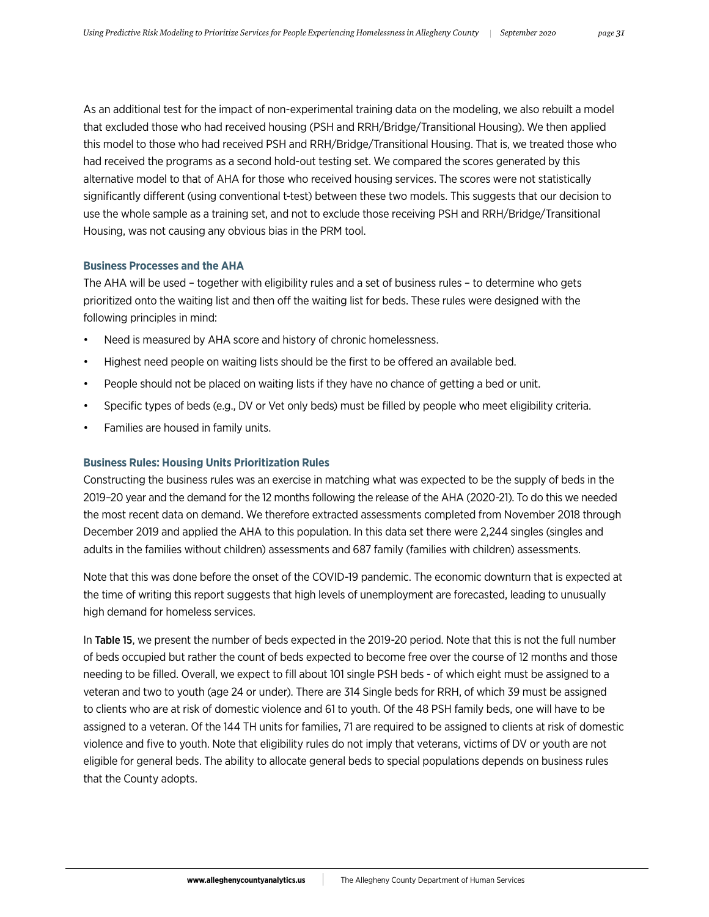As an additional test for the impact of non-experimental training data on the modeling, we also rebuilt a model that excluded those who had received housing (PSH and RRH/Bridge/Transitional Housing). We then applied this model to those who had received PSH and RRH/Bridge/Transitional Housing. That is, we treated those who had received the programs as a second hold-out testing set. We compared the scores generated by this alternative model to that of AHA for those who received housing services. The scores were not statistically significantly different (using conventional t-test) between these two models. This suggests that our decision to use the whole sample as a training set, and not to exclude those receiving PSH and RRH/Bridge/Transitional Housing, was not causing any obvious bias in the PRM tool.

### Business Processes and the AHA

The AHA will be used – together with eligibility rules and a set of business rules – to determine who gets prioritized onto the waiting list and then off the waiting list for beds. These rules were designed with the following principles in mind:

- Need is measured by AHA score and history of chronic homelessness.
- Highest need people on waiting lists should be the first to be offered an available bed.
- People should not be placed on waiting lists if they have no chance of getting a bed or unit.
- Specific types of beds (e.g., DV or Vet only beds) must be filled by people who meet eligibility criteria.
- Families are housed in family units.

### Business Rules: Housing Units Prioritization Rules

Constructing the business rules was an exercise in matching what was expected to be the supply of beds in the 2019–20 year and the demand for the 12 months following the release of the AHA (2020-21). To do this we needed the most recent data on demand. We therefore extracted assessments completed from November 2018 through December 2019 and applied the AHA to this population. In this data set there were 2,244 singles (singles and adults in the families without children) assessments and 687 family (families with children) assessments.

Note that this was done before the onset of the COVID-19 pandemic. The economic downturn that is expected at the time of writing this report suggests that high levels of unemployment are forecasted, leading to unusually high demand for homeless services.

In **Table 15**, we present the number of beds expected in the 2019-20 period. Note that this is not the full number of beds occupied but rather the count of beds expected to become free over the course of 12 months and those needing to be filled. Overall, we expect to fill about 101 single PSH beds - of which eight must be assigned to a veteran and two to youth (age 24 or under). There are 314 Single beds for RRH, of which 39 must be assigned to clients who are at risk of domestic violence and 61 to youth. Of the 48 PSH family beds, one will have to be assigned to a veteran. Of the 144 TH units for families, 71 are required to be assigned to clients at risk of domestic violence and five to youth. Note that eligibility rules do not imply that veterans, victims of DV or youth are not eligible for general beds. The ability to allocate general beds to special populations depends on business rules that the County adopts.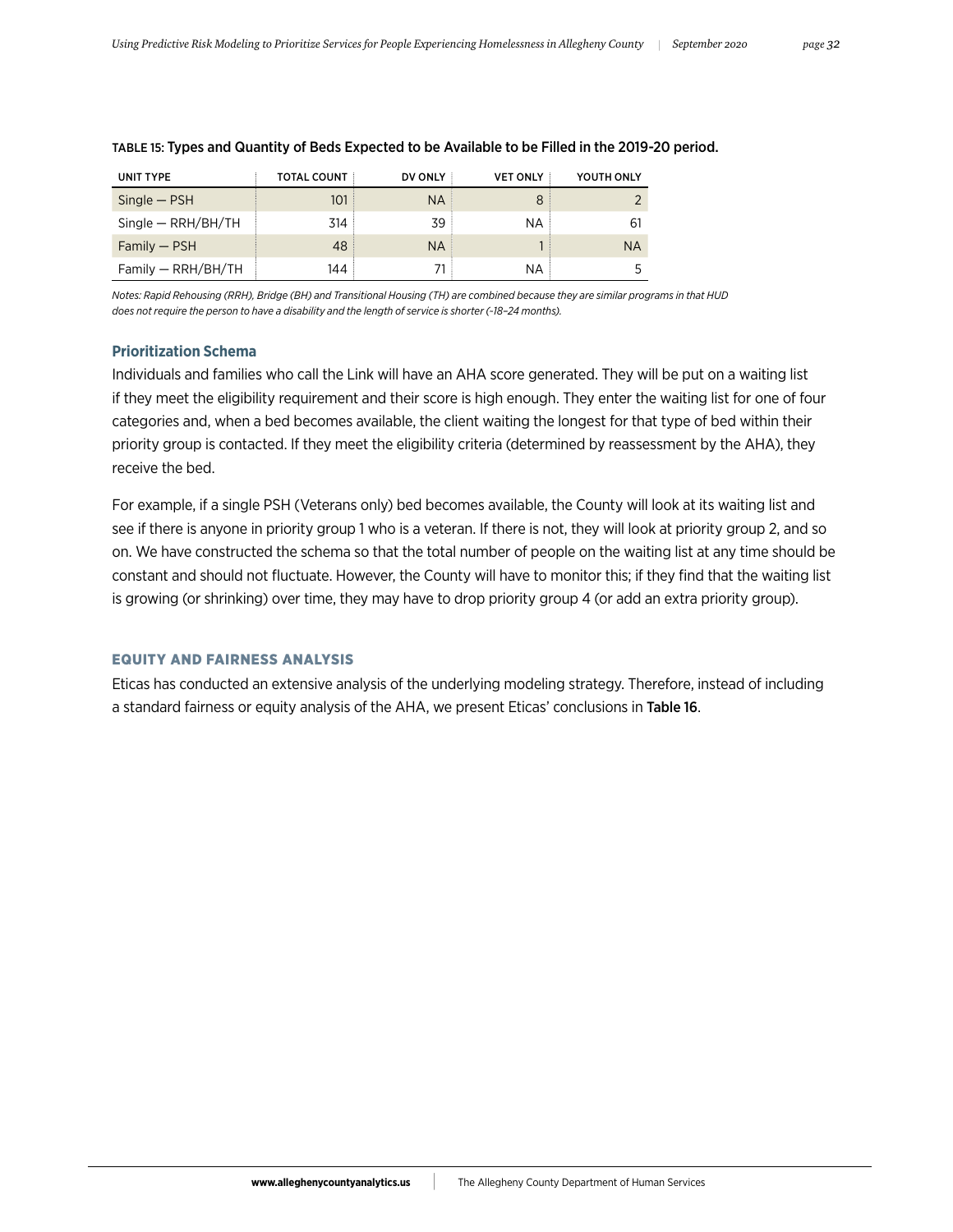TABLE 15: Types and Quantity of Beds Expected to be Available to be Filled in the 2019-20 period.

| UNIT TYPE | TOTAL COUNT | DV ONLY | VET ONLY | YOUTH ONLY |
|---|---|---|---|---|
| Single — PSH | 101 | NA | 8 | 2 |
| Single — RRH/BH/TH | 314 | 39 | NA | 61 |
| Family — PSH | 48 | NA | 1 | NA |
| Family — RRH/BH/TH | 144 | 71 | NA | 5 |

*Notes: Rapid Rehousing (RRH), Bridge (BH) and Transitional Housing (TH) are combined because they are similar programs in that HUD does not require the person to have a disability and the length of service is shorter (~18–24 months).*

### Prioritization Schema

Individuals and families who call the Link will have an AHA score generated. They will be put on a waiting list if they meet the eligibility requirement and their score is high enough. They enter the waiting list for one of four categories and, when a bed becomes available, the client waiting the longest for that type of bed within their priority group is contacted. If they meet the eligibility criteria (determined by reassessment by the AHA), they receive the bed.

For example, if a single PSH (Veterans only) bed becomes available, the County will look at its waiting list and see if there is anyone in priority group 1 who is a veteran. If there is not, they will look at priority group 2, and so on. We have constructed the schema so that the total number of people on the waiting list at any time should be constant and should not fluctuate. However, the County will have to monitor this; if they find that the waiting list is growing (or shrinking) over time, they may have to drop priority group 4 (or add an extra priority group).

## EQUITY AND FAIRNESS ANALYSIS

Eticas has conducted an extensive analysis of the underlying modeling strategy. Therefore, instead of including a standard fairness or equity analysis of the AHA, we present Eticas' conclusions in **Table 16**.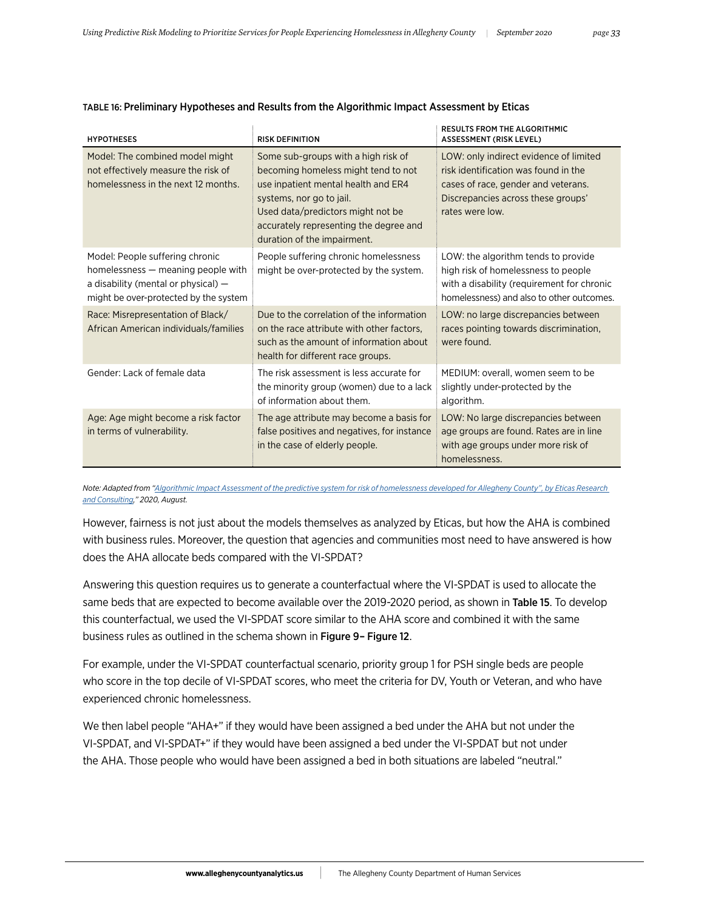TABLE 16: **Preliminary Hypotheses and Results from the Algorithmic Impact Assessment by Eticas**

| HYPOTHESES | RISK DEFINITION | RESULTS FROM THE ALGORITHMIC ASSESSMENT (RISK LEVEL) |
|---|---|---|
| Model: The combined model might not effectively measure the risk of homelessness in the next 12 months. | Some sub-groups with a high risk of becoming homeless might tend to not use inpatient mental health and ER4 systems, nor go to jail. Used data/predictors might not be accurately representing the degree and duration of the impairment. | LOW: only indirect evidence of limited risk identification was found in the cases of race, gender and veterans. Discrepancies across these groups' rates were low. |
| Model: People suffering chronic homelessness — meaning people with a disability (mental or physical) — might be over-protected by the system | People suffering chronic homelessness might be over-protected by the system. | LOW: the algorithm tends to provide high risk of homelessness to people with a disability (requirement for chronic homelessness) and also to other outcomes. |
| Race: Misrepresentation of Black/ African American individuals/families | Due to the correlation of the information on the race attribute with other factors, such as the amount of information about health for different race groups. | LOW: no large discrepancies between races pointing towards discrimination, were found. |
| Gender: Lack of female data | The risk assessment is less accurate for the minority group (women) due to a lack of information about them. | MEDIUM: overall, women seem to be slightly under-protected by the algorithm. |
| Age: Age might become a risk factor in terms of vulnerability. | The age attribute may become a basis for false positives and negatives, for instance in the case of elderly people. | LOW: No large discrepancies between age groups are found. Rates are in line with age groups under more risk of homelessness. |

*Note: Adapted from "Algorithmic Impact Assessment of the predictive system for risk of homelessness developed for Allegheny County", by Eticas Research and Consulting," 2020, August.*

However, fairness is not just about the models themselves as analyzed by Eticas, but how the AHA is combined with business rules. Moreover, the question that agencies and communities most need to have answered is how does the AHA allocate beds compared with the VI-SPDAT?

Answering this question requires us to generate a counterfactual where the VI-SPDAT is used to allocate the same beds that are expected to become available over the 2019-2020 period, as shown in **Table 15**. To develop this counterfactual, we used the VI-SPDAT score similar to the AHA score and combined it with the same business rules as outlined in the schema shown in **Figure 9– Figure 12**.

For example, under the VI-SPDAT counterfactual scenario, priority group 1 for PSH single beds are people who score in the top decile of VI-SPDAT scores, who meet the criteria for DV, Youth or Veteran, and who have experienced chronic homelessness.

We then label people "AHA+" if they would have been assigned a bed under the AHA but not under the VI-SPDAT, and VI-SPDAT+" if they would have been assigned a bed under the VI-SPDAT but not under the AHA. Those people who would have been assigned a bed in both situations are labeled "neutral."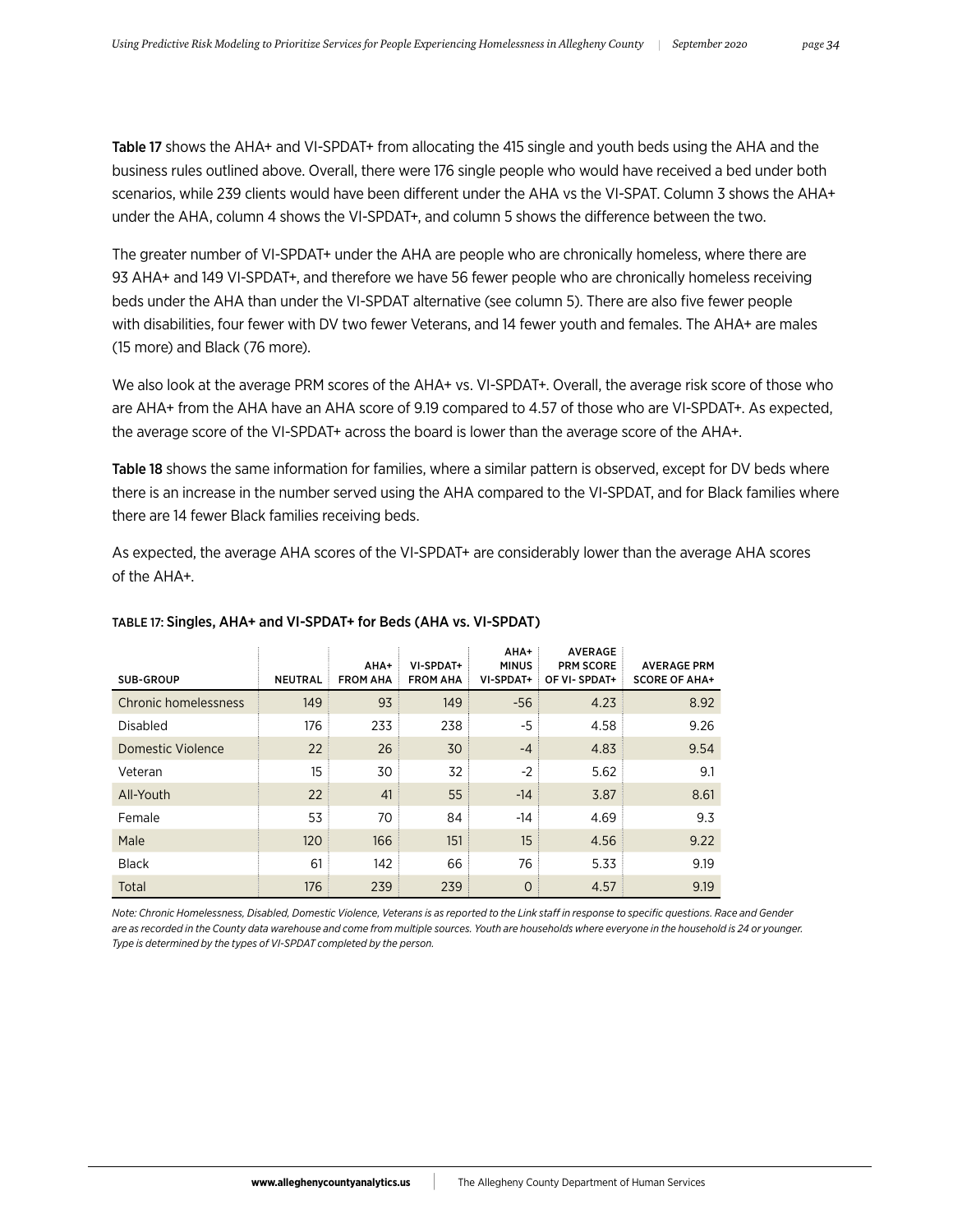**Table 17** shows the AHA+ and VI-SPDAT+ from allocating the 415 single and youth beds using the AHA and the business rules outlined above. Overall, there were 176 single people who would have received a bed under both scenarios, while 239 clients would have been different under the AHA vs the VI-SPAT. Column 3 shows the AHA+ under the AHA, column 4 shows the VI-SPDAT+, and column 5 shows the difference between the two.

The greater number of VI-SPDAT+ under the AHA are people who are chronically homeless, where there are 93 AHA+ and 149 VI-SPDAT+, and therefore we have 56 fewer people who are chronically homeless receiving beds under the AHA than under the VI-SPDAT alternative (see column 5). There are also five fewer people with disabilities, four fewer with DV two fewer Veterans, and 14 fewer youth and females. The AHA+ are males (15 more) and Black (76 more).

We also look at the average PRM scores of the AHA+ vs. VI-SPDAT+. Overall, the average risk score of those who are AHA+ from the AHA have an AHA score of 9.19 compared to 4.57 of those who are VI-SPDAT+. As expected, the average score of the VI-SPDAT+ across the board is lower than the average score of the AHA+.

**Table 18** shows the same information for families, where a similar pattern is observed, except for DV beds where there is an increase in the number served using the AHA compared to the VI-SPDAT, and for Black families where there are 14 fewer Black families receiving beds.

As expected, the average AHA scores of the VI-SPDAT+ are considerably lower than the average AHA scores of the AHA+.

TABLE 17: Singles, AHA+ and VI-SPDAT+ for Beds (AHA vs. VI-SPDAT)

| SUB-GROUP | NEUTRAL | AHA+ FROM AHA | VI-SPDAT+ FROM AHA | AHA+ MINUS VI-SPDAT+ | AVERAGE PRM SCORE OF VI- SPDAT+ | AVERAGE PRM SCORE OF AHA+ |
|---|---|---|---|---|---|---|
| Chronic homelessness | 149 | 93 | 149 | -56 | 4.23 | 8.92 |
| Disabled | 176 | 233 | 238 | -5 | 4.58 | 9.26 |
| Domestic Violence | 22 | 26 | 30 | -4 | 4.83 | 9.54 |
| Veteran | 15 | 30 | 32 | -2 | 5.62 | 9.1 |
| All-Youth | 22 | 41 | 55 | -14 | 3.87 | 8.61 |
| Female | 53 | 70 | 84 | -14 | 4.69 | 9.3 |
| Male | 120 | 166 | 151 | 15 | 4.56 | 9.22 |
| Black | 61 | 142 | 66 | 76 | 5.33 | 9.19 |
| Total | 176 | 239 | 239 | 0 | 4.57 | 9.19 |

*Note: Chronic Homelessness, Disabled, Domestic Violence, Veterans is as reported to the Link staff in response to specific questions. Race and Gender are as recorded in the County data warehouse and come from multiple sources. Youth are households where everyone in the household is 24 or younger. Type is determined by the types of VI-SPDAT completed by the person.*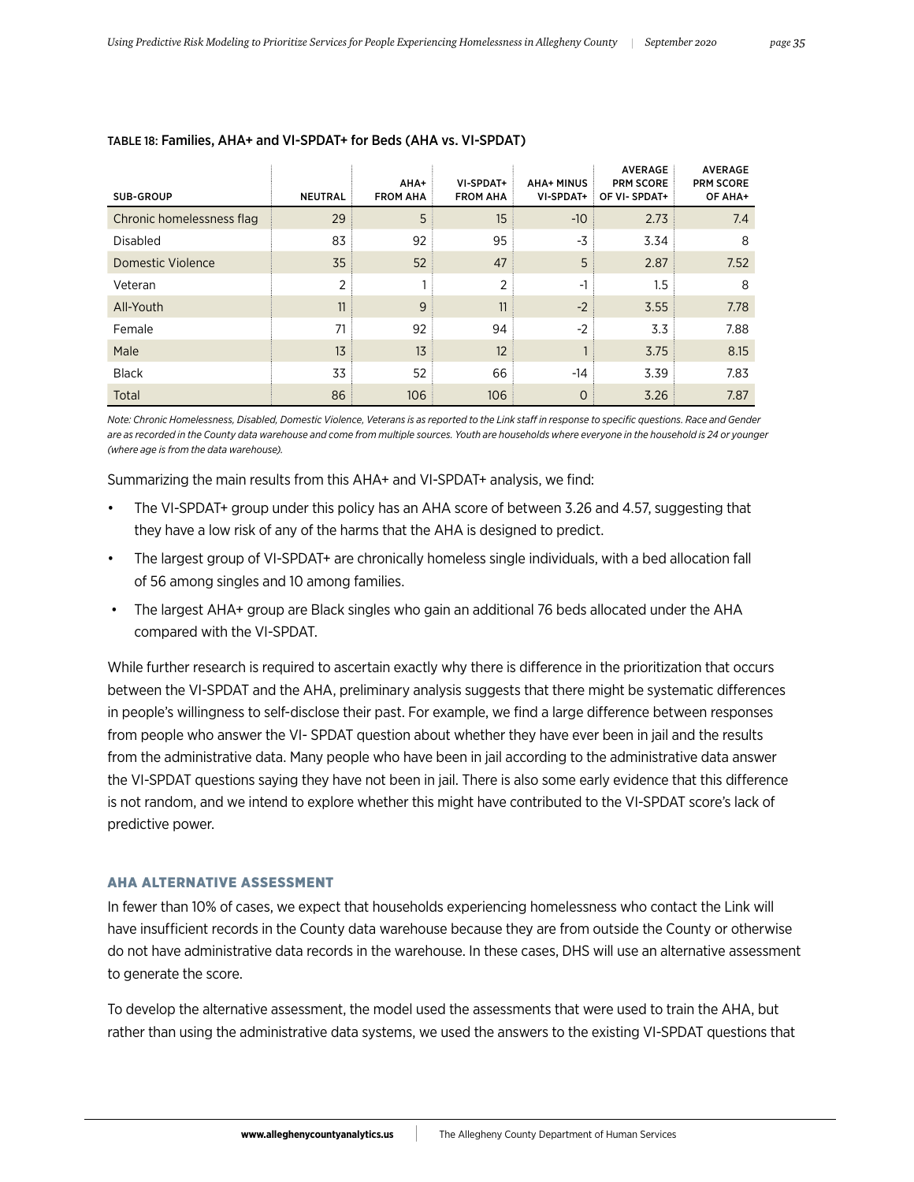TABLE 18: Families, AHA+ and VI-SPDAT+ for Beds (AHA vs. VI-SPDAT)

| SUB-GROUP | NEUTRAL | AHA+ FROM AHA | VI-SPDAT+ FROM AHA | AHA+ MINUS VI-SPDAT+ | AVERAGE PRM SCORE OF VI- SPDAT+ | AVERAGE PRM SCORE OF AHA+ |
|---|---|---|---|---|---|---|
| Chronic homelessness flag | 29 | 5 | 15 | -10 | 2.73 | 7.4 |
| Disabled | 83 | 92 | 95 | -3 | 3.34 | 8 |
| Domestic Violence | 35 | 52 | 47 | 5 | 2.87 | 7.52 |
| Veteran | 2 | 1 | 2 | -1 | 1.5 | 8 |
| All-Youth | 11 | 9 | 11 | -2 | 3.55 | 7.78 |
| Female | 71 | 92 | 94 | -2 | 3.3 | 7.88 |
| Male | 13 | 13 | 12 | 1 | 3.75 | 8.15 |
| Black | 33 | 52 | 66 | -14 | 3.39 | 7.83 |
| Total | 86 | 106 | 106 | 0 | 3.26 | 7.87 |

*Note: Chronic Homelessness, Disabled, Domestic Violence, Veterans is as reported to the Link staff in response to specific questions. Race and Gender are as recorded in the County data warehouse and come from multiple sources. Youth are households where everyone in the household is 24 or younger (where age is from the data warehouse).*

Summarizing the main results from this AHA+ and VI-SPDAT+ analysis, we find:

- The VI-SPDAT+ group under this policy has an AHA score of between 3.26 and 4.57, suggesting that they have a low risk of any of the harms that the AHA is designed to predict.
- The largest group of VI-SPDAT+ are chronically homeless single individuals, with a bed allocation fall of 56 among singles and 10 among families.
- The largest AHA+ group are Black singles who gain an additional 76 beds allocated under the AHA compared with the VI-SPDAT.

While further research is required to ascertain exactly why there is difference in the prioritization that occurs between the VI-SPDAT and the AHA, preliminary analysis suggests that there might be systematic differences in people's willingness to self-disclose their past. For example, we find a large difference between responses from people who answer the VI- SPDAT question about whether they have ever been in jail and the results from the administrative data. Many people who have been in jail according to the administrative data answer the VI-SPDAT questions saying they have not been in jail. There is also some early evidence that this difference is not random, and we intend to explore whether this might have contributed to the VI-SPDAT score's lack of predictive power.

## AHA ALTERNATIVE ASSESSMENT

In fewer than 10% of cases, we expect that households experiencing homelessness who contact the Link will have insufficient records in the County data warehouse because they are from outside the County or otherwise do not have administrative data records in the warehouse. In these cases, DHS will use an alternative assessment to generate the score.

To develop the alternative assessment, the model used the assessments that were used to train the AHA, but rather than using the administrative data systems, we used the answers to the existing VI-SPDAT questions that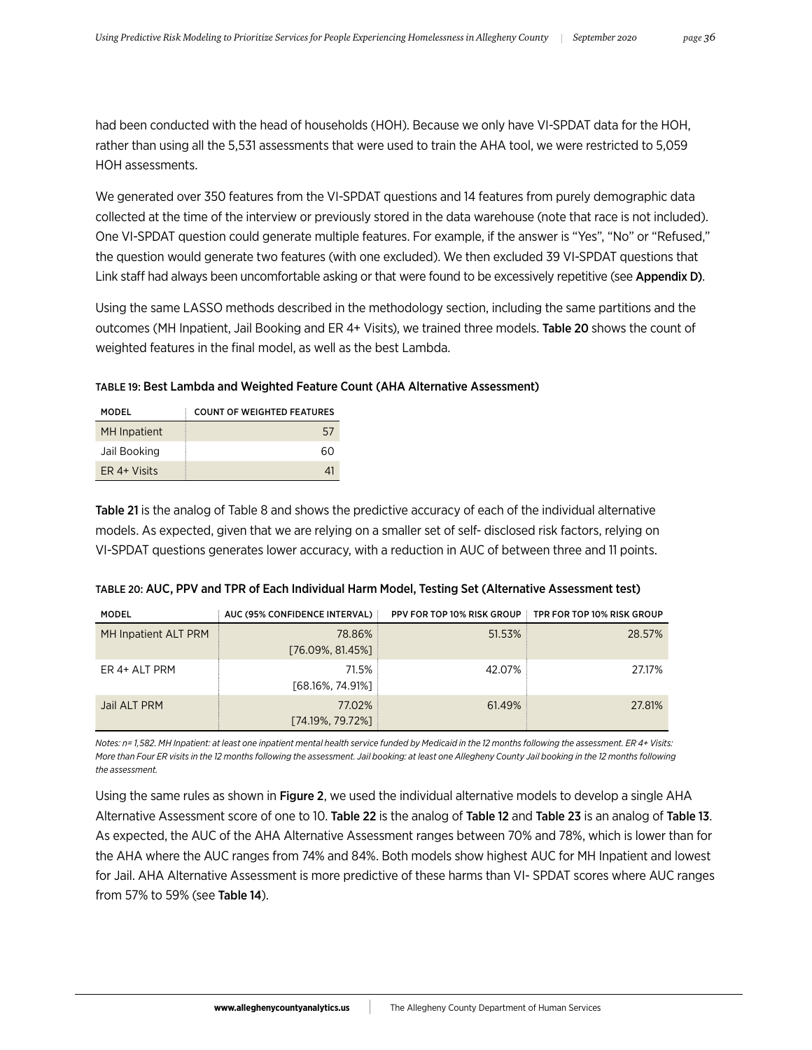had been conducted with the head of households (HOH). Because we only have VI-SPDAT data for the HOH, rather than using all the 5,531 assessments that were used to train the AHA tool, we were restricted to 5,059 HOH assessments.

We generated over 350 features from the VI-SPDAT questions and 14 features from purely demographic data collected at the time of the interview or previously stored in the data warehouse (note that race is not included). One VI-SPDAT question could generate multiple features. For example, if the answer is "Yes", "No" or "Refused," the question would generate two features (with one excluded). We then excluded 39 VI-SPDAT questions that Link staff had always been uncomfortable asking or that were found to be excessively repetitive (see **Appendix D**).

Using the same LASSO methods described in the methodology section, including the same partitions and the outcomes (MH Inpatient, Jail Booking and ER 4+ Visits), we trained three models. **Table 20** shows the count of weighted features in the final model, as well as the best Lambda.

TABLE 19: **Best Lambda and Weighted Feature Count (AHA Alternative Assessment)**

| MODEL | COUNT OF WEIGHTED FEATURES |
|---|---|
| MH Inpatient | 57 |
| Jail Booking | 60 |
| ER 4+ Visits | 41 |

**Table 21** is the analog of Table 8 and shows the predictive accuracy of each of the individual alternative models. As expected, given that we are relying on a smaller set of self- disclosed risk factors, relying on VI-SPDAT questions generates lower accuracy, with a reduction in AUC of between three and 11 points.

TABLE 20: **AUC, PPV and TPR of Each Individual Harm Model, Testing Set (Alternative Assessment test)**

| MODEL | AUC (95% CONFIDENCE INTERVAL) | PPV FOR TOP 10% RISK GROUP | TPR FOR TOP 10% RISK GROUP |
|---|---|---|---|
| MH Inpatient ALT PRM | 78.86% [76.09%, 81.45%] | 51.53% | 28.57% |
| ER 4+ ALT PRM | 71.5% [68.16%, 74.91%] | 42.07% | 27.17% |
| Jail ALT PRM | 77.02% [74.19%, 79.72%] | 61.49% | 27.81% |

*Notes: n= 1,582. MH Inpatient: at least one inpatient mental health service funded by Medicaid in the 12 months following the assessment. ER 4+ Visits: More than Four ER visits in the 12 months following the assessment. Jail booking: at least one Allegheny County Jail booking in the 12 months following the assessment.*

Using the same rules as shown in **Figure 2**, we used the individual alternative models to develop a single AHA Alternative Assessment score of one to 10. **Table 22** is the analog of **Table 12** and **Table 23** is an analog of **Table 13**. As expected, the AUC of the AHA Alternative Assessment ranges between 70% and 78%, which is lower than for the AHA where the AUC ranges from 74% and 84%. Both models show highest AUC for MH Inpatient and lowest for Jail. AHA Alternative Assessment is more predictive of these harms than VI- SPDAT scores where AUC ranges from 57% to 59% (see **Table 14**).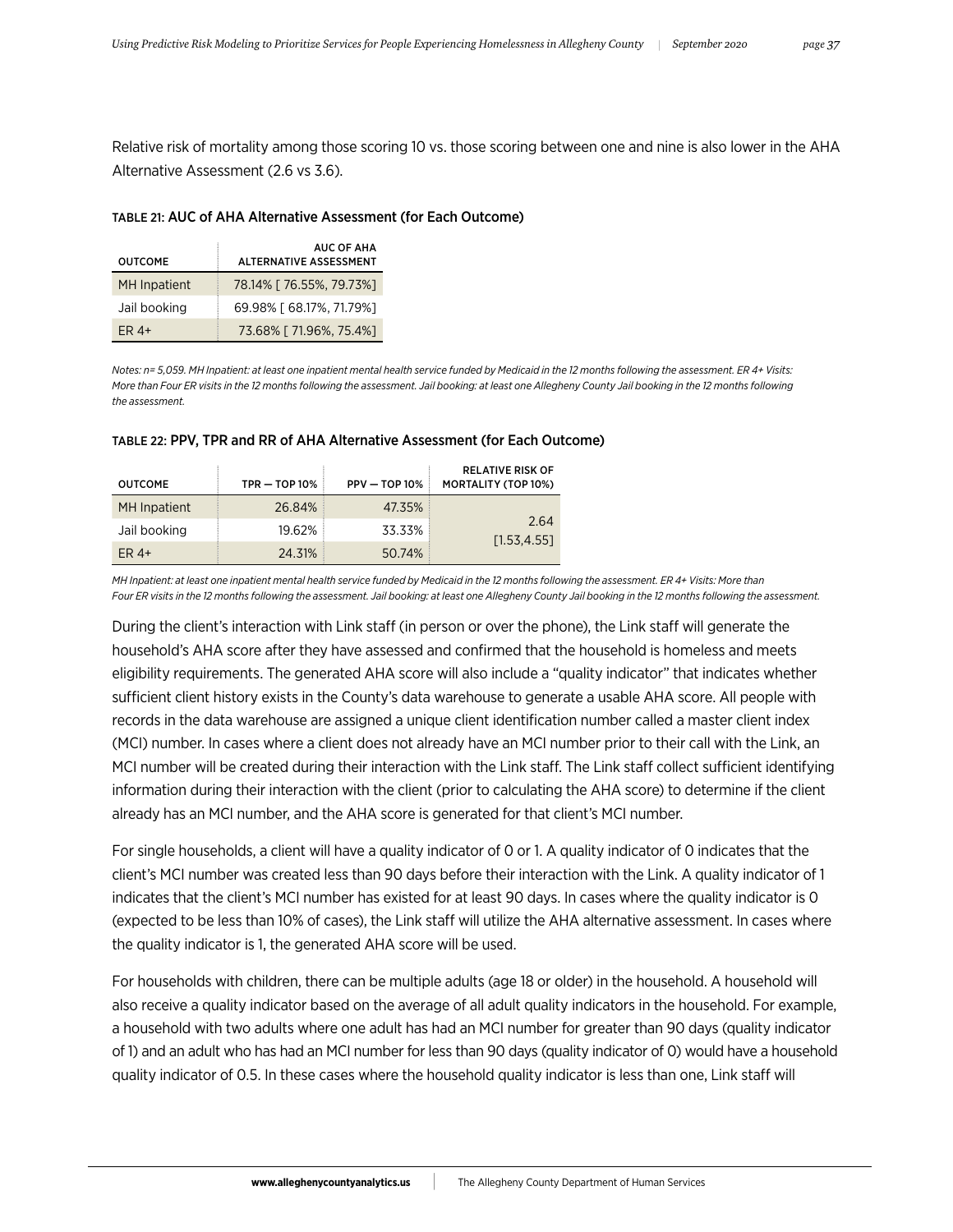Relative risk of mortality among those scoring 10 vs. those scoring between one and nine is also lower in the AHA Alternative Assessment (2.6 vs 3.6).

**TABLE 21: AUC of AHA Alternative Assessment (for Each Outcome)**

| OUTCOME | AUC OF AHA ALTERNATIVE ASSESSMENT |
|---|---|
| MH Inpatient | 78.14% [ 76.55%, 79.73%] |
| Jail booking | 69.98% [ 68.17%, 71.79%] |
| ER 4+ | 73.68% [ 71.96%, 75.4%] |

*Notes: n= 5,059. MH Inpatient: at least one inpatient mental health service funded by Medicaid in the 12 months following the assessment. ER 4+ Visits: More than Four ER visits in the 12 months following the assessment. Jail booking: at least one Allegheny County Jail booking in the 12 months following the assessment.*

**TABLE 22: PPV, TPR and RR of AHA Alternative Assessment (for Each Outcome)**

| OUTCOME | TPR — TOP 10% | PPV — TOP 10% | RELATIVE RISK OF MORTALITY (TOP 10%) |
|---|---|---|---|
| MH Inpatient | 26.84% | 47.35% | 2.64 [1.53,4.55] |
| Jail booking | 19.62% | 33.33% | |
| ER 4+ | 24.31% | 50.74% | |

*MH Inpatient: at least one inpatient mental health service funded by Medicaid in the 12 months following the assessment. ER 4+ Visits: More than Four ER visits in the 12 months following the assessment. Jail booking: at least one Allegheny County Jail booking in the 12 months following the assessment.*

During the client's interaction with Link staff (in person or over the phone), the Link staff will generate the household's AHA score after they have assessed and confirmed that the household is homeless and meets eligibility requirements. The generated AHA score will also include a "quality indicator" that indicates whether sufficient client history exists in the County's data warehouse to generate a usable AHA score. All people with records in the data warehouse are assigned a unique client identification number called a master client index (MCI) number. In cases where a client does not already have an MCI number prior to their call with the Link, an MCI number will be created during their interaction with the Link staff. The Link staff collect sufficient identifying information during their interaction with the client (prior to calculating the AHA score) to determine if the client already has an MCI number, and the AHA score is generated for that client's MCI number.

For single households, a client will have a quality indicator of 0 or 1. A quality indicator of 0 indicates that the client's MCI number was created less than 90 days before their interaction with the Link. A quality indicator of 1 indicates that the client's MCI number has existed for at least 90 days. In cases where the quality indicator is 0 (expected to be less than 10% of cases), the Link staff will utilize the AHA alternative assessment. In cases where the quality indicator is 1, the generated AHA score will be used.

For households with children, there can be multiple adults (age 18 or older) in the household. A household will also receive a quality indicator based on the average of all adult quality indicators in the household. For example, a household with two adults where one adult has had an MCI number for greater than 90 days (quality indicator of 1) and an adult who has had an MCI number for less than 90 days (quality indicator of 0) would have a household quality indicator of 0.5. In these cases where the household quality indicator is less than one, Link staff will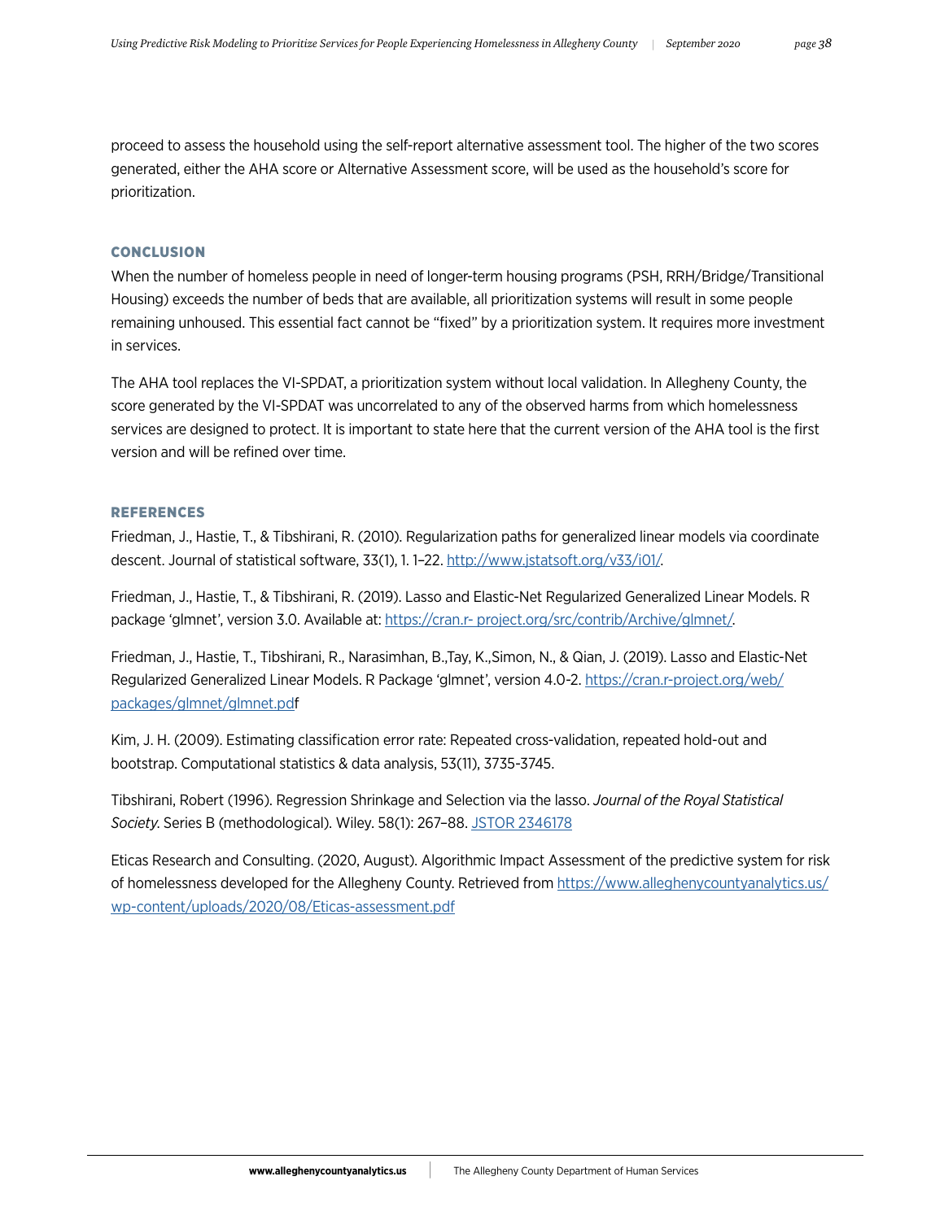proceed to assess the household using the self-report alternative assessment tool. The higher of the two scores generated, either the AHA score or Alternative Assessment score, will be used as the household's score for prioritization.

## CONCLUSION

When the number of homeless people in need of longer-term housing programs (PSH, RRH/Bridge/Transitional Housing) exceeds the number of beds that are available, all prioritization systems will result in some people remaining unhoused. This essential fact cannot be "fixed" by a prioritization system. It requires more investment in services.

The AHA tool replaces the VI-SPDAT, a prioritization system without local validation. In Allegheny County, the score generated by the VI-SPDAT was uncorrelated to any of the observed harms from which homelessness services are designed to protect. It is important to state here that the current version of the AHA tool is the first version and will be refined over time.

## REFERENCES

Friedman, J., Hastie, T., & Tibshirani, R. (2010). Regularization paths for generalized linear models via coordinate descent. Journal of statistical software, 33(1), 1. 1–22. http://www.jstatsoft.org/v33/i01/.

Friedman, J., Hastie, T., & Tibshirani, R. (2019). Lasso and Elastic-Net Regularized Generalized Linear Models. R package 'glmnet', version 3.0. Available at: https://cran.r- project.org/src/contrib/Archive/glmnet/.

Friedman, J., Hastie, T., Tibshirani, R., Narasimhan, B.,Tay, K.,Simon, N., & Qian, J. (2019). Lasso and Elastic-Net Regularized Generalized Linear Models. R Package 'glmnet', version 4.0-2. https://cran.r-project.org/web/packages/glmnet/glmnet.pdff

Kim, J. H. (2009). Estimating classification error rate: Repeated cross-validation, repeated hold-out and bootstrap. Computational statistics & data analysis, 53(11), 3735-3745.

Tibshirani, Robert (1996). Regression Shrinkage and Selection via the lasso. *Journal of the Royal Statistical Society*. Series B (methodological). Wiley. 58(1): 267–88. JSTOR 2346178

Eticas Research and Consulting. (2020, August). Algorithmic Impact Assessment of the predictive system for risk of homelessness developed for the Allegheny County. Retrieved from https://www.alleghenycountyanalytics.us/wp-content/uploads/2020/08/Eticas-assessment.pdf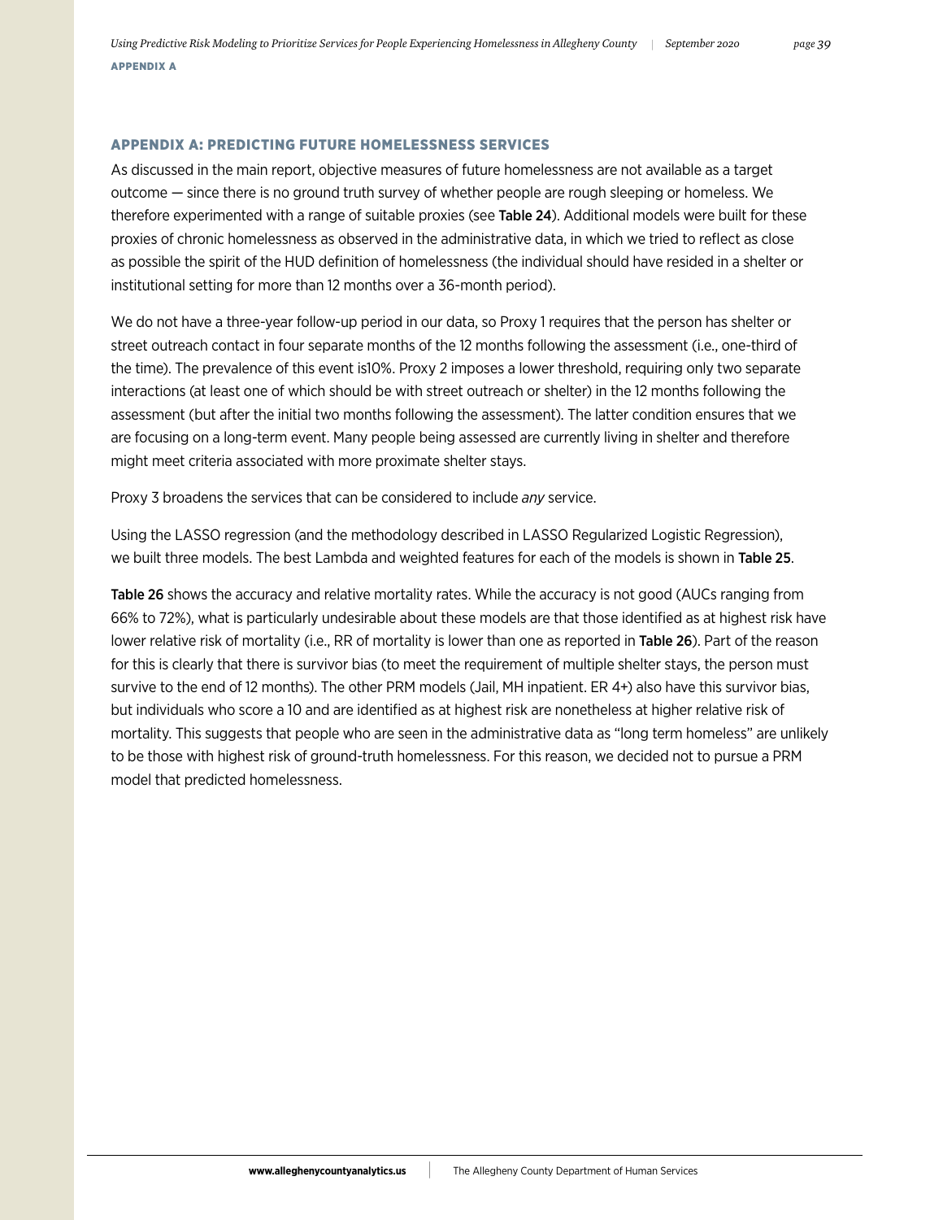## APPENDIX A: PREDICTING FUTURE HOMELESSNESS SERVICES

As discussed in the main report, objective measures of future homelessness are not available as a target outcome — since there is no ground truth survey of whether people are rough sleeping or homeless. We therefore experimented with a range of suitable proxies (see **Table 24**). Additional models were built for these proxies of chronic homelessness as observed in the administrative data, in which we tried to reflect as close as possible the spirit of the HUD definition of homelessness (the individual should have resided in a shelter or institutional setting for more than 12 months over a 36-month period).

We do not have a three-year follow-up period in our data, so Proxy 1 requires that the person has shelter or street outreach contact in four separate months of the 12 months following the assessment (i.e., one-third of the time). The prevalence of this event is10%. Proxy 2 imposes a lower threshold, requiring only two separate interactions (at least one of which should be with street outreach or shelter) in the 12 months following the assessment (but after the initial two months following the assessment). The latter condition ensures that we are focusing on a long-term event. Many people being assessed are currently living in shelter and therefore might meet criteria associated with more proximate shelter stays.

Proxy 3 broadens the services that can be considered to include *any* service.

Using the LASSO regression (and the methodology described in LASSO Regularized Logistic Regression), we built three models. The best Lambda and weighted features for each of the models is shown in **Table 25**.

**Table 26** shows the accuracy and relative mortality rates. While the accuracy is not good (AUCs ranging from 66% to 72%), what is particularly undesirable about these models are that those identified as at highest risk have lower relative risk of mortality (i.e., RR of mortality is lower than one as reported in **Table 26**). Part of the reason for this is clearly that there is survivor bias (to meet the requirement of multiple shelter stays, the person must survive to the end of 12 months). The other PRM models (Jail, MH inpatient. ER 4+) also have this survivor bias, but individuals who score a 10 and are identified as at highest risk are nonetheless at higher relative risk of mortality. This suggests that people who are seen in the administrative data as "long term homeless" are unlikely to be those with highest risk of ground-truth homelessness. For this reason, we decided not to pursue a PRM model that predicted homelessness.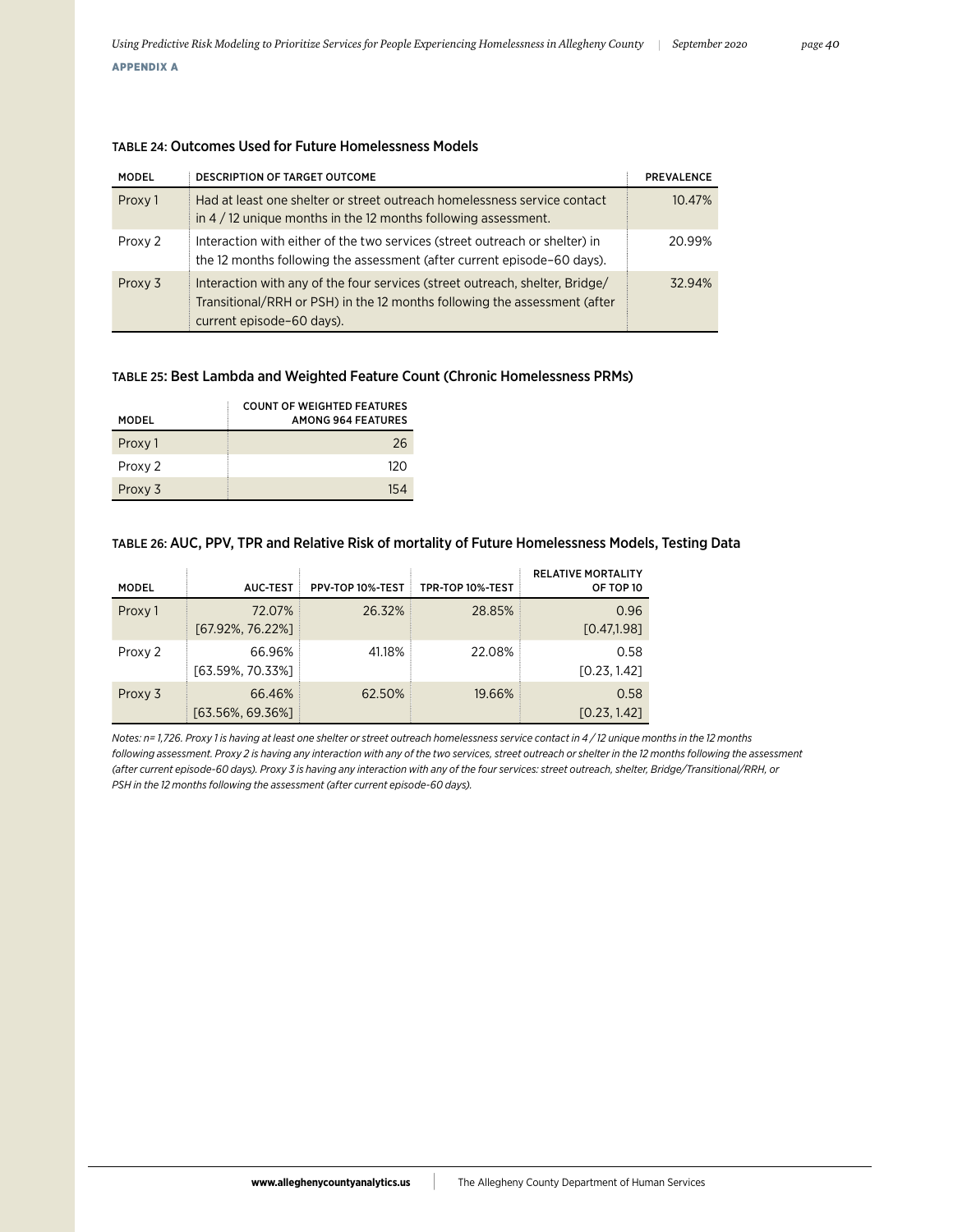**APPENDIX A**

#### TABLE 24: Outcomes Used for Future Homelessness Models

| MODEL | DESCRIPTION OF TARGET OUTCOME | PREVALENCE |
|---|---|---|
| Proxy 1 | Had at least one shelter or street outreach homelessness service contact in 4 / 12 unique months in the 12 months following assessment. | 10.47% |
| Proxy 2 | Interaction with either of the two services (street outreach or shelter) in the 12 months following the assessment (after current episode–60 days). | 20.99% |
| Proxy 3 | Interaction with any of the four services (street outreach, shelter, Bridge/Transitional/RRH or PSH) in the 12 months following the assessment (after current episode–60 days). | 32.94% |

#### TABLE 25: Best Lambda and Weighted Feature Count (Chronic Homelessness PRMs)

| MODEL | COUNT OF WEIGHTED FEATURES AMONG 964 FEATURES |
|---|---|
| Proxy 1 | 26 |
| Proxy 2 | 120 |
| Proxy 3 | 154 |

#### TABLE 26: AUC, PPV, TPR and Relative Risk of mortality of Future Homelessness Models, Testing Data

| MODEL | AUC-TEST | PPV-TOP 10%-TEST | TPR-TOP 10%-TEST | RELATIVE MORTALITY OF TOP 10 |
|---|---|---|---|---|
| Proxy 1 | 72.07% [67.92%, 76.22%] | 26.32% | 28.85% | 0.96 [0.47,1.98] |
| Proxy 2 | 66.96% [63.59%, 70.33%] | 41.18% | 22.08% | 0.58 [0.23, 1.42] |
| Proxy 3 | 66.46% [63.56%, 69.36%] | 62.50% | 19.66% | 0.58 [0.23, 1.42] |

*Notes: n= 1,726. Proxy 1 is having at least one shelter or street outreach homelessness service contact in 4 / 12 unique months in the 12 months following assessment. Proxy 2 is having any interaction with any of the two services, street outreach or shelter in the 12 months following the assessment (after current episode-60 days). Proxy 3 is having any interaction with any of the four services: street outreach, shelter, Bridge/Transitional/RRH, or PSH in the 12 months following the assessment (after current episode-60 days).*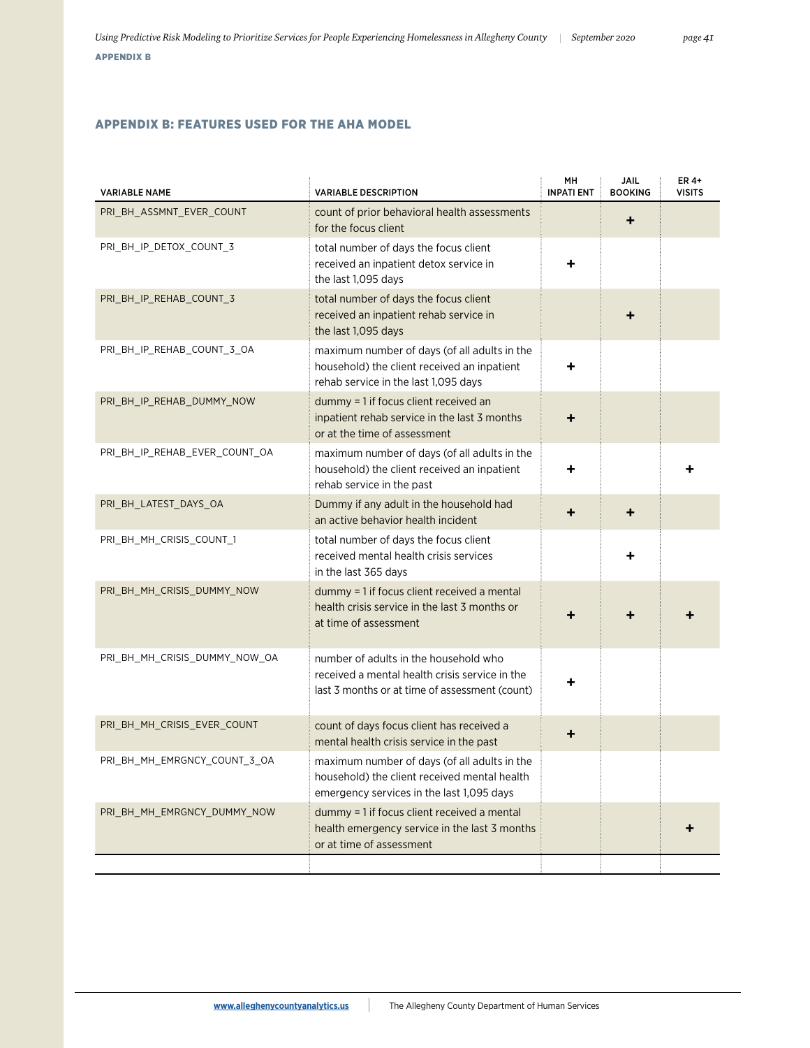## APPENDIX B: FEATURES USED FOR THE AHA MODEL

| VARIABLE NAME | VARIABLE DESCRIPTION | MH INPATI ENT | JAIL BOOKING | ER 4+ VISITS |
|---|---|---|---|---|
| PRI_BH_ASSMNT_EVER_COUNT | count of prior behavioral health assessments for the focus client | | + | |
| PRI_BH_IP_DETOX_COUNT_3 | total number of days the focus client received an inpatient detox service in the last 1,095 days | + | | |
| PRI_BH_IP_REHAB_COUNT_3 | total number of days the focus client received an inpatient rehab service in the last 1,095 days | | + | |
| PRI_BH_IP_REHAB_COUNT_3_OA | maximum number of days (of all adults in the household) the client received an inpatient rehab service in the last 1,095 days | + | | |
| PRI_BH_IP_REHAB_DUMMY_NOW | dummy = 1 if focus client received an inpatient rehab service in the last 3 months or at the time of assessment | + | | |
| PRI_BH_IP_REHAB_EVER_COUNT_OA | maximum number of days (of all adults in the household) the client received an inpatient rehab service in the past | + | | + |
| PRI_BH_LATEST_DAYS_OA | Dummy if any adult in the household had an active behavior health incident | + | + | |
| PRI_BH_MH_CRISIS_COUNT_1 | total number of days the focus client received mental health crisis services in the last 365 days | | + | |
| PRI_BH_MH_CRISIS_DUMMY_NOW | dummy = 1 if focus client received a mental health crisis service in the last 3 months or at time of assessment | + | + | + |
| PRI_BH_MH_CRISIS_DUMMY_NOW_OA | number of adults in the household who received a mental health crisis service in the last 3 months or at time of assessment (count) | + | | |
| PRI_BH_MH_CRISIS_EVER_COUNT | count of days focus client has received a mental health crisis service in the past | + | | |
| PRI_BH_MH_EMRGNCY_COUNT_3_OA | maximum number of days (of all adults in the household) the client received mental health emergency services in the last 1,095 days | | | |
| PRI_BH_MH_EMRGNCY_DUMMY_NOW | dummy = 1 if focus client received a mental health emergency service in the last 3 months or at time of assessment | | | + |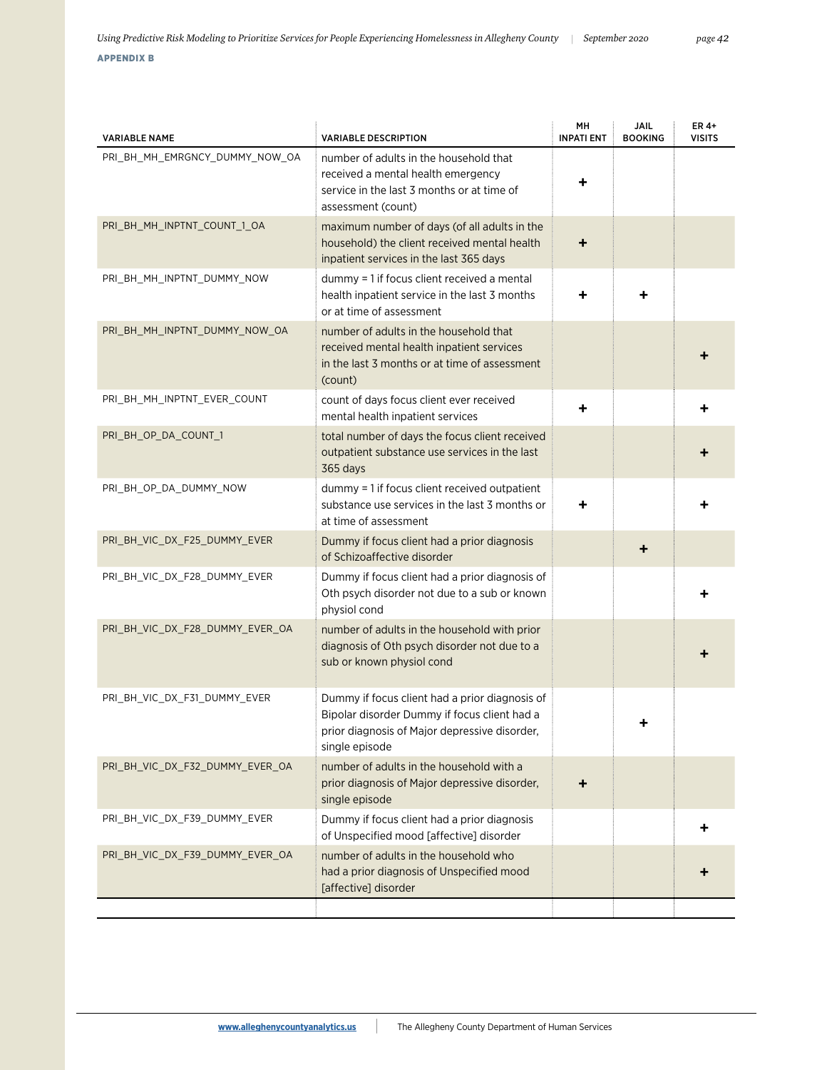**APPENDIX B**

| VARIABLE NAME | VARIABLE DESCRIPTION | MH INPATIENT | JAIL BOOKING | ER 4+ VISITS |
|---|---|---|---|---|
| PRI_BH_MH_EMRGNCY_DUMMY_NOW_OA | number of adults in the household that received a mental health emergency service in the last 3 months or at time of assessment (count) | + | | |
| PRI_BH_MH_INPTNT_COUNT_1_OA | maximum number of days (of all adults in the household) the client received mental health inpatient services in the last 365 days | + | | |
| PRI_BH_MH_INPTNT_DUMMY_NOW | dummy = 1 if focus client received a mental health inpatient service in the last 3 months or at time of assessment | + | + | |
| PRI_BH_MH_INPTNT_DUMMY_NOW_OA | number of adults in the household that received mental health inpatient services in the last 3 months or at time of assessment (count) | | | + |
| PRI_BH_MH_INPTNT_EVER_COUNT | count of days focus client ever received mental health inpatient services | + | | + |
| PRI_BH_OP_DA_COUNT_1 | total number of days the focus client received outpatient substance use services in the last 365 days | | | + |
| PRI_BH_OP_DA_DUMMY_NOW | dummy = 1 if focus client received outpatient substance use services in the last 3 months or at time of assessment | + | | + |
| PRI_BH_VIC_DX_F25_DUMMY_EVER | Dummy if focus client had a prior diagnosis of Schizoaffective disorder | | + | |
| PRI_BH_VIC_DX_F28_DUMMY_EVER | Dummy if focus client had a prior diagnosis of Oth psych disorder not due to a sub or known physiol cond | | | + |
| PRI_BH_VIC_DX_F28_DUMMY_EVER_OA | number of adults in the household with prior diagnosis of Oth psych disorder not due to a sub or known physiol cond | | | + |
| PRI_BH_VIC_DX_F31_DUMMY_EVER | Dummy if focus client had a prior diagnosis of Bipolar disorder Dummy if focus client had a prior diagnosis of Major depressive disorder, single episode | | + | |
| PRI_BH_VIC_DX_F32_DUMMY_EVER_OA | number of adults in the household with a prior diagnosis of Major depressive disorder, single episode | + | | |
| PRI_BH_VIC_DX_F39_DUMMY_EVER | Dummy if focus client had a prior diagnosis of Unspecified mood [affective] disorder | | | + |
| PRI_BH_VIC_DX_F39_DUMMY_EVER_OA | number of adults in the household who had a prior diagnosis of Unspecified mood [affective] disorder | | | + |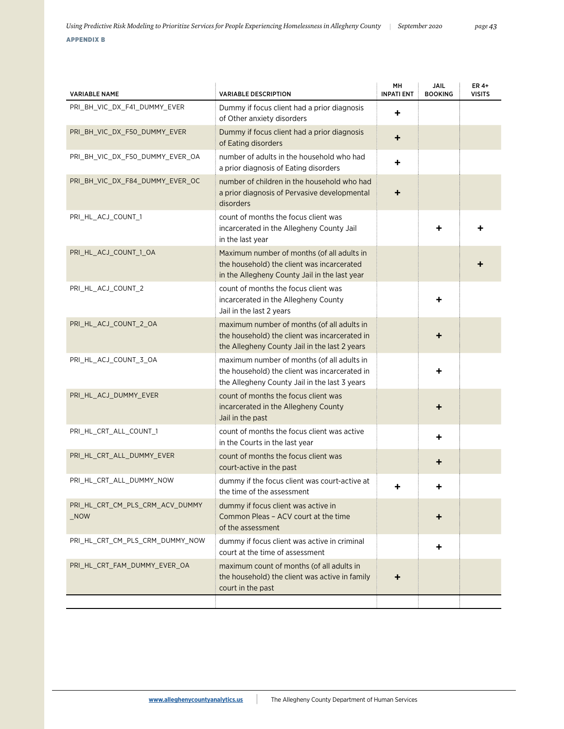**APPENDIX B**

| VARIABLE NAME | VARIABLE DESCRIPTION | MH INPATI ENT | JAIL BOOKING | ER 4+ VISITS |
|---|---|---|---|---|
| PRI_BH_VIC_DX_F41_DUMMY_EVER | Dummy if focus client had a prior diagnosis of Other anxiety disorders | + | | |
| PRI_BH_VIC_DX_F50_DUMMY_EVER | Dummy if focus client had a prior diagnosis of Eating disorders | + | | |
| PRI_BH_VIC_DX_F50_DUMMY_EVER_OA | number of adults in the household who had a prior diagnosis of Eating disorders | + | | |
| PRI_BH_VIC_DX_F84_DUMMY_EVER_OC | number of children in the household who had a prior diagnosis of Pervasive developmental disorders | + | | |
| PRI_HL_ACJ_COUNT_1 | count of months the focus client was incarcerated in the Allegheny County Jail in the last year | | + | + |
| PRI_HL_ACJ_COUNT_1_OA | Maximum number of months (of all adults in the household) the client was incarcerated in the Allegheny County Jail in the last year | | | + |
| PRI_HL_ACJ_COUNT_2 | count of months the focus client was incarcerated in the Allegheny County Jail in the last 2 years | | + | |
| PRI_HL_ACJ_COUNT_2_OA | maximum number of months (of all adults in the household) the client was incarcerated in the Allegheny County Jail in the last 2 years | | + | |
| PRI_HL_ACJ_COUNT_3_OA | maximum number of months (of all adults in the household) the client was incarcerated in the Allegheny County Jail in the last 3 years | | + | |
| PRI_HL_ACJ_DUMMY_EVER | count of months the focus client was incarcerated in the Allegheny County Jail in the past | | + | |
| PRI_HL_CRT_ALL_COUNT_1 | count of months the focus client was active in the Courts in the last year | | + | |
| PRI_HL_CRT_ALL_DUMMY_EVER | count of months the focus client was court-active in the past | | + | |
| PRI_HL_CRT_ALL_DUMMY_NOW | dummy if the focus client was court-active at the time of the assessment | + | + | |
| PRI_HL_CRT_CM_PLS_CRM_ACV_DUMMY_NOW | dummy if focus client was active in Common Pleas – ACV court at the time of the assessment | | + | |
| PRI_HL_CRT_CM_PLS_CRM_DUMMY_NOW | dummy if focus client was active in criminal court at the time of assessment | | + | |
| PRI_HL_CRT_FAM_DUMMY_EVER_OA | maximum count of months (of all adults in the household) the client was active in family court in the past | + | | |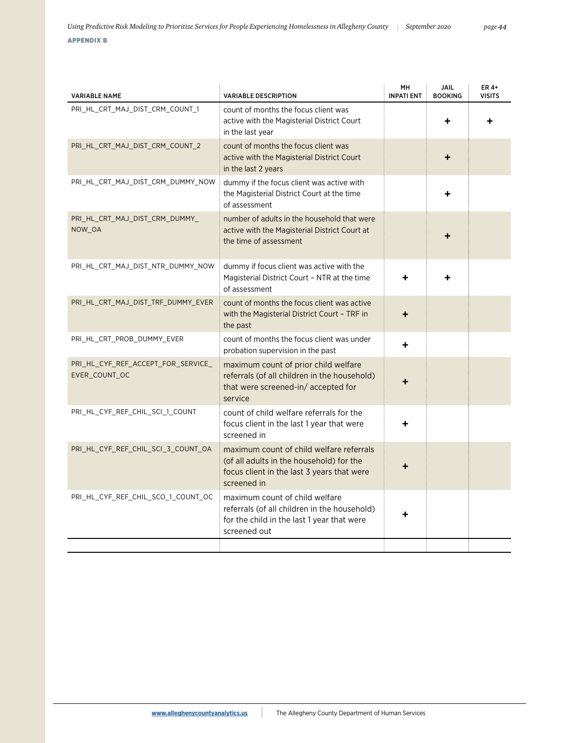**APPENDIX B**

| VARIABLE NAME | VARIABLE DESCRIPTION | MH INPATI ENT | JAIL BOOKING | ER 4+ VISITS |
|---|---|---|---|---|
| PRI_HL_CRT_MAJ_DIST_CRM_COUNT_1 | count of months the focus client was active with the Magisterial District Court in the last year | | + | + |
| PRI_HL_CRT_MAJ_DIST_CRM_COUNT_2 | count of months the focus client was active with the Magisterial District Court in the last 2 years | | + | |
| PRI_HL_CRT_MAJ_DIST_CRM_DUMMY_NOW | dummy if the focus client was active with the Magisterial District Court at the time of assessment | | + | |
| PRI_HL_CRT_MAJ_DIST_CRM_DUMMY_NOW_OA | number of adults in the household that were active with the Magisterial District Court at the time of assessment | | + | |
| PRI_HL_CRT_MAJ_DIST_NTR_DUMMY_NOW | dummy if focus client was active with the Magisterial District Court – NTR at the time of assessment | + | + | |
| PRI_HL_CRT_MAJ_DIST_TRF_DUMMY_EVER | count of months the focus client was active with the Magisterial District Court – TRF in the past | + | | |
| PRI_HL_CRT_PROB_DUMMY_EVER | count of months the focus client was under probation supervision in the past | + | | |
| PRI_HL_CYF_REF_ACCEPT_FOR_SERVICE_EVER_COUNT_OC | maximum count of prior child welfare referrals (of all children in the household) that were screened-in/ accepted for service | + | | |
| PRI_HL_CYF_REF_CHIL_SCI_1_COUNT | count of child welfare referrals for the focus client in the last 1 year that were screened in | + | | |
| PRI_HL_CYF_REF_CHIL_SCI_3_COUNT_OA | maximum count of child welfare referrals (of all adults in the household) for the focus client in the last 3 years that were screened in | + | | |
| PRI_HL_CYF_REF_CHIL_SCO_1_COUNT_OC | maximum count of child welfare referrals (of all children in the household) for the child in the last 1 year that were screened out | + | | |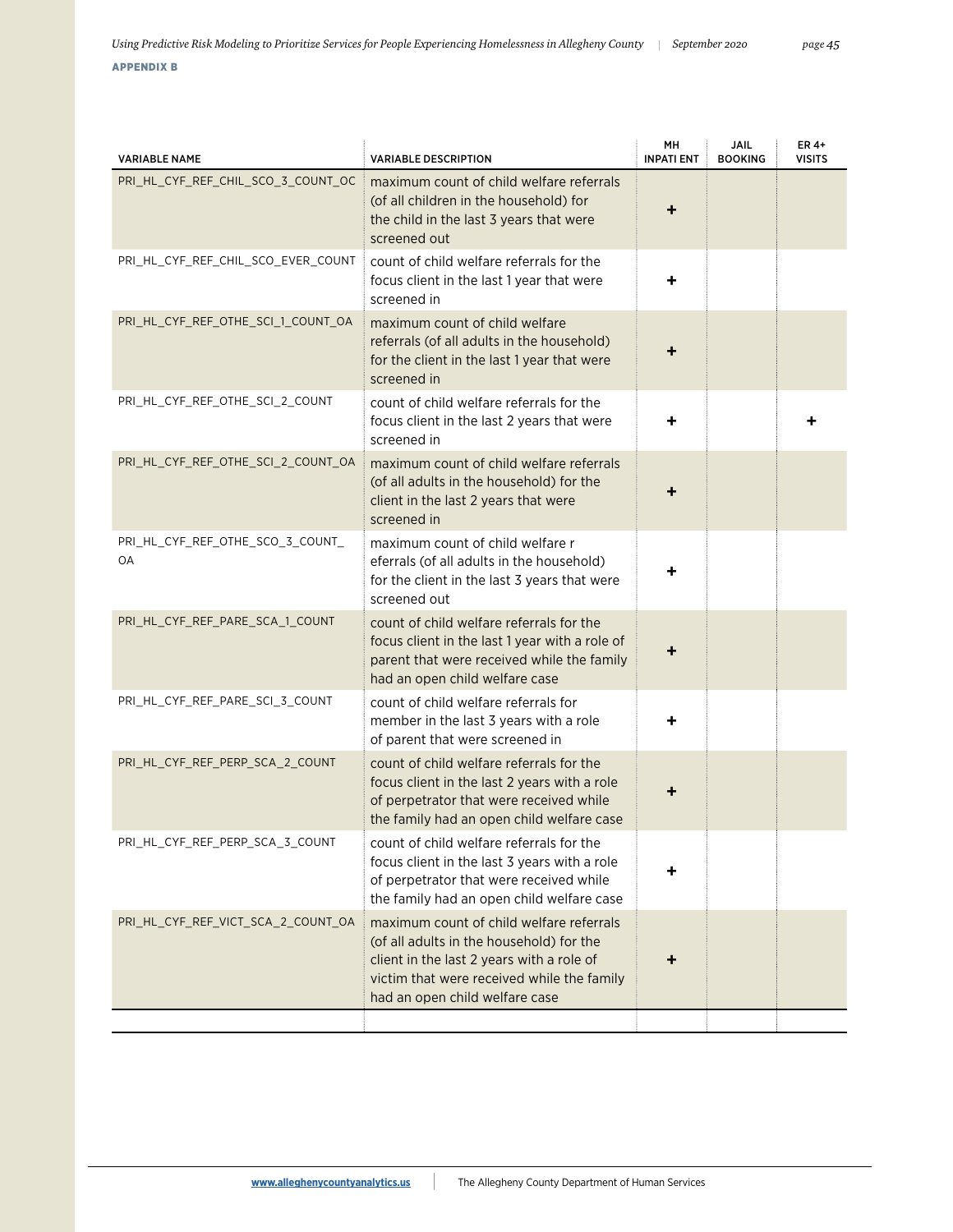**APPENDIX B**

| VARIABLE NAME | VARIABLE DESCRIPTION | MH INPATI ENT | JAIL BOOKING | ER 4+ VISITS |
|---|---|---|---|---|
| PRI_HL_CYF_REF_CHIL_SCO_3_COUNT_OC | maximum count of child welfare referrals (of all children in the household) for the child in the last 3 years that were screened out | + | | |
| PRI_HL_CYF_REF_CHIL_SCO_EVER_COUNT | count of child welfare referrals for the focus client in the last 1 year that were screened in | + | | |
| PRI_HL_CYF_REF_OTHE_SCI_1_COUNT_OA | maximum count of child welfare referrals (of all adults in the household) for the client in the last 1 year that were screened in | + | | |
| PRI_HL_CYF_REF_OTHE_SCI_2_COUNT | count of child welfare referrals for the focus client in the last 2 years that were screened in | + | | + |
| PRI_HL_CYF_REF_OTHE_SCI_2_COUNT_OA | maximum count of child welfare referrals (of all adults in the household) for the client in the last 2 years that were screened in | + | | |
| PRI_HL_CYF_REF_OTHE_SCO_3_COUNT_OA | maximum count of child welfare r eferrals (of all adults in the household) for the client in the last 3 years that were screened out | + | | |
| PRI_HL_CYF_REF_PARE_SCA_1_COUNT | count of child welfare referrals for the focus client in the last 1 year with a role of parent that were received while the family had an open child welfare case | + | | |
| PRI_HL_CYF_REF_PARE_SCI_3_COUNT | count of child welfare referrals for member in the last 3 years with a role of parent that were screened in | + | | |
| PRI_HL_CYF_REF_PERP_SCA_2_COUNT | count of child welfare referrals for the focus client in the last 2 years with a role of perpetrator that were received while the family had an open child welfare case | + | | |
| PRI_HL_CYF_REF_PERP_SCA_3_COUNT | count of child welfare referrals for the focus client in the last 3 years with a role of perpetrator that were received while the family had an open child welfare case | + | | |
| PRI_HL_CYF_REF_VICT_SCA_2_COUNT_OA | maximum count of child welfare referrals (of all adults in the household) for the client in the last 2 years with a role of victim that were received while the family had an open child welfare case | + | | |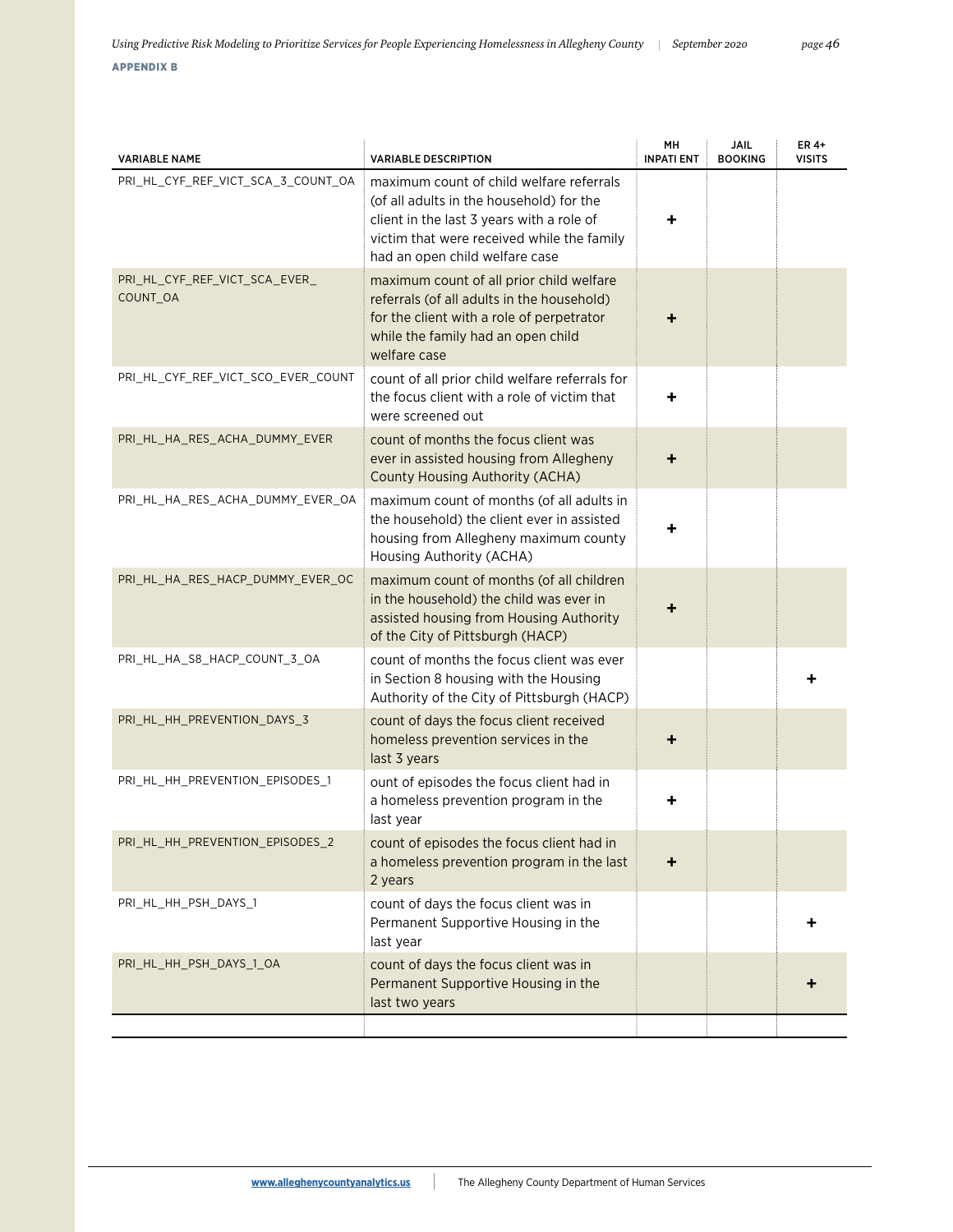**APPENDIX B**

| VARIABLE NAME | VARIABLE DESCRIPTION | MH INPATI ENT | JAIL BOOKING | ER 4+ VISITS |
|---|---|---|---|---|
| PRI_HL_CYF_REF_VICT_SCA_3_COUNT_OA | maximum count of child welfare referrals (of all adults in the household) for the client in the last 3 years with a role of victim that were received while the family had an open child welfare case | + | | |
| PRI_HL_CYF_REF_VICT_SCA_EVER_COUNT_OA | maximum count of all prior child welfare referrals (of all adults in the household) for the client with a role of perpetrator while the family had an open child welfare case | + | | |
| PRI_HL_CYF_REF_VICT_SCO_EVER_COUNT | count of all prior child welfare referrals for the focus client with a role of victim that were screened out | + | | |
| PRI_HL_HA_RES_ACHA_DUMMY_EVER | count of months the focus client was ever in assisted housing from Allegheny County Housing Authority (ACHA) | + | | |
| PRI_HL_HA_RES_ACHA_DUMMY_EVER_OA | maximum count of months (of all adults in the household) the client ever in assisted housing from Allegheny maximum county Housing Authority (ACHA) | + | | |
| PRI_HL_HA_RES_HACP_DUMMY_EVER_OC | maximum count of months (of all children in the household) the child was ever in assisted housing from Housing Authority of the City of Pittsburgh (HACP) | + | | |
| PRI_HL_HA_S8_HACP_COUNT_3_OA | count of months the focus client was ever in Section 8 housing with the Housing Authority of the City of Pittsburgh (HACP) | | | + |
| PRI_HL_HH_PREVENTION_DAYS_3 | count of days the focus client received homeless prevention services in the last 3 years | + | | |
| PRI_HL_HH_PREVENTION_EPISODES_1 | ount of episodes the focus client had in a homeless prevention program in the last year | + | | |
| PRI_HL_HH_PREVENTION_EPISODES_2 | count of episodes the focus client had in a homeless prevention program in the last 2 years | + | | |
| PRI_HL_HH_PSH_DAYS_1 | count of days the focus client was in Permanent Supportive Housing in the last year | | | + |
| PRI_HL_HH_PSH_DAYS_1_OA | count of days the focus client was in Permanent Supportive Housing in the last two years | | | + |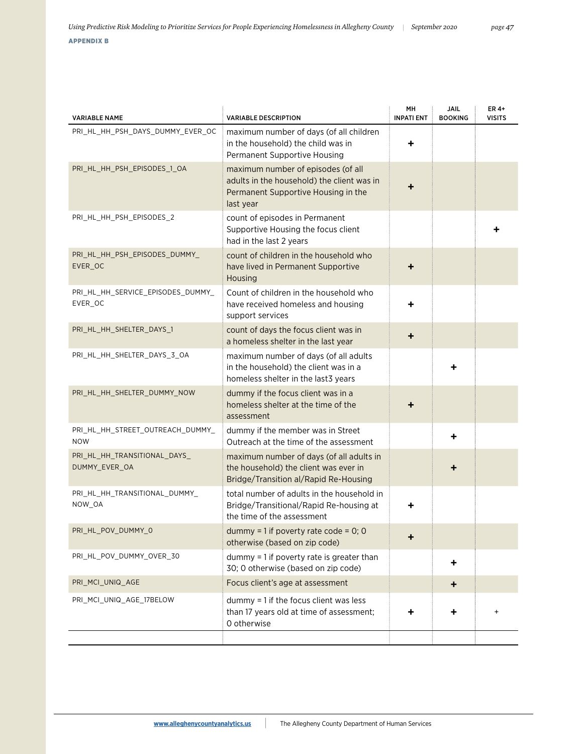**APPENDIX B**

| VARIABLE NAME | VARIABLE DESCRIPTION | MH INPATIENT | JAIL BOOKING | ER 4+ VISITS |
|---|---|---|---|---|
| PRI_HL_HH_PSH_DAYS_DUMMY_EVER_OC | maximum number of days (of all children in the household) the child was in Permanent Supportive Housing | + | | |
| PRI_HL_HH_PSH_EPISODES_1_OA | maximum number of episodes (of all adults in the household) the client was in Permanent Supportive Housing in the last year | + | | |
| PRI_HL_HH_PSH_EPISODES_2 | count of episodes in Permanent Supportive Housing the focus client had in the last 2 years | | | + |
| PRI_HL_HH_PSH_EPISODES_DUMMY_EVER_OC | count of children in the household who have lived in Permanent Supportive Housing | + | | |
| PRI_HL_HH_SERVICE_EPISODES_DUMMY_EVER_OC | Count of children in the household who have received homeless and housing support services | + | | |
| PRI_HL_HH_SHELTER_DAYS_1 | count of days the focus client was in a homeless shelter in the last year | + | | |
| PRI_HL_HH_SHELTER_DAYS_3_OA | maximum number of days (of all adults in the household) the client was in a homeless shelter in the last3 years | | + | |
| PRI_HL_HH_SHELTER_DUMMY_NOW | dummy if the focus client was in a homeless shelter at the time of the assessment | + | | |
| PRI_HL_HH_STREET_OUTREACH_DUMMY_NOW | dummy if the member was in Street Outreach at the time of the assessment | | + | |
| PRI_HL_HH_TRANSITIONAL_DAYS_DUMMY_EVER_OA | maximum number of days (of all adults in the household) the client was ever in Bridge/Transition al/Rapid Re-Housing | | + | |
| PRI_HL_HH_TRANSITIONAL_DUMMY_NOW_OA | total number of adults in the household in Bridge/Transitional/Rapid Re-housing at the time of the assessment | + | | |
| PRI_HL_POV_DUMMY_0 | dummy = 1 if poverty rate code = 0; 0 otherwise (based on zip code) | + | | |
| PRI_HL_POV_DUMMY_OVER_30 | dummy = 1 if poverty rate is greater than 30; 0 otherwise (based on zip code) | | + | |
| PRI_MCI_UNIQ_AGE | Focus client's age at assessment | | + | |
| PRI_MCI_UNIQ_AGE_17BELOW | dummy = 1 if the focus client was less than 17 years old at time of assessment; 0 otherwise | + | + | + |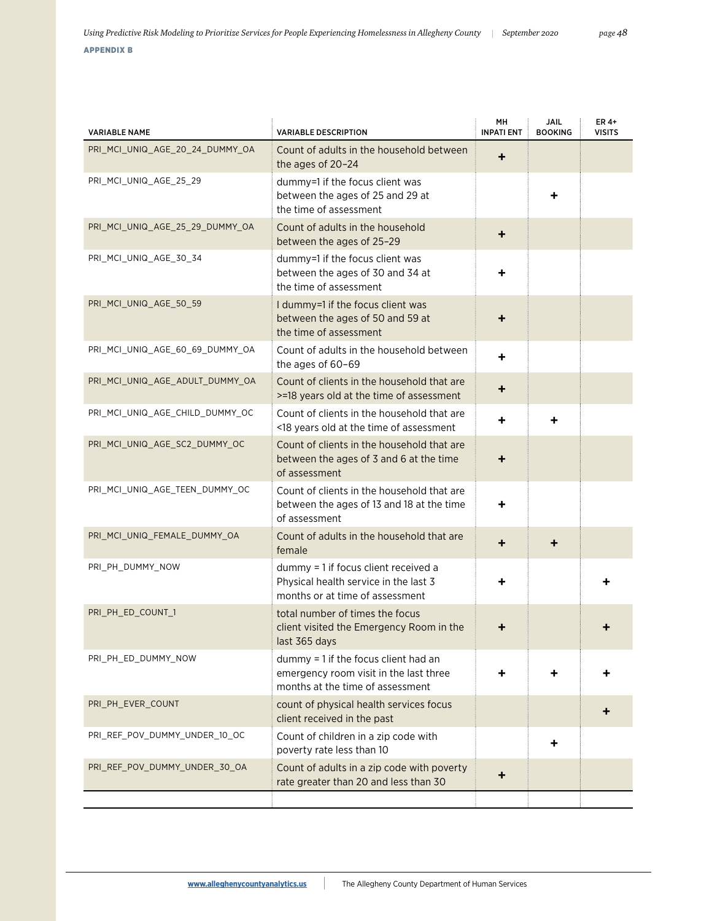**APPENDIX B**

| VARIABLE NAME | VARIABLE DESCRIPTION | MH INPATI ENT | JAIL BOOKING | ER 4+ VISITS |
|---|---|---|---|---|
| PRI_MCI_UNIQ_AGE_20_24_DUMMY_OA | Count of adults in the household between the ages of 20–24 | + | | |
| PRI_MCI_UNIQ_AGE_25_29 | dummy=1 if the focus client was between the ages of 25 and 29 at the time of assessment | | + | |
| PRI_MCI_UNIQ_AGE_25_29_DUMMY_OA | Count of adults in the household between the ages of 25–29 | + | | |
| PRI_MCI_UNIQ_AGE_30_34 | dummy=1 if the focus client was between the ages of 30 and 34 at the time of assessment | + | | |
| PRI_MCI_UNIQ_AGE_50_59 | I dummy=1 if the focus client was between the ages of 50 and 59 at the time of assessment | + | | |
| PRI_MCI_UNIQ_AGE_60_69_DUMMY_OA | Count of adults in the household between the ages of 60–69 | + | | |
| PRI_MCI_UNIQ_AGE_ADULT_DUMMY_OA | Count of clients in the household that are >=18 years old at the time of assessment | + | | |
| PRI_MCI_UNIQ_AGE_CHILD_DUMMY_OC | Count of clients in the household that are <18 years old at the time of assessment | + | + | |
| PRI_MCI_UNIQ_AGE_SC2_DUMMY_OC | Count of clients in the household that are between the ages of 3 and 6 at the time of assessment | + | | |
| PRI_MCI_UNIQ_AGE_TEEN_DUMMY_OC | Count of clients in the household that are between the ages of 13 and 18 at the time of assessment | + | | |
| PRI_MCI_UNIQ_FEMALE_DUMMY_OA | Count of adults in the household that are female | + | + | |
| PRI_PH_DUMMY_NOW | dummy = 1 if focus client received a Physical health service in the last 3 months or at time of assessment | + | | + |
| PRI_PH_ED_COUNT_1 | total number of times the focus client visited the Emergency Room in the last 365 days | + | | + |
| PRI_PH_ED_DUMMY_NOW | dummy = 1 if the focus client had an emergency room visit in the last three months at the time of assessment | + | + | + |
| PRI_PH_EVER_COUNT | count of physical health services focus client received in the past | | | + |
| PRI_REF_POV_DUMMY_UNDER_10_OC | Count of children in a zip code with poverty rate less than 10 | | + | |
| PRI_REF_POV_DUMMY_UNDER_30_OA | Count of adults in a zip code with poverty rate greater than 20 and less than 30 | + | | |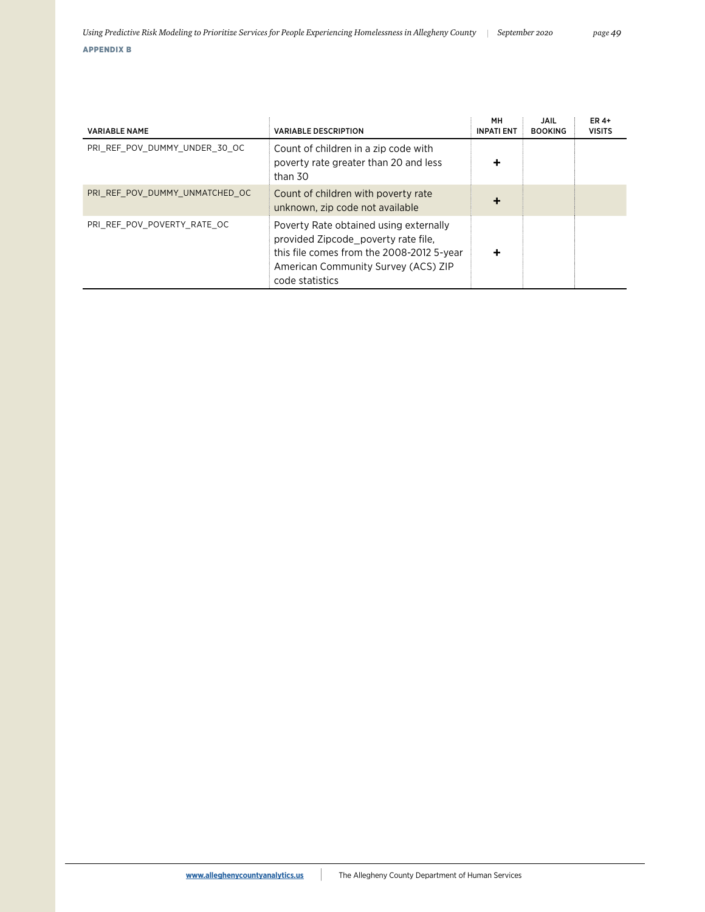**APPENDIX B**

| VARIABLE NAME | VARIABLE DESCRIPTION | MH INPATIENT | JAIL BOOKING | ER 4+ VISITS |
|---|---|---|---|---|
| PRI_REF_POV_DUMMY_UNDER_30_OC | Count of children in a zip code with poverty rate greater than 20 and less than 30 | + | | |
| PRI_REF_POV_DUMMY_UNMATCHED_OC | Count of children with poverty rate unknown, zip code not available | + | | |
| PRI_REF_POV_POVERTY_RATE_OC | Poverty Rate obtained using externally provided Zipcode_poverty rate file, this file comes from the 2008-2012 5-year American Community Survey (ACS) ZIP code statistics | + | | |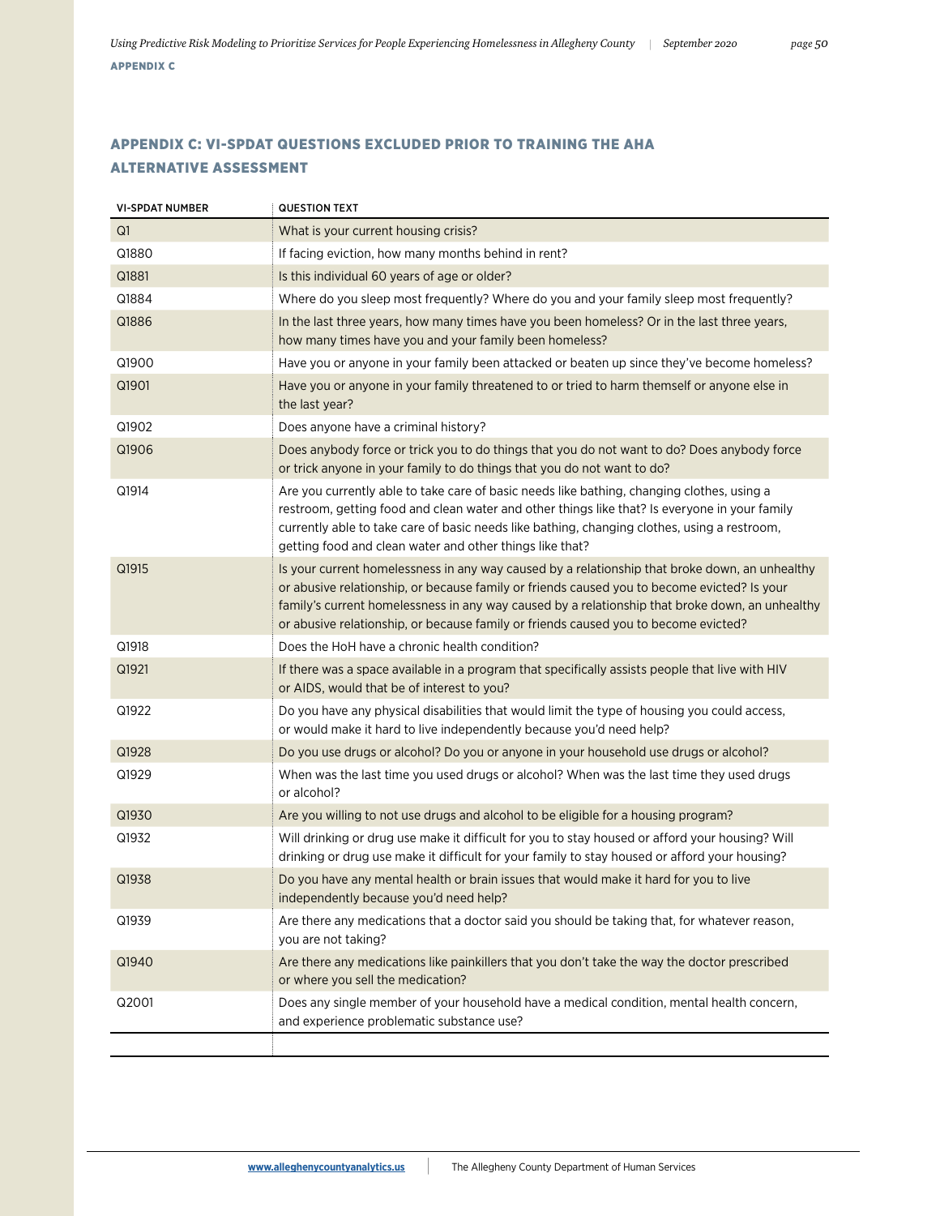## APPENDIX C: VI-SPDAT QUESTIONS EXCLUDED PRIOR TO TRAINING THE AHA ALTERNATIVE ASSESSMENT

| VI-SPDAT NUMBER | QUESTION TEXT |
|---|---|
| Q1 | What is your current housing crisis? |
| Q1880 | If facing eviction, how many months behind in rent? |
| Q1881 | Is this individual 60 years of age or older? |
| Q1884 | Where do you sleep most frequently? Where do you and your family sleep most frequently? |
| Q1886 | In the last three years, how many times have you been homeless? Or in the last three years, how many times have you and your family been homeless? |
| Q1900 | Have you or anyone in your family been attacked or beaten up since they've become homeless? |
| Q1901 | Have you or anyone in your family threatened to or tried to harm themself or anyone else in the last year? |
| Q1902 | Does anyone have a criminal history? |
| Q1906 | Does anybody force or trick you to do things that you do not want to do? Does anybody force or trick anyone in your family to do things that you do not want to do? |
| Q1914 | Are you currently able to take care of basic needs like bathing, changing clothes, using a restroom, getting food and clean water and other things like that? Is everyone in your family currently able to take care of basic needs like bathing, changing clothes, using a restroom, getting food and clean water and other things like that? |
| Q1915 | Is your current homelessness in any way caused by a relationship that broke down, an unhealthy or abusive relationship, or because family or friends caused you to become evicted? Is your family's current homelessness in any way caused by a relationship that broke down, an unhealthy or abusive relationship, or because family or friends caused you to become evicted? |
| Q1918 | Does the HoH have a chronic health condition? |
| Q1921 | If there was a space available in a program that specifically assists people that live with HIV or AIDS, would that be of interest to you? |
| Q1922 | Do you have any physical disabilities that would limit the type of housing you could access, or would make it hard to live independently because you'd need help? |
| Q1928 | Do you use drugs or alcohol? Do you or anyone in your household use drugs or alcohol? |
| Q1929 | When was the last time you used drugs or alcohol? When was the last time they used drugs or alcohol? |
| Q1930 | Are you willing to not use drugs and alcohol to be eligible for a housing program? |
| Q1932 | Will drinking or drug use make it difficult for you to stay housed or afford your housing? Will drinking or drug use make it difficult for your family to stay housed or afford your housing? |
| Q1938 | Do you have any mental health or brain issues that would make it hard for you to live independently because you'd need help? |
| Q1939 | Are there any medications that a doctor said you should be taking that, for whatever reason, you are not taking? |
| Q1940 | Are there any medications like painkillers that you don't take the way the doctor prescribed or where you sell the medication? |
| Q2001 | Does any single member of your household have a medical condition, mental health concern, and experience problematic substance use? |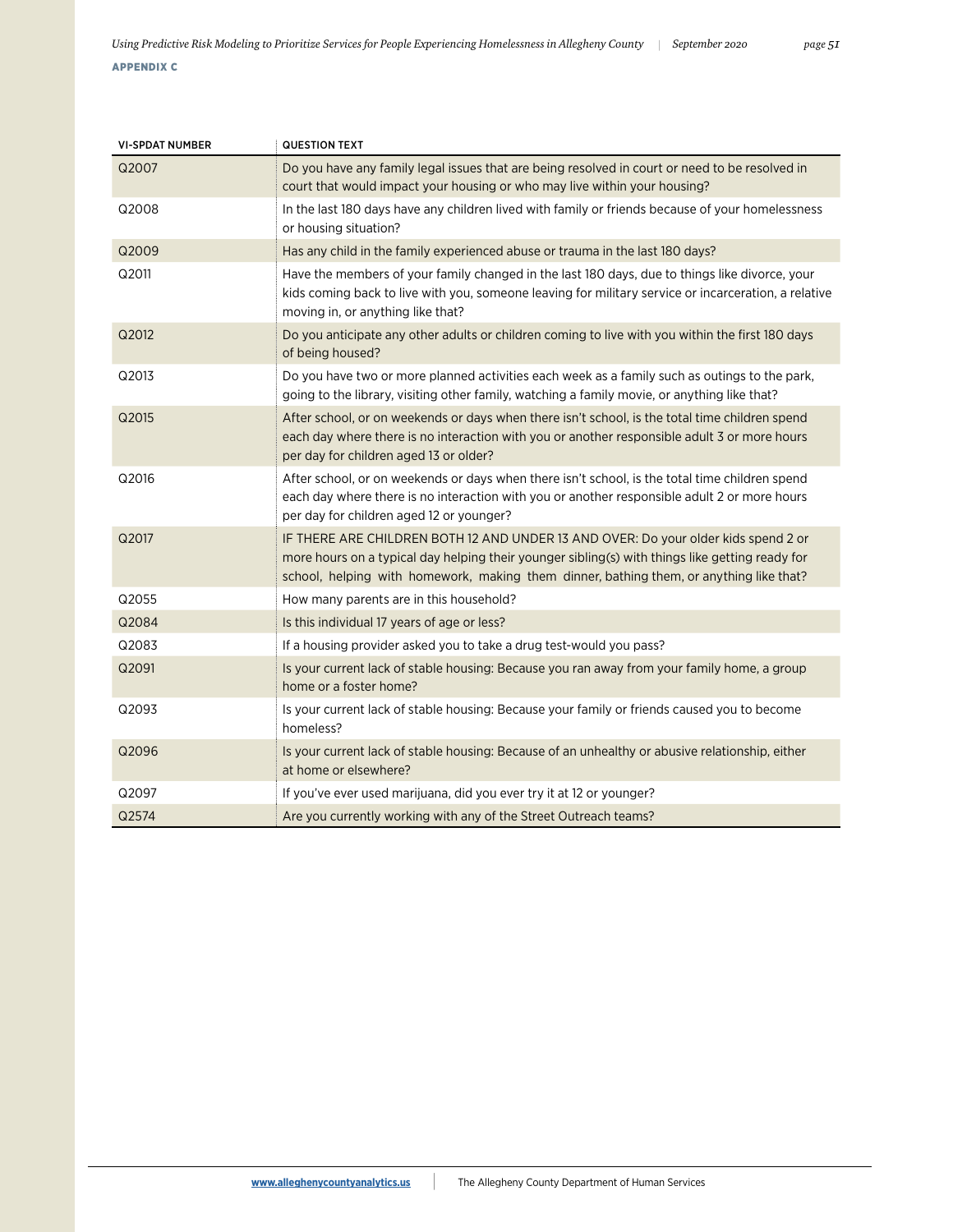APPENDIX C

| VI-SPDAT NUMBER | QUESTION TEXT |
| --- | --- |
| Q2007 | Do you have any family legal issues that are being resolved in court or need to be resolved in court that would impact your housing or who may live within your housing? |
| Q2008 | In the last 180 days have any children lived with family or friends because of your homelessness or housing situation? |
| Q2009 | Has any child in the family experienced abuse or trauma in the last 180 days? |
| Q2011 | Have the members of your family changed in the last 180 days, due to things like divorce, your kids coming back to live with you, someone leaving for military service or incarceration, a relative moving in, or anything like that? |
| Q2012 | Do you anticipate any other adults or children coming to live with you within the first 180 days of being housed? |
| Q2013 | Do you have two or more planned activities each week as a family such as outings to the park, going to the library, visiting other family, watching a family movie, or anything like that? |
| Q2015 | After school, or on weekends or days when there isn't school, is the total time children spend each day where there is no interaction with you or another responsible adult 3 or more hours per day for children aged 13 or older? |
| Q2016 | After school, or on weekends or days when there isn't school, is the total time children spend each day where there is no interaction with you or another responsible adult 2 or more hours per day for children aged 12 or younger? |
| Q2017 | IF THERE ARE CHILDREN BOTH 12 AND UNDER 13 AND OVER: Do your older kids spend 2 or more hours on a typical day helping their younger sibling(s) with things like getting ready for school, helping with homework, making them dinner, bathing them, or anything like that? |
| Q2055 | How many parents are in this household? |
| Q2084 | Is this individual 17 years of age or less? |
| Q2083 | If a housing provider asked you to take a drug test-would you pass? |
| Q2091 | Is your current lack of stable housing: Because you ran away from your family home, a group home or a foster home? |
| Q2093 | Is your current lack of stable housing: Because your family or friends caused you to become homeless? |
| Q2096 | Is your current lack of stable housing: Because of an unhealthy or abusive relationship, either at home or elsewhere? |
| Q2097 | If you've ever used marijuana, did you ever try it at 12 or younger? |
| Q2574 | Are you currently working with any of the Street Outreach teams? |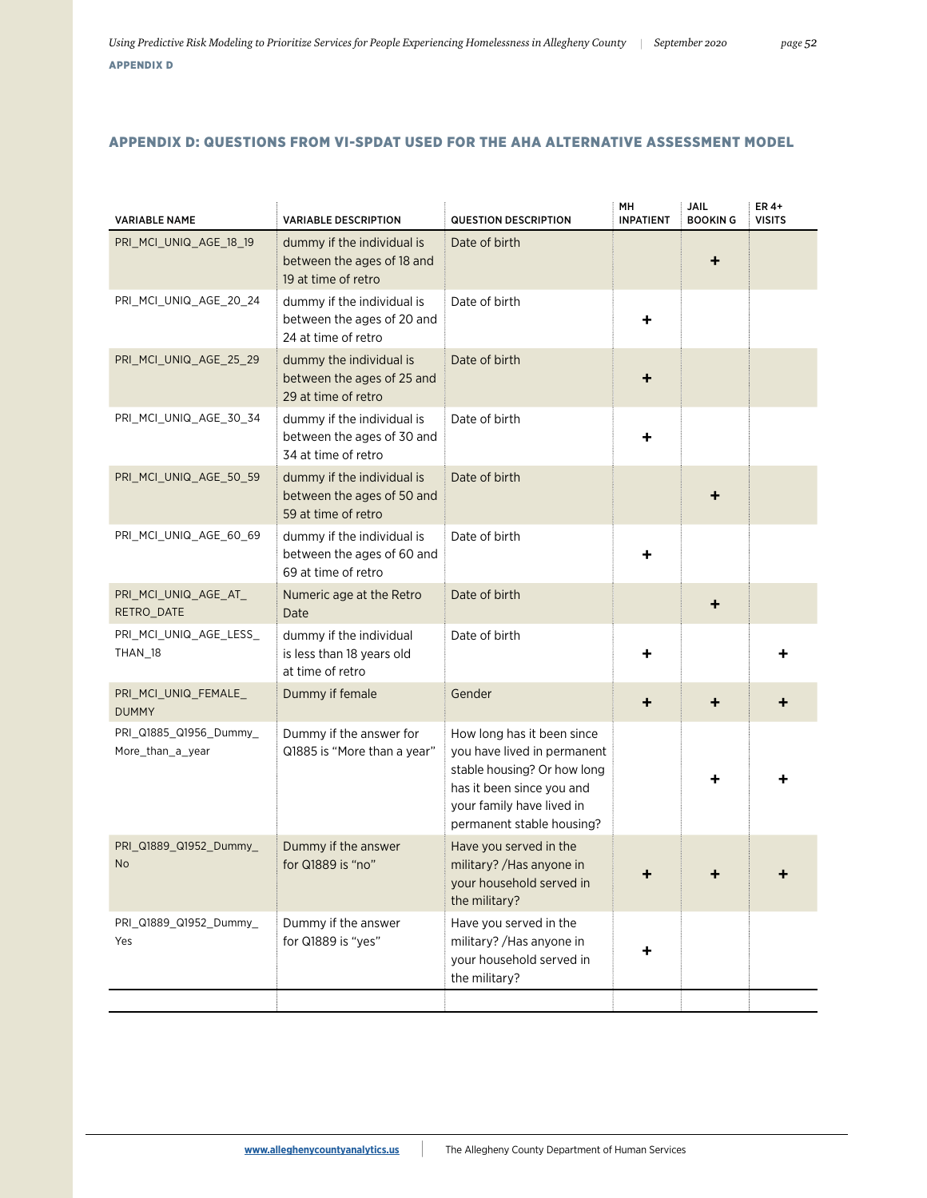## APPENDIX D: QUESTIONS FROM VI-SPDAT USED FOR THE AHA ALTERNATIVE ASSESSMENT MODEL

| VARIABLE NAME | VARIABLE DESCRIPTION | QUESTION DESCRIPTION | MH INPATIENT | JAIL BOOKIN G | ER 4+ VISITS |
|---|---|---|---|---|---|
| PRI_MCI_UNIQ_AGE_18_19 | dummy if the individual is between the ages of 18 and 19 at time of retro | Date of birth | | + | |
| PRI_MCI_UNIQ_AGE_20_24 | dummy if the individual is between the ages of 20 and 24 at time of retro | Date of birth | + | | |
| PRI_MCI_UNIQ_AGE_25_29 | dummy the individual is between the ages of 25 and 29 at time of retro | Date of birth | + | | |
| PRI_MCI_UNIQ_AGE_30_34 | dummy if the individual is between the ages of 30 and 34 at time of retro | Date of birth | + | | |
| PRI_MCI_UNIQ_AGE_50_59 | dummy if the individual is between the ages of 50 and 59 at time of retro | Date of birth | | + | |
| PRI_MCI_UNIQ_AGE_60_69 | dummy if the individual is between the ages of 60 and 69 at time of retro | Date of birth | + | | |
| PRI_MCI_UNIQ_AGE_AT_RETRO_DATE | Numeric age at the Retro Date | Date of birth | | + | |
| PRI_MCI_UNIQ_AGE_LESS_THAN_18 | dummy if the individual is less than 18 years old at time of retro | Date of birth | + | | + |
| PRI_MCI_UNIQ_FEMALE_DUMMY | Dummy if female | Gender | + | + | + |
| PRI_Q1885_Q1956_Dummy_More_than_a_year | Dummy if the answer for Q1885 is "More than a year" | How long has it been since you have lived in permanent stable housing? Or how long has it been since you and your family have lived in permanent stable housing? | | + | + |
| PRI_Q1889_Q1952_Dummy_No | Dummy if the answer for Q1889 is "no" | Have you served in the military? /Has anyone in your household served in the military? | + | + | + |
| PRI_Q1889_Q1952_Dummy_Yes | Dummy if the answer for Q1889 is "yes" | Have you served in the military? /Has anyone in your household served in the military? | + | | |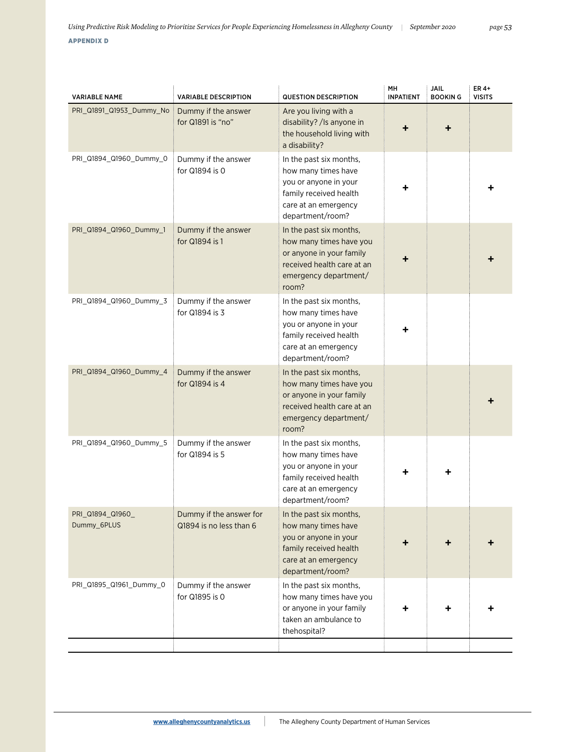**APPENDIX D**

| VARIABLE NAME | VARIABLE DESCRIPTION | QUESTION DESCRIPTION | MH INPATIENT | JAIL BOOKIN G | ER 4+ VISITS |
|---|---|---|---|---|---|
| PRI_Q1891_Q1953_Dummy_No | Dummy if the answer for Q1891 is "no" | Are you living with a disability? /Is anyone in the household living with a disability? | + | + | |
| PRI_Q1894_Q1960_Dummy_0 | Dummy if the answer for Q1894 is 0 | In the past six months, how many times have you or anyone in your family received health care at an emergency department/room? | + | | + |
| PRI_Q1894_Q1960_Dummy_1 | Dummy if the answer for Q1894 is 1 | In the past six months, how many times have you or anyone in your family received health care at an emergency department/ room? | + | | + |
| PRI_Q1894_Q1960_Dummy_3 | Dummy if the answer for Q1894 is 3 | In the past six months, how many times have you or anyone in your family received health care at an emergency department/room? | + | | |
| PRI_Q1894_Q1960_Dummy_4 | Dummy if the answer for Q1894 is 4 | In the past six months, how many times have you or anyone in your family received health care at an emergency department/ room? | | | + |
| PRI_Q1894_Q1960_Dummy_5 | Dummy if the answer for Q1894 is 5 | In the past six months, how many times have you or anyone in your family received health care at an emergency department/room? | + | + | |
| PRI_Q1894_Q1960_ Dummy_6PLUS | Dummy if the answer for Q1894 is no less than 6 | In the past six months, how many times have you or anyone in your family received health care at an emergency department/room? | + | + | + |
| PRI_Q1895_Q1961_Dummy_0 | Dummy if the answer for Q1895 is 0 | In the past six months, how many times have you or anyone in your family taken an ambulance to thehospital? | + | + | + |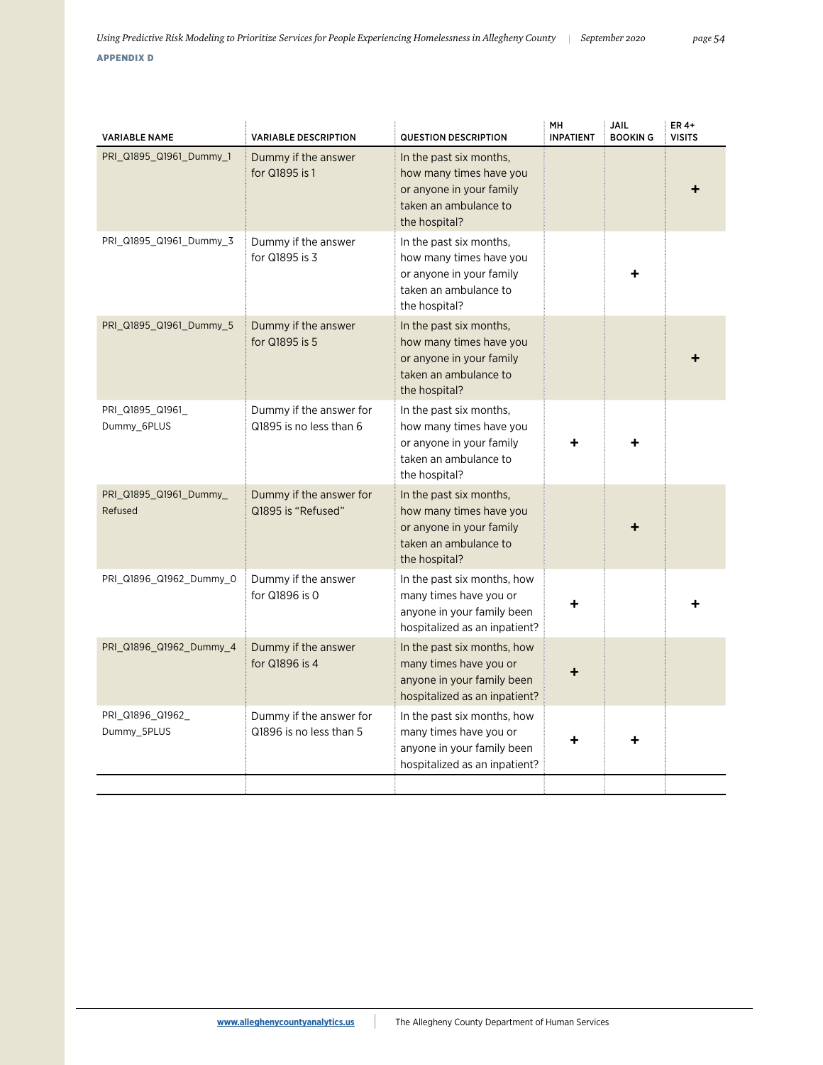**APPENDIX D**

| VARIABLE NAME | VARIABLE DESCRIPTION | QUESTION DESCRIPTION | MH INPATIENT | JAIL BOOKIN G | ER 4+ VISITS |
|---|---|---|---|---|---|
| PRI_Q1895_Q1961_Dummy_1 | Dummy if the answer for Q1895 is 1 | In the past six months, how many times have you or anyone in your family taken an ambulance to the hospital? | | | + |
| PRI_Q1895_Q1961_Dummy_3 | Dummy if the answer for Q1895 is 3 | In the past six months, how many times have you or anyone in your family taken an ambulance to the hospital? | | + | |
| PRI_Q1895_Q1961_Dummy_5 | Dummy if the answer for Q1895 is 5 | In the past six months, how many times have you or anyone in your family taken an ambulance to the hospital? | | | + |
| PRI_Q1895_Q1961_Dummy_6PLUS | Dummy if the answer for Q1895 is no less than 6 | In the past six months, how many times have you or anyone in your family taken an ambulance to the hospital? | + | + | |
| PRI_Q1895_Q1961_Dummy_Refused | Dummy if the answer for Q1895 is "Refused" | In the past six months, how many times have you or anyone in your family taken an ambulance to the hospital? | | + | |
| PRI_Q1896_Q1962_Dummy_0 | Dummy if the answer for Q1896 is 0 | In the past six months, how many times have you or anyone in your family been hospitalized as an inpatient? | + | | + |
| PRI_Q1896_Q1962_Dummy_4 | Dummy if the answer for Q1896 is 4 | In the past six months, how many times have you or anyone in your family been hospitalized as an inpatient? | + | | |
| PRI_Q1896_Q1962_Dummy_5PLUS | Dummy if the answer for Q1896 is no less than 5 | In the past six months, how many times have you or anyone in your family been hospitalized as an inpatient? | + | + | |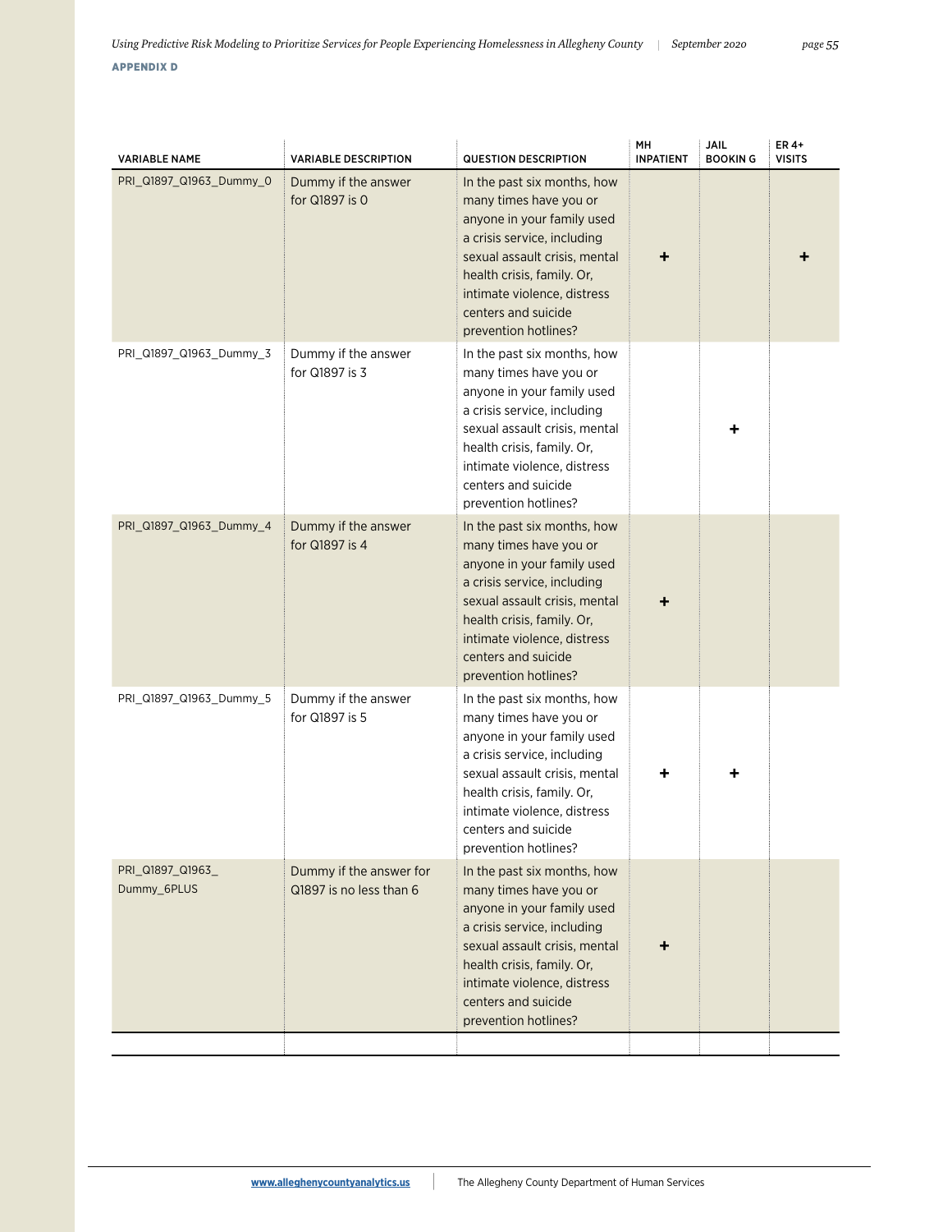**APPENDIX D**

| VARIABLE NAME | VARIABLE DESCRIPTION | QUESTION DESCRIPTION | MH INPATIENT | JAIL BOOKIN G | ER 4+ VISITS |
|---|---|---|---|---|---|
| PRI_Q1897_Q1963_Dummy_0 | Dummy if the answer for Q1897 is 0 | In the past six months, how many times have you or anyone in your family used a crisis service, including sexual assault crisis, mental health crisis, family. Or, intimate violence, distress centers and suicide prevention hotlines? | + | | + |
| PRI_Q1897_Q1963_Dummy_3 | Dummy if the answer for Q1897 is 3 | In the past six months, how many times have you or anyone in your family used a crisis service, including sexual assault crisis, mental health crisis, family. Or, intimate violence, distress centers and suicide prevention hotlines? | | + | |
| PRI_Q1897_Q1963_Dummy_4 | Dummy if the answer for Q1897 is 4 | In the past six months, how many times have you or anyone in your family used a crisis service, including sexual assault crisis, mental health crisis, family. Or, intimate violence, distress centers and suicide prevention hotlines? | + | | |
| PRI_Q1897_Q1963_Dummy_5 | Dummy if the answer for Q1897 is 5 | In the past six months, how many times have you or anyone in your family used a crisis service, including sexual assault crisis, mental health crisis, family. Or, intimate violence, distress centers and suicide prevention hotlines? | + | + | |
| PRI_Q1897_Q1963_Dummy_6PLUS | Dummy if the answer for Q1897 is no less than 6 | In the past six months, how many times have you or anyone in your family used a crisis service, including sexual assault crisis, mental health crisis, family. Or, intimate violence, distress centers and suicide prevention hotlines? | + | | |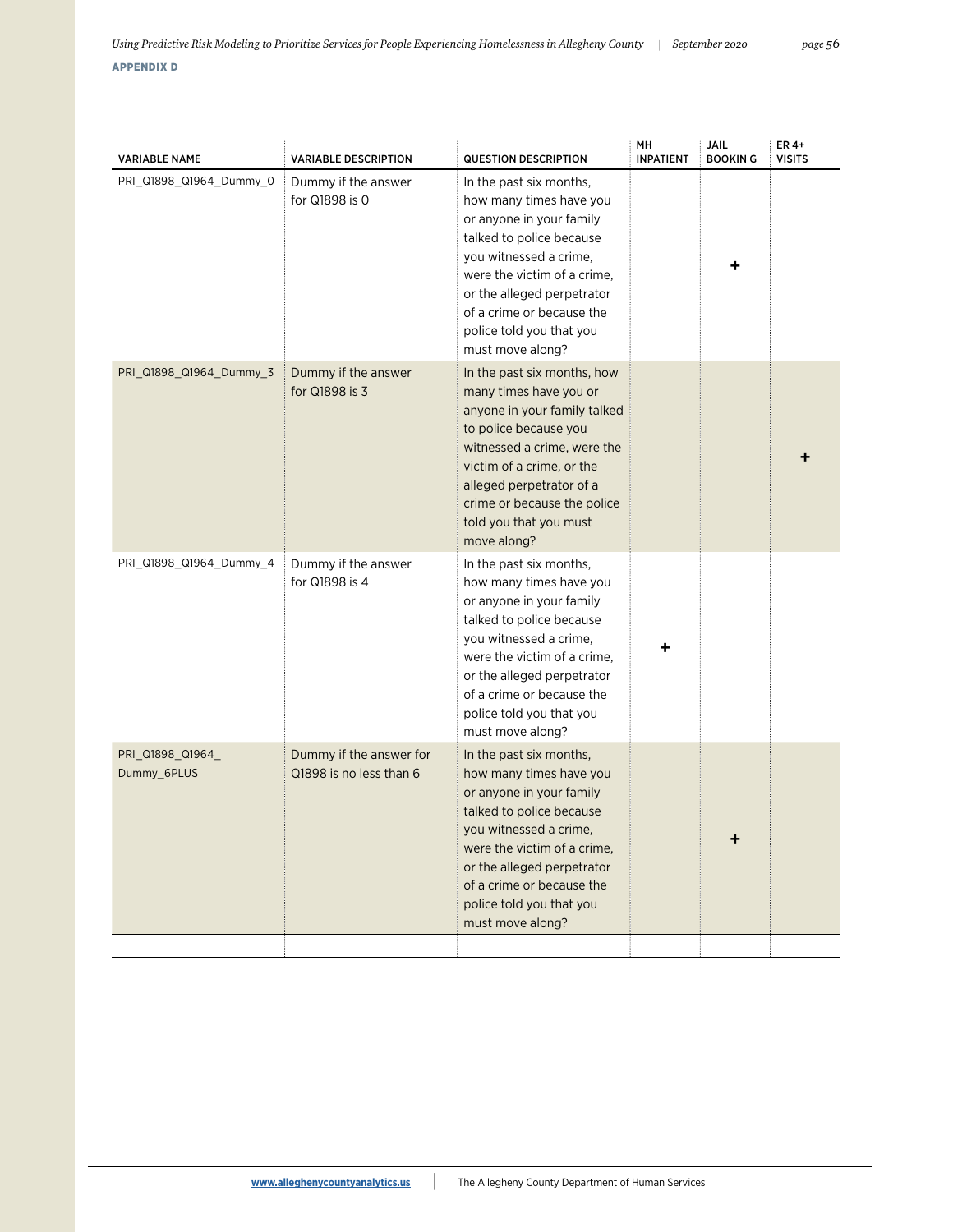**APPENDIX D**

| VARIABLE NAME | VARIABLE DESCRIPTION | QUESTION DESCRIPTION | MH INPATIENT | JAIL BOOKIN G | ER 4+ VISITS |
|---|---|---|---|---|---|
| PRI_Q1898_Q1964_Dummy_0 | Dummy if the answer for Q1898 is 0 | In the past six months, how many times have you or anyone in your family talked to police because you witnessed a crime, were the victim of a crime, or the alleged perpetrator of a crime or because the police told you that you must move along? | | + | |
| PRI_Q1898_Q1964_Dummy_3 | Dummy if the answer for Q1898 is 3 | In the past six months, how many times have you or anyone in your family talked to police because you witnessed a crime, were the victim of a crime, or the alleged perpetrator of a crime or because the police told you that you must move along? | | | + |
| PRI_Q1898_Q1964_Dummy_4 | Dummy if the answer for Q1898 is 4 | In the past six months, how many times have you or anyone in your family talked to police because you witnessed a crime, were the victim of a crime, or the alleged perpetrator of a crime or because the police told you that you must move along? | + | | |
| PRI_Q1898_Q1964_ Dummy_6PLUS | Dummy if the answer for Q1898 is no less than 6 | In the past six months, how many times have you or anyone in your family talked to police because you witnessed a crime, were the victim of a crime, or the alleged perpetrator of a crime or because the police told you that you must move along? | | + | |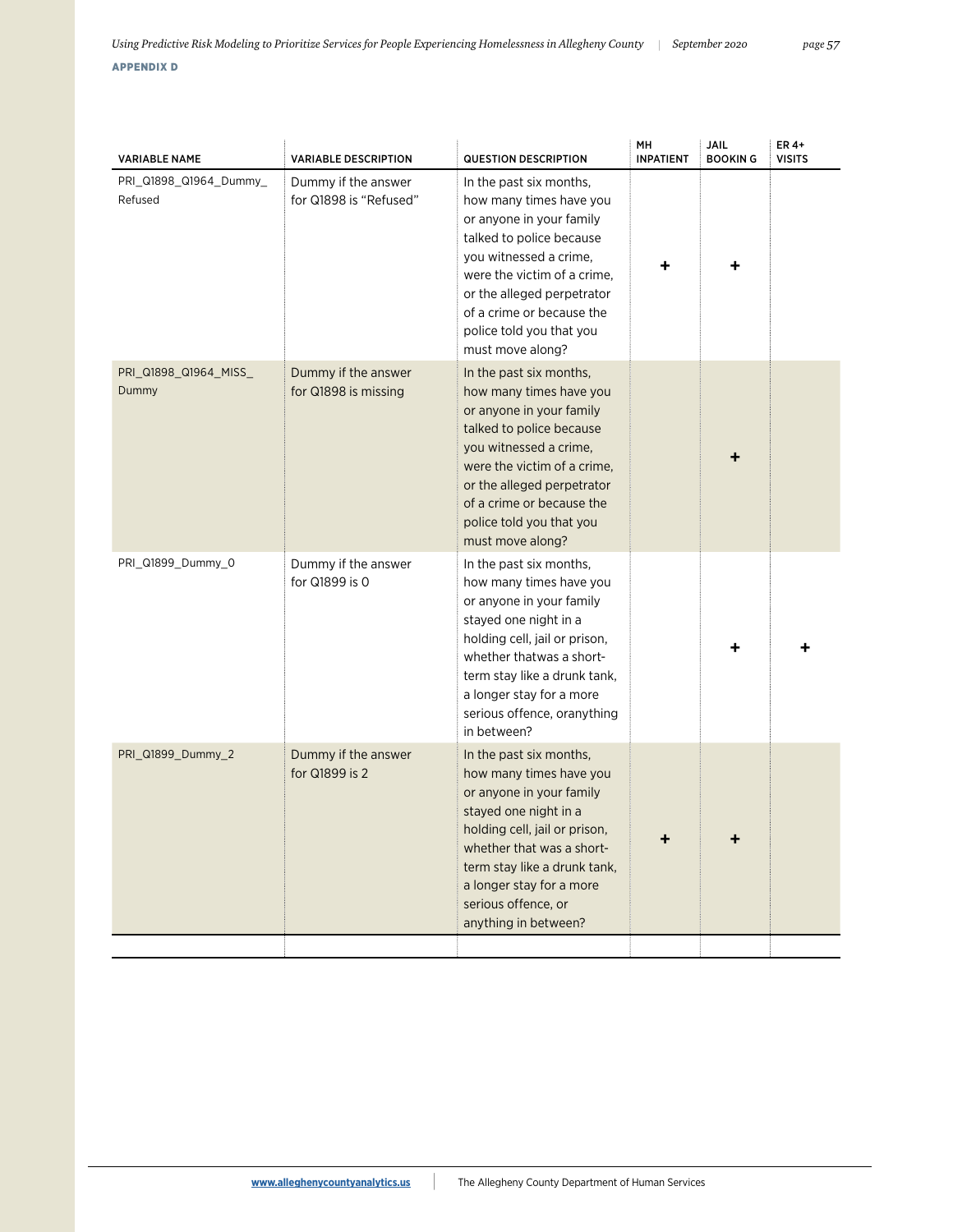**APPENDIX D**

| VARIABLE NAME | VARIABLE DESCRIPTION | QUESTION DESCRIPTION | MH INPATIENT | JAIL BOOKIN G | ER 4+ VISITS |
|---|---|---|---|---|---|
| PRI_Q1898_Q1964_Dummy_Refused | Dummy if the answer for Q1898 is "Refused" | In the past six months, how many times have you or anyone in your family talked to police because you witnessed a crime, were the victim of a crime, or the alleged perpetrator of a crime or because the police told you that you must move along? | + | + | |
| PRI_Q1898_Q1964_MISS_Dummy | Dummy if the answer for Q1898 is missing | In the past six months, how many times have you or anyone in your family talked to police because you witnessed a crime, were the victim of a crime, or the alleged perpetrator of a crime or because the police told you that you must move along? | | + | |
| PRI_Q1899_Dummy_0 | Dummy if the answer for Q1899 is 0 | In the past six months, how many times have you or anyone in your family stayed one night in a holding cell, jail or prison, whether thatwas a short-term stay like a drunk tank, a longer stay for a more serious offence, oranything in between? | | + | + |
| PRI_Q1899_Dummy_2 | Dummy if the answer for Q1899 is 2 | In the past six months, how many times have you or anyone in your family stayed one night in a holding cell, jail or prison, whether that was a short-term stay like a drunk tank, a longer stay for a more serious offence, or anything in between? | + | + | |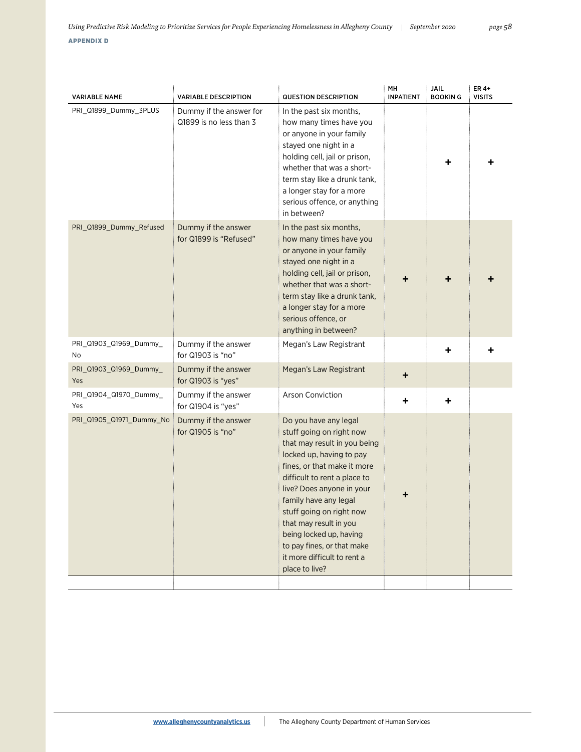**APPENDIX D**

| VARIABLE NAME | VARIABLE DESCRIPTION | QUESTION DESCRIPTION | MH INPATIENT | JAIL BOOKIN G | ER 4+ VISITS |
|---|---|---|---|---|---|
| PRI_Q1899_Dummy_3PLUS | Dummy if the answer for Q1899 is no less than 3 | In the past six months, how many times have you or anyone in your family stayed one night in a holding cell, jail or prison, whether that was a short-term stay like a drunk tank, a longer stay for a more serious offence, or anything in between? | | + | + |
| PRI_Q1899_Dummy_Refused | Dummy if the answer for Q1899 is "Refused" | In the past six months, how many times have you or anyone in your family stayed one night in a holding cell, jail or prison, whether that was a short-term stay like a drunk tank, a longer stay for a more serious offence, or anything in between? | + | + | + |
| PRI_Q1903_Q1969_Dummy_No | Dummy if the answer for Q1903 is "no" | Megan's Law Registrant | | + | + |
| PRI_Q1903_Q1969_Dummy_Yes | Dummy if the answer for Q1903 is "yes" | Megan's Law Registrant | + | | |
| PRI_Q1904_Q1970_Dummy_Yes | Dummy if the answer for Q1904 is "yes" | Arson Conviction | + | + | |
| PRI_Q1905_Q1971_Dummy_No | Dummy if the answer for Q1905 is "no" | Do you have any legal stuff going on right now that may result in you being locked up, having to pay fines, or that make it more difficult to rent a place to live? Does anyone in your family have any legal stuff going on right now that may result in you being locked up, having to pay fines, or that make it more difficult to rent a place to live? | + | | |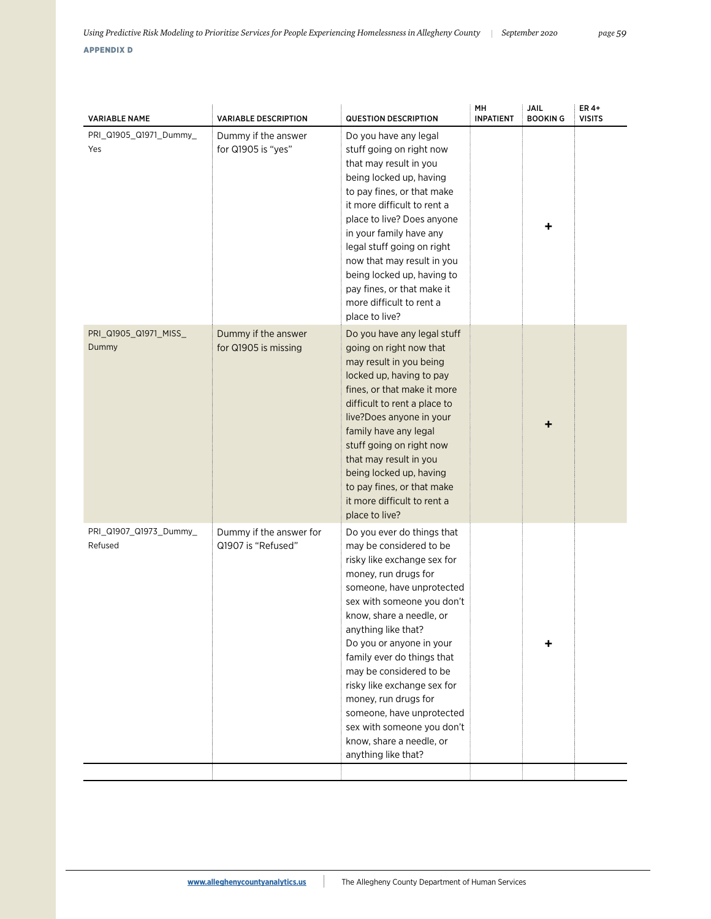**APPENDIX D**

| VARIABLE NAME | VARIABLE DESCRIPTION | QUESTION DESCRIPTION | MH INPATIENT | JAIL BOOKING | ER 4+ VISITS |
|---|---|---|---|---|---|
| PRI_Q1905_Q1971_Dummy_Yes | Dummy if the answer for Q1905 is "yes" | Do you have any legal stuff going on right now that may result in you being locked up, having to pay fines, or that make it more difficult to rent a place to live? Does anyone in your family have any legal stuff going on right now that may result in you being locked up, having to pay fines, or that make it more difficult to rent a place to live? | | + | |
| PRI_Q1905_Q1971_MISS_Dummy | Dummy if the answer for Q1905 is missing | Do you have any legal stuff going on right now that may result in you being locked up, having to pay fines, or that make it more difficult to rent a place to live?Does anyone in your family have any legal stuff going on right now that may result in you being locked up, having to pay fines, or that make it more difficult to rent a place to live? | | + | |
| PRI_Q1907_Q1973_Dummy_Refused | Dummy if the answer for Q1907 is "Refused" | Do you ever do things that may be considered to be risky like exchange sex for money, run drugs for someone, have unprotected sex with someone you don't know, share a needle, or anything like that? Do you or anyone in your family ever do things that may be considered to be risky like exchange sex for money, run drugs for someone, have unprotected sex with someone you don't know, share a needle, or anything like that? | | + | |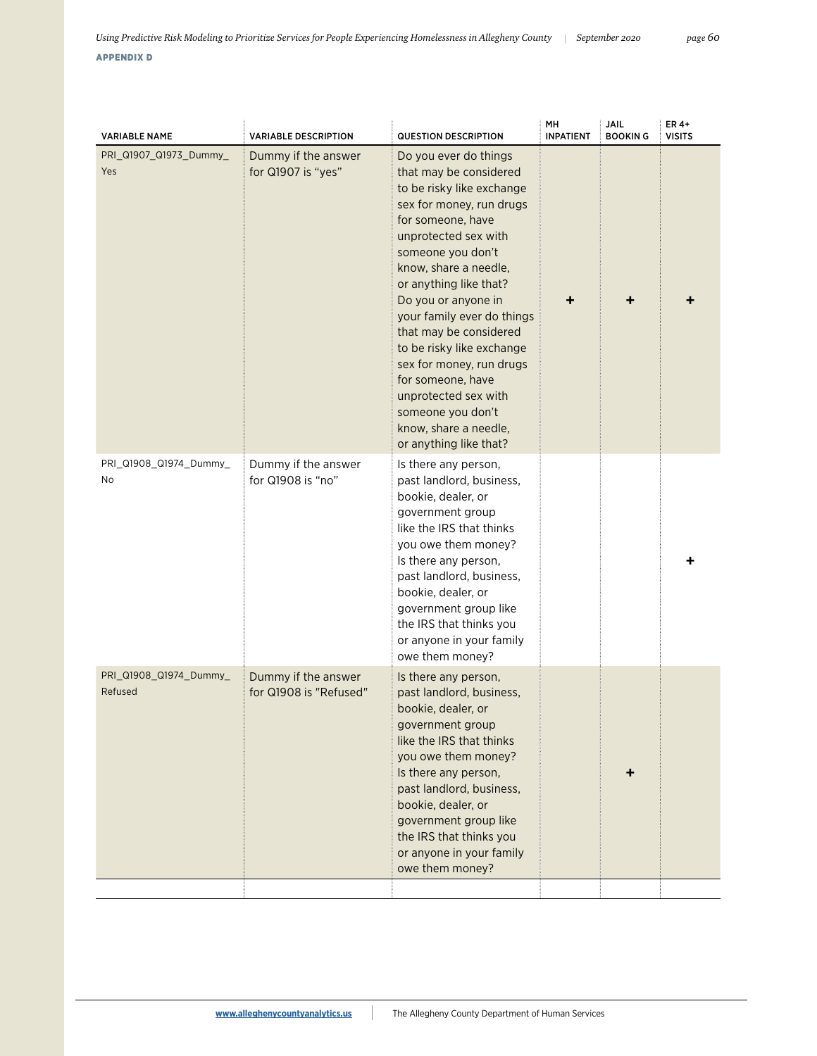**APPENDIX D**

| VARIABLE NAME | VARIABLE DESCRIPTION | QUESTION DESCRIPTION | MH INPATIENT | JAIL BOOKIN G | ER 4+ VISITS |
|---|---|---|---|---|---|
| PRI_Q1907_Q1973_Dummy_Yes | Dummy if the answer for Q1907 is "yes" | Do you ever do things that may be considered to be risky like exchange sex for money, run drugs for someone, have unprotected sex with someone you don't know, share a needle, or anything like that? Do you or anyone in your family ever do things that may be considered to be risky like exchange sex for money, run drugs for someone, have unprotected sex with someone you don't know, share a needle, or anything like that? | + | + | + |
| PRI_Q1908_Q1974_Dummy_No | Dummy if the answer for Q1908 is "no" | Is there any person, past landlord, business, bookie, dealer, or government group like the IRS that thinks you owe them money? Is there any person, past landlord, business, bookie, dealer, or government group like the IRS that thinks you or anyone in your family owe them money? | | | + |
| PRI_Q1908_Q1974_Dummy_Refused | Dummy if the answer for Q1908 is "Refused" | Is there any person, past landlord, business, bookie, dealer, or government group like the IRS that thinks you owe them money? Is there any person, past landlord, business, bookie, dealer, or government group like the IRS that thinks you or anyone in your family owe them money? | | + | |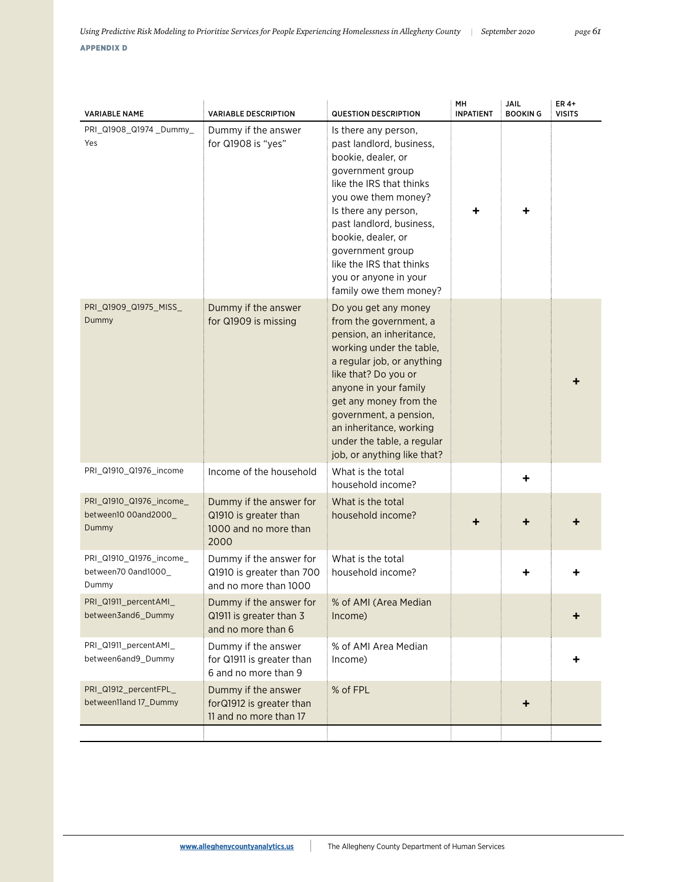**APPENDIX D**

| VARIABLE NAME | VARIABLE DESCRIPTION | QUESTION DESCRIPTION | MH INPATIENT | JAIL BOOKIN G | ER 4+ VISITS |
|---|---|---|---|---|---|
| PRI_Q1908_Q1974 _Dummy_ Yes | Dummy if the answer for Q1908 is "yes" | Is there any person, past landlord, business, bookie, dealer, or government group like the IRS that thinks you owe them money? Is there any person, past landlord, business, bookie, dealer, or government group like the IRS that thinks you or anyone in your family owe them money? | + | + | |
| PRI_Q1909_Q1975_MISS_ Dummy | Dummy if the answer for Q1909 is missing | Do you get any money from the government, a pension, an inheritance, working under the table, a regular job, or anything like that? Do you or anyone in your family get any money from the government, a pension, an inheritance, working under the table, a regular job, or anything like that? | | | + |
| PRI_Q1910_Q1976_income | Income of the household | What is the total household income? | | + | |
| PRI_Q1910_Q1976_income_ between10 00and2000_ Dummy | Dummy if the answer for Q1910 is greater than 1000 and no more than 2000 | What is the total household income? | + | + | + |
| PRI_Q1910_Q1976_income_ between70 0and1000_ Dummy | Dummy if the answer for Q1910 is greater than 700 and no more than 1000 | What is the total household income? | | + | + |
| PRI_Q1911_percentAMI_ between3and6_Dummy | Dummy if the answer for Q1911 is greater than 3 and no more than 6 | % of AMI (Area Median Income) | | | + |
| PRI_Q1911_percentAMI_ between6and9_Dummy | Dummy if the answer for Q1911 is greater than 6 and no more than 9 | % of AMI Area Median Income) | | | + |
| PRI_Q1912_percentFPL_ between11and 17_Dummy | Dummy if the answer forQ1912 is greater than 11 and no more than 17 | % of FPL | | + | |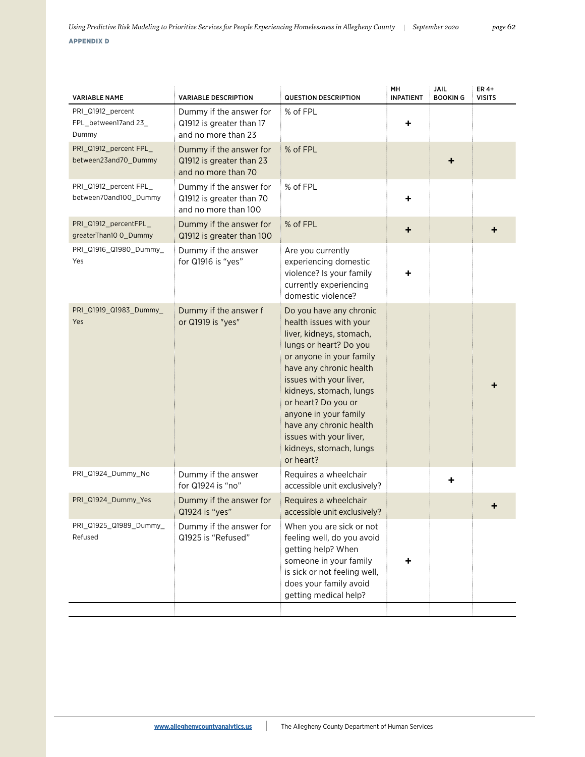**APPENDIX D**

| VARIABLE NAME | VARIABLE DESCRIPTION | QUESTION DESCRIPTION | MH INPATIENT | JAIL BOOKIN G | ER 4+ VISITS |
|---|---|---|---|---|---|
| PRI_Q1912_percent FPL_between17and 23_ Dummy | Dummy if the answer for Q1912 is greater than 17 and no more than 23 | % of FPL | + | | |
| PRI_Q1912_percent FPL_ between23and70_Dummy | Dummy if the answer for Q1912 is greater than 23 and no more than 70 | % of FPL | | + | |
| PRI_Q1912_percent FPL_ between70and100_Dummy | Dummy if the answer for Q1912 is greater than 70 and no more than 100 | % of FPL | + | | |
| PRI_Q1912_percentFPL_ greaterThan10 0_Dummy | Dummy if the answer for Q1912 is greater than 100 | % of FPL | + | | + |
| PRI_Q1916_Q1980_Dummy_ Yes | Dummy if the answer for Q1916 is "yes" | Are you currently experiencing domestic violence? Is your family currently experiencing domestic violence? | + | | |
| PRI_Q1919_Q1983_Dummy_ Yes | Dummy if the answer f or Q1919 is "yes" | Do you have any chronic health issues with your liver, kidneys, stomach, lungs or heart? Do you or anyone in your family have any chronic health issues with your liver, kidneys, stomach, lungs or heart? Do you or anyone in your family have any chronic health issues with your liver, kidneys, stomach, lungs or heart? | | | + |
| PRI_Q1924_Dummy_No | Dummy if the answer for Q1924 is "no" | Requires a wheelchair accessible unit exclusively? | | + | |
| PRI_Q1924_Dummy_Yes | Dummy if the answer for Q1924 is "yes" | Requires a wheelchair accessible unit exclusively? | | | + |
| PRI_Q1925_Q1989_Dummy_ Refused | Dummy if the answer for Q1925 is "Refused" | When you are sick or not feeling well, do you avoid getting help? When someone in your family is sick or not feeling well, does your family avoid getting medical help? | + | | |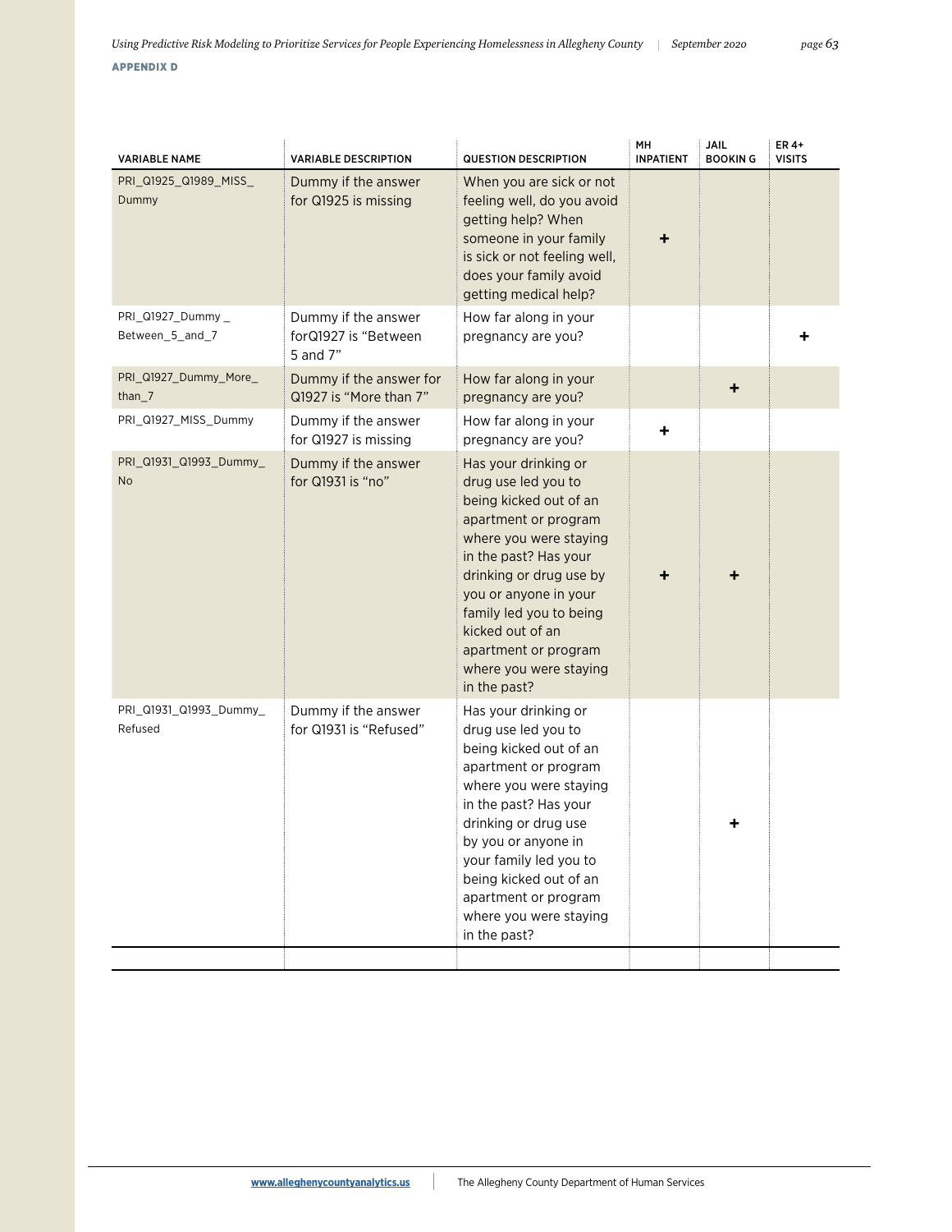**APPENDIX D**

| VARIABLE NAME | VARIABLE DESCRIPTION | QUESTION DESCRIPTION | MH INPATIENT | JAIL BOOKIN G | ER 4+ VISITS |
|---|---|---|---|---|---|
| PRI_Q1925_Q1989_MISS_Dummy | Dummy if the answer for Q1925 is missing | When you are sick or not feeling well, do you avoid getting help? When someone in your family is sick or not feeling well, does your family avoid getting medical help? | + | | |
| PRI_Q1927_Dummy _ Between_5_and_7 | Dummy if the answer forQ1927 is "Between 5 and 7" | How far along in your pregnancy are you? | | | + |
| PRI_Q1927_Dummy_More_than_7 | Dummy if the answer for Q1927 is "More than 7" | How far along in your pregnancy are you? | | + | |
| PRI_Q1927_MISS_Dummy | Dummy if the answer for Q1927 is missing | How far along in your pregnancy are you? | + | | |
| PRI_Q1931_Q1993_Dummy_No | Dummy if the answer for Q1931 is "no" | Has your drinking or drug use led you to being kicked out of an apartment or program where you were staying in the past? Has your drinking or drug use by you or anyone in your family led you to being kicked out of an apartment or program where you were staying in the past? | + | + | |
| PRI_Q1931_Q1993_Dummy_Refused | Dummy if the answer for Q1931 is "Refused" | Has your drinking or drug use led you to being kicked out of an apartment or program where you were staying in the past? Has your drinking or drug use by you or anyone in your family led you to being kicked out of an apartment or program where you were staying in the past? | | + | |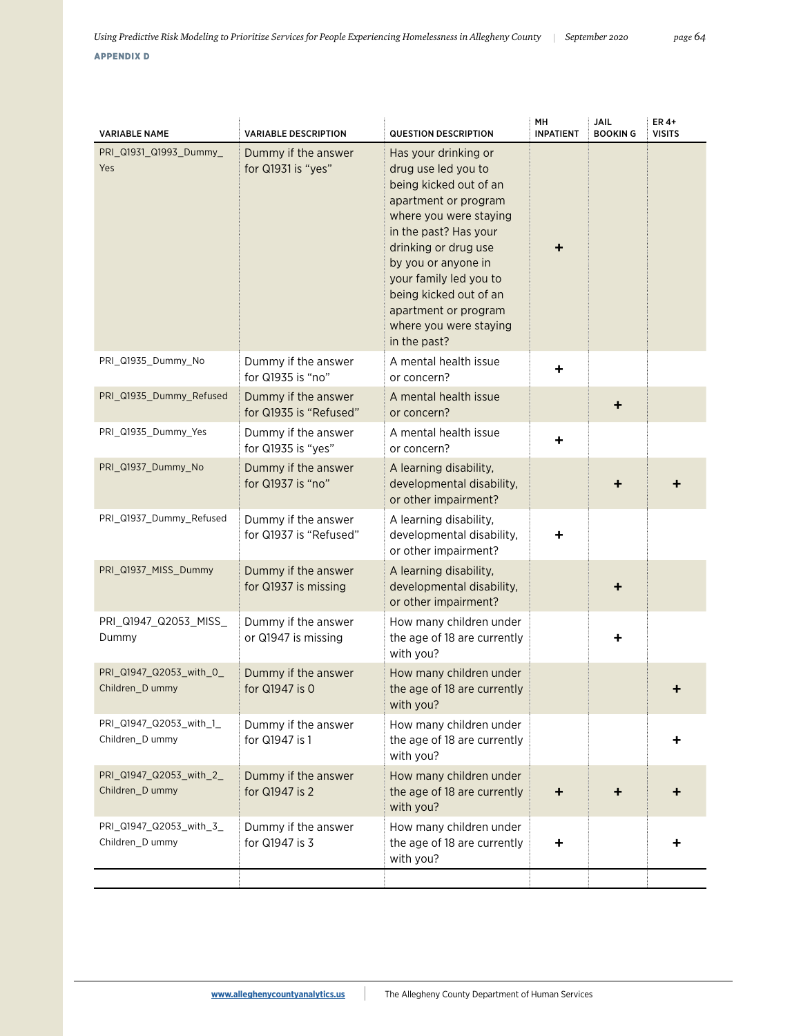**APPENDIX D**

| VARIABLE NAME | VARIABLE DESCRIPTION | QUESTION DESCRIPTION | MH INPATIENT | JAIL BOOKIN G | ER 4+ VISITS |
|---|---|---|---|---|---|
| PRI_Q1931_Q1993_Dummy_Yes | Dummy if the answer for Q1931 is "yes" | Has your drinking or drug use led you to being kicked out of an apartment or program where you were staying in the past? Has your drinking or drug use by you or anyone in your family led you to being kicked out of an apartment or program where you were staying in the past? | + | | |
| PRI_Q1935_Dummy_No | Dummy if the answer for Q1935 is "no" | A mental health issue or concern? | + | | |
| PRI_Q1935_Dummy_Refused | Dummy if the answer for Q1935 is "Refused" | A mental health issue or concern? | | + | |
| PRI_Q1935_Dummy_Yes | Dummy if the answer for Q1935 is "yes" | A mental health issue or concern? | + | | |
| PRI_Q1937_Dummy_No | Dummy if the answer for Q1937 is "no" | A learning disability, developmental disability, or other impairment? | | + | + |
| PRI_Q1937_Dummy_Refused | Dummy if the answer for Q1937 is "Refused" | A learning disability, developmental disability, or other impairment? | + | | |
| PRI_Q1937_MISS_Dummy | Dummy if the answer for Q1937 is missing | A learning disability, developmental disability, or other impairment? | | + | |
| PRI_Q1947_Q2053_MISS_Dummy | Dummy if the answer or Q1947 is missing | How many children under the age of 18 are currently with you? | | + | |
| PRI_Q1947_Q2053_with_0_Children_D ummy | Dummy if the answer for Q1947 is 0 | How many children under the age of 18 are currently with you? | | | + |
| PRI_Q1947_Q2053_with_1_Children_D ummy | Dummy if the answer for Q1947 is 1 | How many children under the age of 18 are currently with you? | | | + |
| PRI_Q1947_Q2053_with_2_Children_D ummy | Dummy if the answer for Q1947 is 2 | How many children under the age of 18 are currently with you? | + | + | + |
| PRI_Q1947_Q2053_with_3_Children_D ummy | Dummy if the answer for Q1947 is 3 | How many children under the age of 18 are currently with you? | + | | + |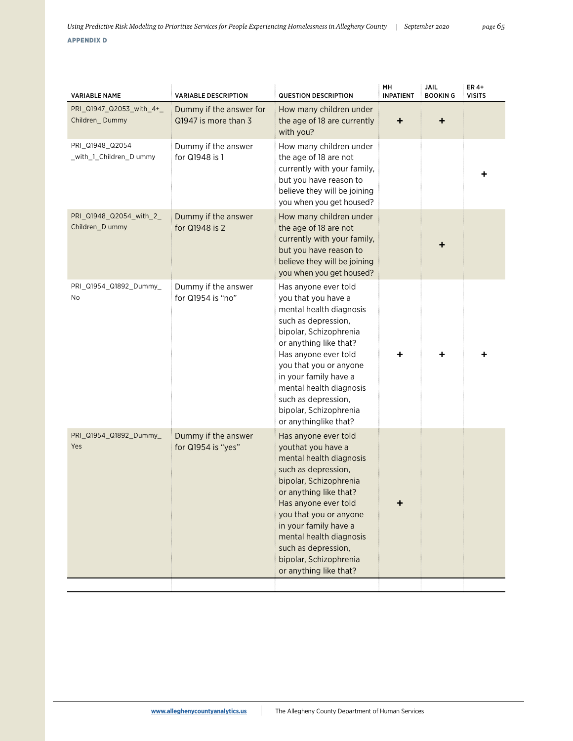**APPENDIX D**

| VARIABLE NAME | VARIABLE DESCRIPTION | QUESTION DESCRIPTION | MH INPATIENT | JAIL BOOKIN G | ER 4+ VISITS |
|---|---|---|---|---|---|
| PRI_Q1947_Q2053_with_4+_ Children_ Dummy | Dummy if the answer for Q1947 is more than 3 | How many children under the age of 18 are currently with you? | + | + | |
| PRI_Q1948_Q2054 _with_1_Children_D ummy | Dummy if the answer for Q1948 is 1 | How many children under the age of 18 are not currently with your family, but you have reason to believe they will be joining you when you get housed? | | | + |
| PRI_Q1948_Q2054_with_2_ Children_D ummy | Dummy if the answer for Q1948 is 2 | How many children under the age of 18 are not currently with your family, but you have reason to believe they will be joining you when you get housed? | | + | |
| PRI_Q1954_Q1892_Dummy_ No | Dummy if the answer for Q1954 is "no" | Has anyone ever told you that you have a mental health diagnosis such as depression, bipolar, Schizophrenia or anything like that? Has anyone ever told you that you or anyone in your family have a mental health diagnosis such as depression, bipolar, Schizophrenia or anythinglike that? | + | + | + |
| PRI_Q1954_Q1892_Dummy_ Yes | Dummy if the answer for Q1954 is "yes" | Has anyone ever told youthat you have a mental health diagnosis such as depression, bipolar, Schizophrenia or anything like that? Has anyone ever told you that you or anyone in your family have a mental health diagnosis such as depression, bipolar, Schizophrenia or anything like that? | + | | |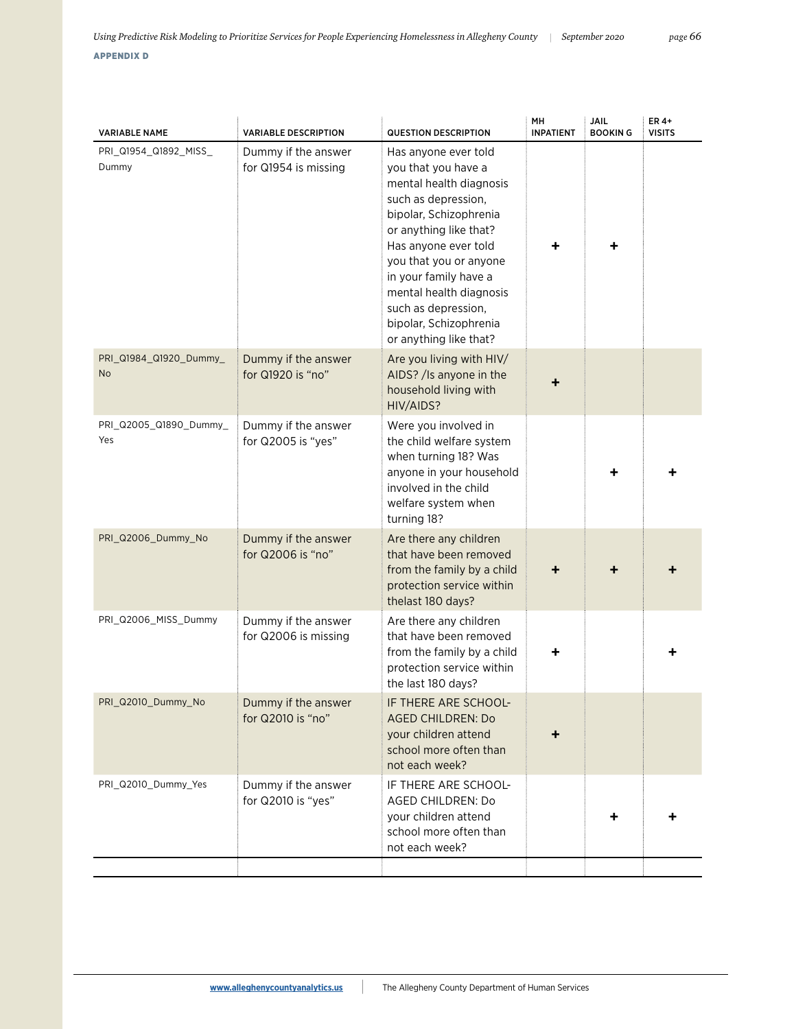**APPENDIX D**

| VARIABLE NAME | VARIABLE DESCRIPTION | QUESTION DESCRIPTION | MH INPATIENT | JAIL BOOKIN G | ER 4+ VISITS |
|---|---|---|---|---|---|
| PRI_Q1954_Q1892_MISS_Dummy | Dummy if the answer for Q1954 is missing | Has anyone ever told you that you have a mental health diagnosis such as depression, bipolar, Schizophrenia or anything like that? Has anyone ever told you that you or anyone in your family have a mental health diagnosis such as depression, bipolar, Schizophrenia or anything like that? | + | + | |
| PRI_Q1984_Q1920_Dummy_No | Dummy if the answer for Q1920 is "no" | Are you living with HIV/AIDS? /Is anyone in the household living with HIV/AIDS? | + | | |
| PRI_Q2005_Q1890_Dummy_Yes | Dummy if the answer for Q2005 is "yes" | Were you involved in the child welfare system when turning 18? Was anyone in your household involved in the child welfare system when turning 18? | | + | + |
| PRI_Q2006_Dummy_No | Dummy if the answer for Q2006 is "no" | Are there any children that have been removed from the family by a child protection service within thelast 180 days? | + | + | + |
| PRI_Q2006_MISS_Dummy | Dummy if the answer for Q2006 is missing | Are there any children that have been removed from the family by a child protection service within the last 180 days? | + | | + |
| PRI_Q2010_Dummy_No | Dummy if the answer for Q2010 is "no" | IF THERE ARE SCHOOL-AGED CHILDREN: Do your children attend school more often than not each week? | + | | |
| PRI_Q2010_Dummy_Yes | Dummy if the answer for Q2010 is "yes" | IF THERE ARE SCHOOL-AGED CHILDREN: Do your children attend school more often than not each week? | | + | + |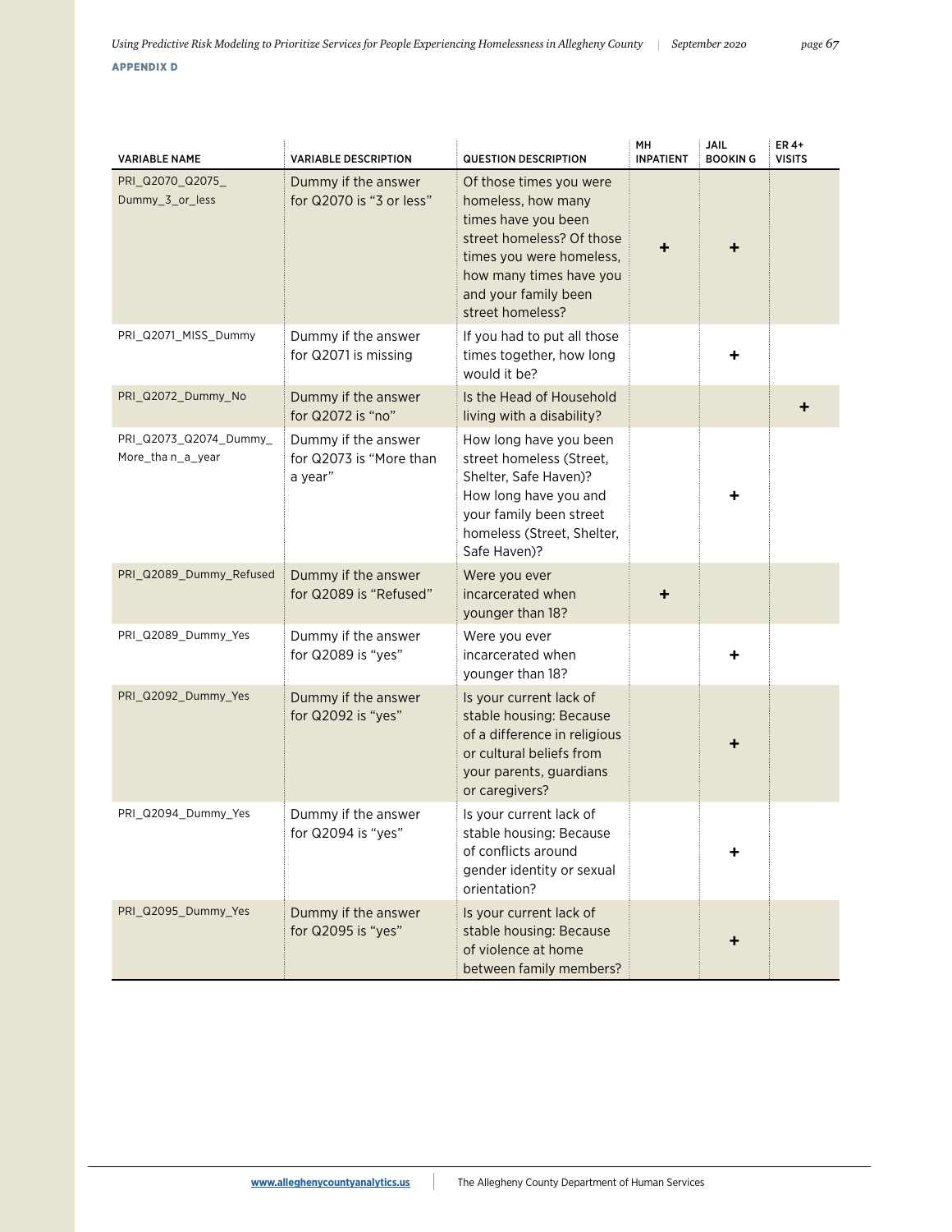**APPENDIX D**

| VARIABLE NAME | VARIABLE DESCRIPTION | QUESTION DESCRIPTION | MH INPATIENT | JAIL BOOKIN G | ER 4+ VISITS |
|---|---|---|---|---|---|
| PRI_Q2070_Q2075_ Dummy_3_or_less | Dummy if the answer for Q2070 is "3 or less" | Of those times you were homeless, how many times have you been street homeless? Of those times you were homeless, how many times have you and your family been street homeless? | + | + | |
| PRI_Q2071_MISS_Dummy | Dummy if the answer for Q2071 is missing | If you had to put all those times together, how long would it be? | | + | |
| PRI_Q2072_Dummy_No | Dummy if the answer for Q2072 is "no" | Is the Head of Household living with a disability? | | | + |
| PRI_Q2073_Q2074_Dummy_ More_tha n_a_year | Dummy if the answer for Q2073 is "More than a year" | How long have you been street homeless (Street, Shelter, Safe Haven)? How long have you and your family been street homeless (Street, Shelter, Safe Haven)? | | + | |
| PRI_Q2089_Dummy_Refused | Dummy if the answer for Q2089 is "Refused" | Were you ever incarcerated when younger than 18? | + | | |
| PRI_Q2089_Dummy_Yes | Dummy if the answer for Q2089 is "yes" | Were you ever incarcerated when younger than 18? | | + | |
| PRI_Q2092_Dummy_Yes | Dummy if the answer for Q2092 is "yes" | Is your current lack of stable housing: Because of a difference in religious or cultural beliefs from your parents, guardians or caregivers? | | + | |
| PRI_Q2094_Dummy_Yes | Dummy if the answer for Q2094 is "yes" | Is your current lack of stable housing: Because of conflicts around gender identity or sexual orientation? | | + | |
| PRI_Q2095_Dummy_Yes | Dummy if the answer for Q2095 is "yes" | Is your current lack of stable housing: Because of violence at home between family members? | | + | |